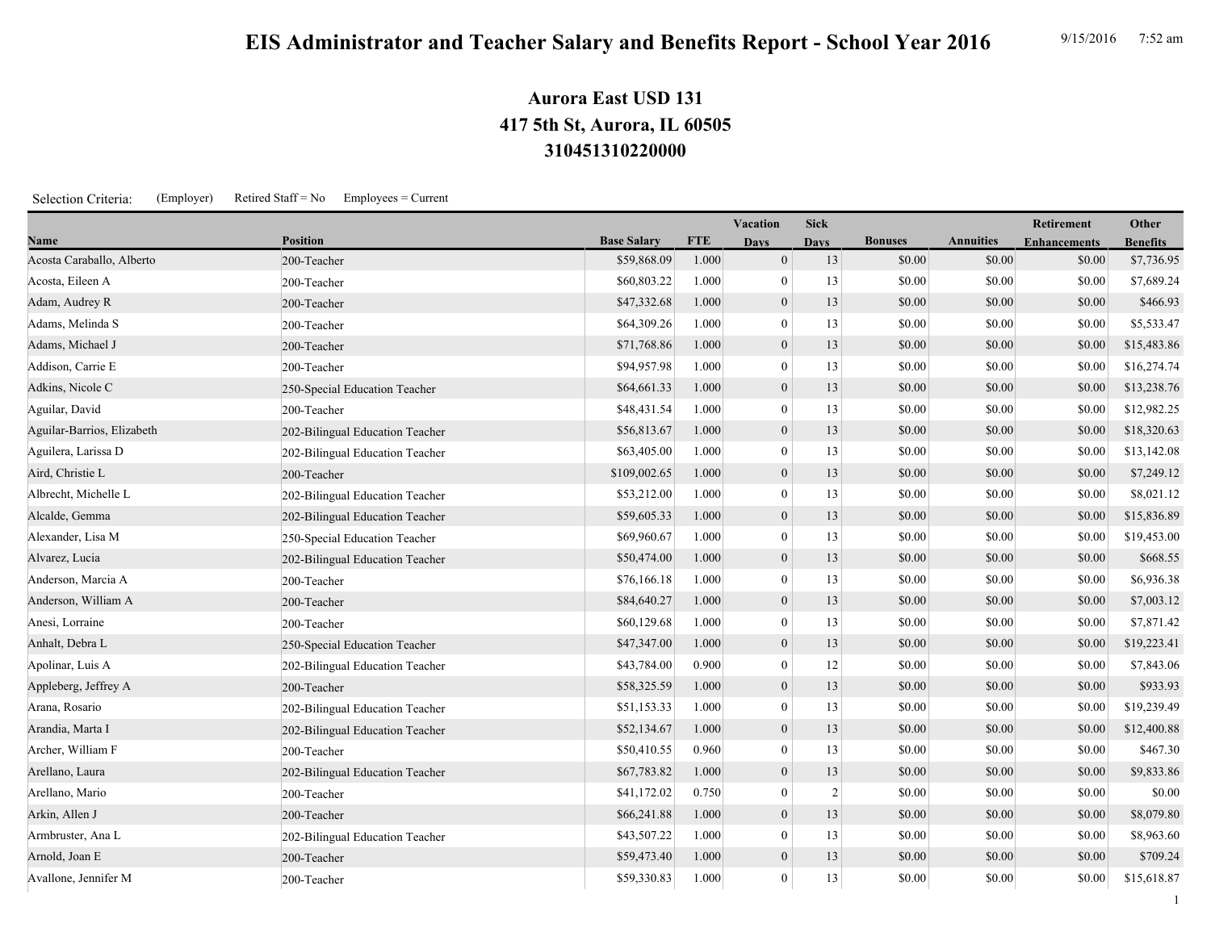# EIS Administrator and Teacher Salary and Benefits Report - School Year 2016

9/15/2016 7:52 am

## Aurora East USD 131
## 417 5th St, Aurora, IL 60505
## 310451310220000

Selection Criteria: (Employer) Retired Staff = No Employees = Current

| Name | Position | Base Salary | FTE | Vacation Days | Sick Days | Bonuses | Annuities | Retirement Enhancements | Other Benefits |
|---|---|---|---|---|---|---|---|---|---|
| Acosta Caraballo, Alberto | 200-Teacher | $59,868.09 | 1.000 | 0 | 13 | $0.00 | $0.00 | $0.00 | $7,736.95 |
| Acosta, Eileen A | 200-Teacher | $60,803.22 | 1.000 | 0 | 13 | $0.00 | $0.00 | $0.00 | $7,689.24 |
| Adam, Audrey R | 200-Teacher | $47,332.68 | 1.000 | 0 | 13 | $0.00 | $0.00 | $0.00 | $466.93 |
| Adams, Melinda S | 200-Teacher | $64,309.26 | 1.000 | 0 | 13 | $0.00 | $0.00 | $0.00 | $5,533.47 |
| Adams, Michael J | 200-Teacher | $71,768.86 | 1.000 | 0 | 13 | $0.00 | $0.00 | $0.00 | $15,483.86 |
| Addison, Carrie E | 200-Teacher | $94,957.98 | 1.000 | 0 | 13 | $0.00 | $0.00 | $0.00 | $16,274.74 |
| Adkins, Nicole C | 250-Special Education Teacher | $64,661.33 | 1.000 | 0 | 13 | $0.00 | $0.00 | $0.00 | $13,238.76 |
| Aguilar, David | 200-Teacher | $48,431.54 | 1.000 | 0 | 13 | $0.00 | $0.00 | $0.00 | $12,982.25 |
| Aguilar-Barrios, Elizabeth | 202-Bilingual Education Teacher | $56,813.67 | 1.000 | 0 | 13 | $0.00 | $0.00 | $0.00 | $18,320.63 |
| Aguilera, Larissa D | 202-Bilingual Education Teacher | $63,405.00 | 1.000 | 0 | 13 | $0.00 | $0.00 | $0.00 | $13,142.08 |
| Aird, Christie L | 200-Teacher | $109,002.65 | 1.000 | 0 | 13 | $0.00 | $0.00 | $0.00 | $7,249.12 |
| Albrecht, Michelle L | 202-Bilingual Education Teacher | $53,212.00 | 1.000 | 0 | 13 | $0.00 | $0.00 | $0.00 | $8,021.12 |
| Alcalde, Gemma | 202-Bilingual Education Teacher | $59,605.33 | 1.000 | 0 | 13 | $0.00 | $0.00 | $0.00 | $15,836.89 |
| Alexander, Lisa M | 250-Special Education Teacher | $69,960.67 | 1.000 | 0 | 13 | $0.00 | $0.00 | $0.00 | $19,453.00 |
| Alvarez, Lucia | 202-Bilingual Education Teacher | $50,474.00 | 1.000 | 0 | 13 | $0.00 | $0.00 | $0.00 | $668.55 |
| Anderson, Marcia A | 200-Teacher | $76,166.18 | 1.000 | 0 | 13 | $0.00 | $0.00 | $0.00 | $6,936.38 |
| Anderson, William A | 200-Teacher | $84,640.27 | 1.000 | 0 | 13 | $0.00 | $0.00 | $0.00 | $7,003.12 |
| Anesi, Lorraine | 200-Teacher | $60,129.68 | 1.000 | 0 | 13 | $0.00 | $0.00 | $0.00 | $7,871.42 |
| Anhalt, Debra L | 250-Special Education Teacher | $47,347.00 | 1.000 | 0 | 13 | $0.00 | $0.00 | $0.00 | $19,223.41 |
| Apolinar, Luis A | 202-Bilingual Education Teacher | $43,784.00 | 0.900 | 0 | 12 | $0.00 | $0.00 | $0.00 | $7,843.06 |
| Appleberg, Jeffrey A | 200-Teacher | $58,325.59 | 1.000 | 0 | 13 | $0.00 | $0.00 | $0.00 | $933.93 |
| Arana, Rosario | 202-Bilingual Education Teacher | $51,153.33 | 1.000 | 0 | 13 | $0.00 | $0.00 | $0.00 | $19,239.49 |
| Arandia, Marta I | 202-Bilingual Education Teacher | $52,134.67 | 1.000 | 0 | 13 | $0.00 | $0.00 | $0.00 | $12,400.88 |
| Archer, William F | 200-Teacher | $50,410.55 | 0.960 | 0 | 13 | $0.00 | $0.00 | $0.00 | $467.30 |
| Arellano, Laura | 202-Bilingual Education Teacher | $67,783.82 | 1.000 | 0 | 13 | $0.00 | $0.00 | $0.00 | $9,833.86 |
| Arellano, Mario | 200-Teacher | $41,172.02 | 0.750 | 0 | 2 | $0.00 | $0.00 | $0.00 | $0.00 |
| Arkin, Allen J | 200-Teacher | $66,241.88 | 1.000 | 0 | 13 | $0.00 | $0.00 | $0.00 | $8,079.80 |
| Armbruster, Ana L | 202-Bilingual Education Teacher | $43,507.22 | 1.000 | 0 | 13 | $0.00 | $0.00 | $0.00 | $8,963.60 |
| Arnold, Joan E | 200-Teacher | $59,473.40 | 1.000 | 0 | 13 | $0.00 | $0.00 | $0.00 | $709.24 |
| Avallone, Jennifer M | 200-Teacher | $59,330.83 | 1.000 | 0 | 13 | $0.00 | $0.00 | $0.00 | $15,618.87 |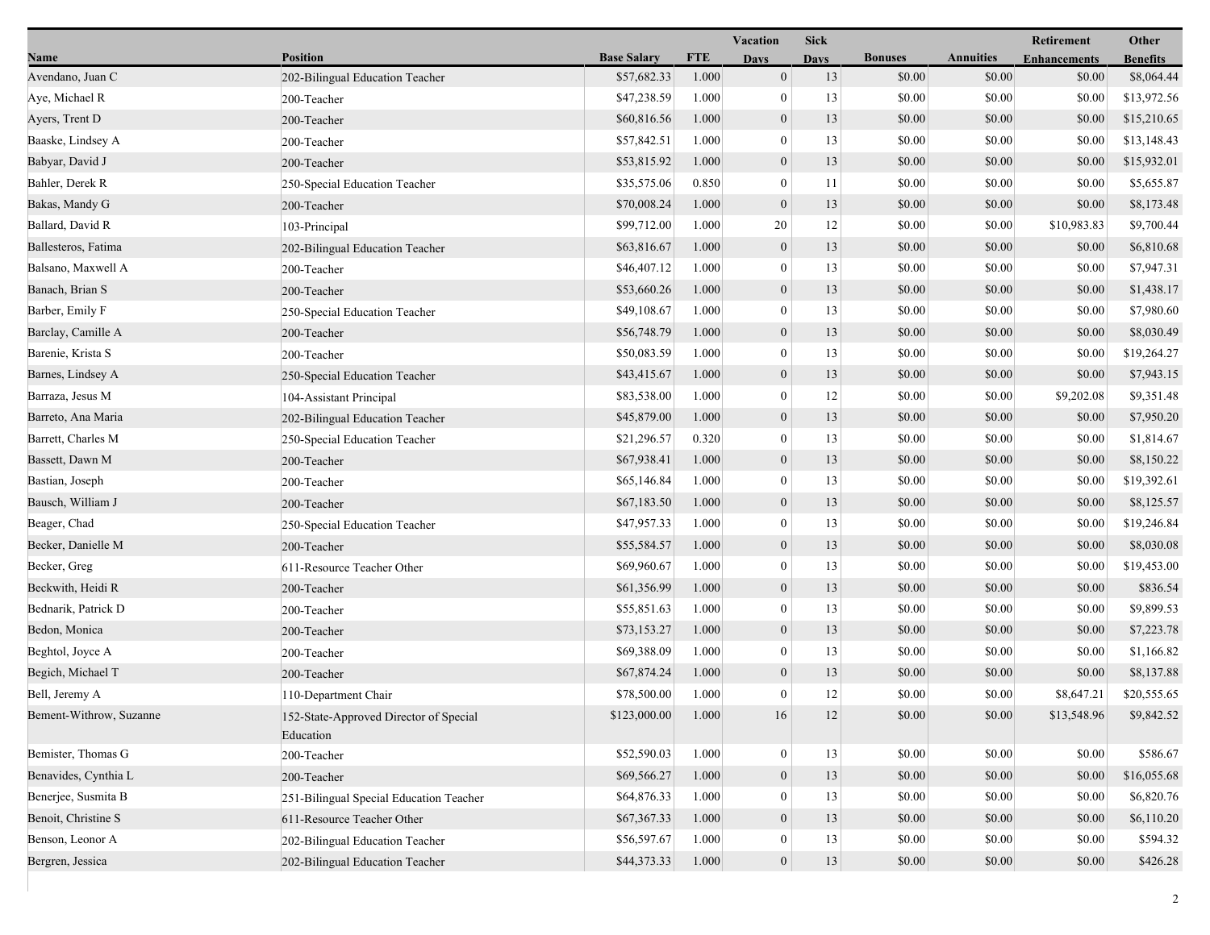| Name | Position | Base Salary | FTE | Vacation Days | Sick Days | Bonuses | Annuities | Retirement Enhancements | Other Benefits |
|---|---|---|---|---|---|---|---|---|---|
| Avendano, Juan C | 202-Bilingual Education Teacher | $57,682.33 | 1.000 | 0 | 13 | $0.00 | $0.00 | $0.00 | $8,064.44 |
| Aye, Michael R | 200-Teacher | $47,238.59 | 1.000 | 0 | 13 | $0.00 | $0.00 | $0.00 | $13,972.56 |
| Ayers, Trent D | 200-Teacher | $60,816.56 | 1.000 | 0 | 13 | $0.00 | $0.00 | $0.00 | $15,210.65 |
| Baaske, Lindsey A | 200-Teacher | $57,842.51 | 1.000 | 0 | 13 | $0.00 | $0.00 | $0.00 | $13,148.43 |
| Babyar, David J | 200-Teacher | $53,815.92 | 1.000 | 0 | 13 | $0.00 | $0.00 | $0.00 | $15,932.01 |
| Bahler, Derek R | 250-Special Education Teacher | $35,575.06 | 0.850 | 0 | 11 | $0.00 | $0.00 | $0.00 | $5,655.87 |
| Bakas, Mandy G | 200-Teacher | $70,008.24 | 1.000 | 0 | 13 | $0.00 | $0.00 | $0.00 | $8,173.48 |
| Ballard, David R | 103-Principal | $99,712.00 | 1.000 | 20 | 12 | $0.00 | $0.00 | $10,983.83 | $9,700.44 |
| Ballesteros, Fatima | 202-Bilingual Education Teacher | $63,816.67 | 1.000 | 0 | 13 | $0.00 | $0.00 | $0.00 | $6,810.68 |
| Balsano, Maxwell A | 200-Teacher | $46,407.12 | 1.000 | 0 | 13 | $0.00 | $0.00 | $0.00 | $7,947.31 |
| Banach, Brian S | 200-Teacher | $53,660.26 | 1.000 | 0 | 13 | $0.00 | $0.00 | $0.00 | $1,438.17 |
| Barber, Emily F | 250-Special Education Teacher | $49,108.67 | 1.000 | 0 | 13 | $0.00 | $0.00 | $0.00 | $7,980.60 |
| Barclay, Camille A | 200-Teacher | $56,748.79 | 1.000 | 0 | 13 | $0.00 | $0.00 | $0.00 | $8,030.49 |
| Barenie, Krista S | 200-Teacher | $50,083.59 | 1.000 | 0 | 13 | $0.00 | $0.00 | $0.00 | $19,264.27 |
| Barnes, Lindsey A | 250-Special Education Teacher | $43,415.67 | 1.000 | 0 | 13 | $0.00 | $0.00 | $0.00 | $7,943.15 |
| Barraza, Jesus M | 104-Assistant Principal | $83,538.00 | 1.000 | 0 | 12 | $0.00 | $0.00 | $9,202.08 | $9,351.48 |
| Barreto, Ana Maria | 202-Bilingual Education Teacher | $45,879.00 | 1.000 | 0 | 13 | $0.00 | $0.00 | $0.00 | $7,950.20 |
| Barrett, Charles M | 250-Special Education Teacher | $21,296.57 | 0.320 | 0 | 13 | $0.00 | $0.00 | $0.00 | $1,814.67 |
| Bassett, Dawn M | 200-Teacher | $67,938.41 | 1.000 | 0 | 13 | $0.00 | $0.00 | $0.00 | $8,150.22 |
| Bastian, Joseph | 200-Teacher | $65,146.84 | 1.000 | 0 | 13 | $0.00 | $0.00 | $0.00 | $19,392.61 |
| Bausch, William J | 200-Teacher | $67,183.50 | 1.000 | 0 | 13 | $0.00 | $0.00 | $0.00 | $8,125.57 |
| Beager, Chad | 250-Special Education Teacher | $47,957.33 | 1.000 | 0 | 13 | $0.00 | $0.00 | $0.00 | $19,246.84 |
| Becker, Danielle M | 200-Teacher | $55,584.57 | 1.000 | 0 | 13 | $0.00 | $0.00 | $0.00 | $8,030.08 |
| Becker, Greg | 611-Resource Teacher Other | $69,960.67 | 1.000 | 0 | 13 | $0.00 | $0.00 | $0.00 | $19,453.00 |
| Beckwith, Heidi R | 200-Teacher | $61,356.99 | 1.000 | 0 | 13 | $0.00 | $0.00 | $0.00 | $836.54 |
| Bednarik, Patrick D | 200-Teacher | $55,851.63 | 1.000 | 0 | 13 | $0.00 | $0.00 | $0.00 | $9,899.53 |
| Bedon, Monica | 200-Teacher | $73,153.27 | 1.000 | 0 | 13 | $0.00 | $0.00 | $0.00 | $7,223.78 |
| Beghtol, Joyce A | 200-Teacher | $69,388.09 | 1.000 | 0 | 13 | $0.00 | $0.00 | $0.00 | $1,166.82 |
| Begich, Michael T | 200-Teacher | $67,874.24 | 1.000 | 0 | 13 | $0.00 | $0.00 | $0.00 | $8,137.88 |
| Bell, Jeremy A | 110-Department Chair | $78,500.00 | 1.000 | 0 | 12 | $0.00 | $0.00 | $8,647.21 | $20,555.65 |
| Bement-Withrow, Suzanne | 152-State-Approved Director of Special Education | $123,000.00 | 1.000 | 16 | 12 | $0.00 | $0.00 | $13,548.96 | $9,842.52 |
| Bemister, Thomas G | 200-Teacher | $52,590.03 | 1.000 | 0 | 13 | $0.00 | $0.00 | $0.00 | $586.67 |
| Benavides, Cynthia L | 200-Teacher | $69,566.27 | 1.000 | 0 | 13 | $0.00 | $0.00 | $0.00 | $16,055.68 |
| Benerjee, Susmita B | 251-Bilingual Special Education Teacher | $64,876.33 | 1.000 | 0 | 13 | $0.00 | $0.00 | $0.00 | $6,820.76 |
| Benoit, Christine S | 611-Resource Teacher Other | $67,367.33 | 1.000 | 0 | 13 | $0.00 | $0.00 | $0.00 | $6,110.20 |
| Benson, Leonor A | 202-Bilingual Education Teacher | $56,597.67 | 1.000 | 0 | 13 | $0.00 | $0.00 | $0.00 | $594.32 |
| Bergren, Jessica | 202-Bilingual Education Teacher | $44,373.33 | 1.000 | 0 | 13 | $0.00 | $0.00 | $0.00 | $426.28 |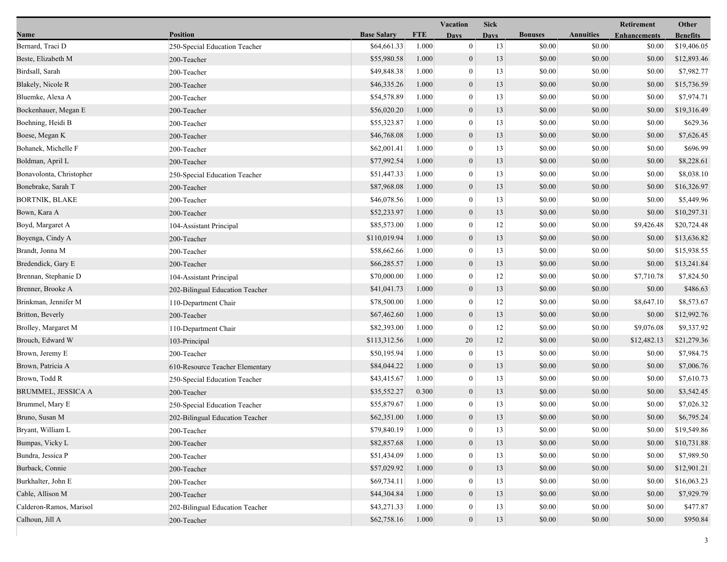| Name | Position | Base Salary | FTE | Vacation Days | Sick Days | Bonuses | Annuities | Retirement Enhancements | Other Benefits |
|---|---|---|---|---|---|---|---|---|---|
| Bernard, Traci D | 250-Special Education Teacher | $64,661.33 | 1.000 | 0 | 13 | $0.00 | $0.00 | $0.00 | $19,406.05 |
| Beste, Elizabeth M | 200-Teacher | $55,980.58 | 1.000 | 0 | 13 | $0.00 | $0.00 | $0.00 | $12,893.46 |
| Birdsall, Sarah | 200-Teacher | $49,848.38 | 1.000 | 0 | 13 | $0.00 | $0.00 | $0.00 | $7,982.77 |
| Blakely, Nicole R | 200-Teacher | $46,335.26 | 1.000 | 0 | 13 | $0.00 | $0.00 | $0.00 | $15,736.59 |
| Bluemke, Alexa A | 200-Teacher | $54,578.89 | 1.000 | 0 | 13 | $0.00 | $0.00 | $0.00 | $7,974.71 |
| Bockenhauer, Megan E | 200-Teacher | $56,020.20 | 1.000 | 0 | 13 | $0.00 | $0.00 | $0.00 | $19,316.49 |
| Boehning, Heidi B | 200-Teacher | $55,323.87 | 1.000 | 0 | 13 | $0.00 | $0.00 | $0.00 | $629.36 |
| Boese, Megan K | 200-Teacher | $46,768.08 | 1.000 | 0 | 13 | $0.00 | $0.00 | $0.00 | $7,626.45 |
| Bohanek, Michelle F | 200-Teacher | $62,001.41 | 1.000 | 0 | 13 | $0.00 | $0.00 | $0.00 | $696.99 |
| Boldman, April L | 200-Teacher | $77,992.54 | 1.000 | 0 | 13 | $0.00 | $0.00 | $0.00 | $8,228.61 |
| Bonavolonta, Christopher | 250-Special Education Teacher | $51,447.33 | 1.000 | 0 | 13 | $0.00 | $0.00 | $0.00 | $8,038.10 |
| Bonebrake, Sarah T | 200-Teacher | $87,968.08 | 1.000 | 0 | 13 | $0.00 | $0.00 | $0.00 | $16,326.97 |
| BORTNIK, BLAKE | 200-Teacher | $46,078.56 | 1.000 | 0 | 13 | $0.00 | $0.00 | $0.00 | $5,449.96 |
| Bown, Kara A | 200-Teacher | $52,233.97 | 1.000 | 0 | 13 | $0.00 | $0.00 | $0.00 | $10,297.31 |
| Boyd, Margaret A | 104-Assistant Principal | $85,573.00 | 1.000 | 0 | 12 | $0.00 | $0.00 | $9,426.48 | $20,724.48 |
| Boyenga, Cindy A | 200-Teacher | $110,019.94 | 1.000 | 0 | 13 | $0.00 | $0.00 | $0.00 | $13,636.82 |
| Brandt, Jonna M | 200-Teacher | $58,662.66 | 1.000 | 0 | 13 | $0.00 | $0.00 | $0.00 | $15,938.55 |
| Bredendick, Gary E | 200-Teacher | $66,285.57 | 1.000 | 0 | 13 | $0.00 | $0.00 | $0.00 | $13,241.84 |
| Brennan, Stephanie D | 104-Assistant Principal | $70,000.00 | 1.000 | 0 | 12 | $0.00 | $0.00 | $7,710.78 | $7,824.50 |
| Brenner, Brooke A | 202-Bilingual Education Teacher | $41,041.73 | 1.000 | 0 | 13 | $0.00 | $0.00 | $0.00 | $486.63 |
| Brinkman, Jennifer M | 110-Department Chair | $78,500.00 | 1.000 | 0 | 12 | $0.00 | $0.00 | $8,647.10 | $8,573.67 |
| Britton, Beverly | 200-Teacher | $67,462.60 | 1.000 | 0 | 13 | $0.00 | $0.00 | $0.00 | $12,992.76 |
| Brolley, Margaret M | 110-Department Chair | $82,393.00 | 1.000 | 0 | 12 | $0.00 | $0.00 | $9,076.08 | $9,337.92 |
| Brouch, Edward W | 103-Principal | $113,312.56 | 1.000 | 20 | 12 | $0.00 | $0.00 | $12,482.13 | $21,279.36 |
| Brown, Jeremy E | 200-Teacher | $50,195.94 | 1.000 | 0 | 13 | $0.00 | $0.00 | $0.00 | $7,984.75 |
| Brown, Patricia A | 610-Resource Teacher Elementary | $84,044.22 | 1.000 | 0 | 13 | $0.00 | $0.00 | $0.00 | $7,006.76 |
| Brown, Todd R | 250-Special Education Teacher | $43,415.67 | 1.000 | 0 | 13 | $0.00 | $0.00 | $0.00 | $7,610.73 |
| BRUMMEL, JESSICA A | 200-Teacher | $35,552.27 | 0.300 | 0 | 13 | $0.00 | $0.00 | $0.00 | $3,542.45 |
| Brummel, Mary E | 250-Special Education Teacher | $55,879.67 | 1.000 | 0 | 13 | $0.00 | $0.00 | $0.00 | $7,026.32 |
| Bruno, Susan M | 202-Bilingual Education Teacher | $62,351.00 | 1.000 | 0 | 13 | $0.00 | $0.00 | $0.00 | $6,795.24 |
| Bryant, William L | 200-Teacher | $79,840.19 | 1.000 | 0 | 13 | $0.00 | $0.00 | $0.00 | $19,549.86 |
| Bumpas, Vicky L | 200-Teacher | $82,857.68 | 1.000 | 0 | 13 | $0.00 | $0.00 | $0.00 | $10,731.88 |
| Bundra, Jessica P | 200-Teacher | $51,434.09 | 1.000 | 0 | 13 | $0.00 | $0.00 | $0.00 | $7,989.50 |
| Burback, Connie | 200-Teacher | $57,029.92 | 1.000 | 0 | 13 | $0.00 | $0.00 | $0.00 | $12,901.21 |
| Burkhalter, John E | 200-Teacher | $69,734.11 | 1.000 | 0 | 13 | $0.00 | $0.00 | $0.00 | $16,063.23 |
| Cable, Allison M | 200-Teacher | $44,304.84 | 1.000 | 0 | 13 | $0.00 | $0.00 | $0.00 | $7,929.79 |
| Calderon-Ramos, Marisol | 202-Bilingual Education Teacher | $43,271.33 | 1.000 | 0 | 13 | $0.00 | $0.00 | $0.00 | $477.87 |
| Calhoun, Jill A | 200-Teacher | $62,758.16 | 1.000 | 0 | 13 | $0.00 | $0.00 | $0.00 | $950.84 |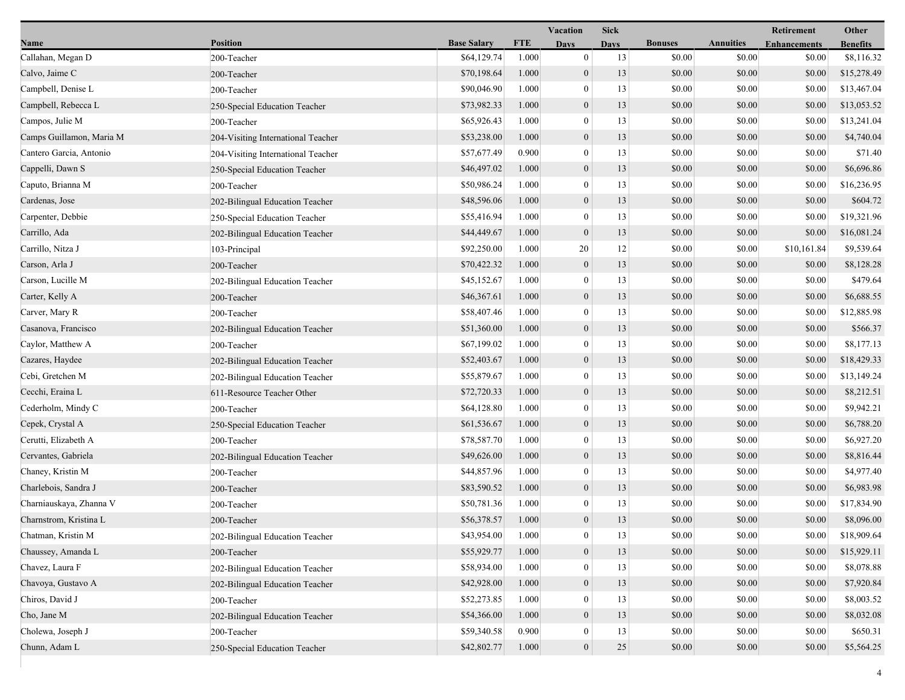| Name | Position | Base Salary | FTE | Vacation Days | Sick Days | Bonuses | Annuities | Retirement Enhancements | Other Benefits |
|---|---|---|---|---|---|---|---|---|---|
| Callahan, Megan D | 200-Teacher | $64,129.74 | 1.000 | 0 | 13 | $0.00 | $0.00 | $0.00 | $8,116.32 |
| Calvo, Jaime C | 200-Teacher | $70,198.64 | 1.000 | 0 | 13 | $0.00 | $0.00 | $0.00 | $15,278.49 |
| Campbell, Denise L | 200-Teacher | $90,046.90 | 1.000 | 0 | 13 | $0.00 | $0.00 | $0.00 | $13,467.04 |
| Campbell, Rebecca L | 250-Special Education Teacher | $73,982.33 | 1.000 | 0 | 13 | $0.00 | $0.00 | $0.00 | $13,053.52 |
| Campos, Julie M | 200-Teacher | $65,926.43 | 1.000 | 0 | 13 | $0.00 | $0.00 | $0.00 | $13,241.04 |
| Camps Guillamon, Maria M | 204-Visiting International Teacher | $53,238.00 | 1.000 | 0 | 13 | $0.00 | $0.00 | $0.00 | $4,740.04 |
| Cantero Garcia, Antonio | 204-Visiting International Teacher | $57,677.49 | 0.900 | 0 | 13 | $0.00 | $0.00 | $0.00 | $71.40 |
| Cappelli, Dawn S | 250-Special Education Teacher | $46,497.02 | 1.000 | 0 | 13 | $0.00 | $0.00 | $0.00 | $6,696.86 |
| Caputo, Brianna M | 200-Teacher | $50,986.24 | 1.000 | 0 | 13 | $0.00 | $0.00 | $0.00 | $16,236.95 |
| Cardenas, Jose | 202-Bilingual Education Teacher | $48,596.06 | 1.000 | 0 | 13 | $0.00 | $0.00 | $0.00 | $604.72 |
| Carpenter, Debbie | 250-Special Education Teacher | $55,416.94 | 1.000 | 0 | 13 | $0.00 | $0.00 | $0.00 | $19,321.96 |
| Carrillo, Ada | 202-Bilingual Education Teacher | $44,449.67 | 1.000 | 0 | 13 | $0.00 | $0.00 | $0.00 | $16,081.24 |
| Carrillo, Nitza J | 103-Principal | $92,250.00 | 1.000 | 20 | 12 | $0.00 | $0.00 | $10,161.84 | $9,539.64 |
| Carson, Arla J | 200-Teacher | $70,422.32 | 1.000 | 0 | 13 | $0.00 | $0.00 | $0.00 | $8,128.28 |
| Carson, Lucille M | 202-Bilingual Education Teacher | $45,152.67 | 1.000 | 0 | 13 | $0.00 | $0.00 | $0.00 | $479.64 |
| Carter, Kelly A | 200-Teacher | $46,367.61 | 1.000 | 0 | 13 | $0.00 | $0.00 | $0.00 | $6,688.55 |
| Carver, Mary R | 200-Teacher | $58,407.46 | 1.000 | 0 | 13 | $0.00 | $0.00 | $0.00 | $12,885.98 |
| Casanova, Francisco | 202-Bilingual Education Teacher | $51,360.00 | 1.000 | 0 | 13 | $0.00 | $0.00 | $0.00 | $566.37 |
| Caylor, Matthew A | 200-Teacher | $67,199.02 | 1.000 | 0 | 13 | $0.00 | $0.00 | $0.00 | $8,177.13 |
| Cazares, Haydee | 202-Bilingual Education Teacher | $52,403.67 | 1.000 | 0 | 13 | $0.00 | $0.00 | $0.00 | $18,429.33 |
| Cebi, Gretchen M | 202-Bilingual Education Teacher | $55,879.67 | 1.000 | 0 | 13 | $0.00 | $0.00 | $0.00 | $13,149.24 |
| Cecchi, Eraina L | 611-Resource Teacher Other | $72,720.33 | 1.000 | 0 | 13 | $0.00 | $0.00 | $0.00 | $8,212.51 |
| Cederholm, Mindy C | 200-Teacher | $64,128.80 | 1.000 | 0 | 13 | $0.00 | $0.00 | $0.00 | $9,942.21 |
| Cepek, Crystal A | 250-Special Education Teacher | $61,536.67 | 1.000 | 0 | 13 | $0.00 | $0.00 | $0.00 | $6,788.20 |
| Cerutti, Elizabeth A | 200-Teacher | $78,587.70 | 1.000 | 0 | 13 | $0.00 | $0.00 | $0.00 | $6,927.20 |
| Cervantes, Gabriela | 202-Bilingual Education Teacher | $49,626.00 | 1.000 | 0 | 13 | $0.00 | $0.00 | $0.00 | $8,816.44 |
| Chaney, Kristin M | 200-Teacher | $44,857.96 | 1.000 | 0 | 13 | $0.00 | $0.00 | $0.00 | $4,977.40 |
| Charlebois, Sandra J | 200-Teacher | $83,590.52 | 1.000 | 0 | 13 | $0.00 | $0.00 | $0.00 | $6,983.98 |
| Charniauskaya, Zhanna V | 200-Teacher | $50,781.36 | 1.000 | 0 | 13 | $0.00 | $0.00 | $0.00 | $17,834.90 |
| Charnstrom, Kristina L | 200-Teacher | $56,378.57 | 1.000 | 0 | 13 | $0.00 | $0.00 | $0.00 | $8,096.00 |
| Chatman, Kristin M | 202-Bilingual Education Teacher | $43,954.00 | 1.000 | 0 | 13 | $0.00 | $0.00 | $0.00 | $18,909.64 |
| Chaussey, Amanda L | 200-Teacher | $55,929.77 | 1.000 | 0 | 13 | $0.00 | $0.00 | $0.00 | $15,929.11 |
| Chavez, Laura F | 202-Bilingual Education Teacher | $58,934.00 | 1.000 | 0 | 13 | $0.00 | $0.00 | $0.00 | $8,078.88 |
| Chavoya, Gustavo A | 202-Bilingual Education Teacher | $42,928.00 | 1.000 | 0 | 13 | $0.00 | $0.00 | $0.00 | $7,920.84 |
| Chiros, David J | 200-Teacher | $52,273.85 | 1.000 | 0 | 13 | $0.00 | $0.00 | $0.00 | $8,003.52 |
| Cho, Jane M | 202-Bilingual Education Teacher | $54,366.00 | 1.000 | 0 | 13 | $0.00 | $0.00 | $0.00 | $8,032.08 |
| Cholewa, Joseph J | 200-Teacher | $59,340.58 | 0.900 | 0 | 13 | $0.00 | $0.00 | $0.00 | $650.31 |
| Chunn, Adam L | 250-Special Education Teacher | $42,802.77 | 1.000 | 0 | 25 | $0.00 | $0.00 | $0.00 | $5,564.25 |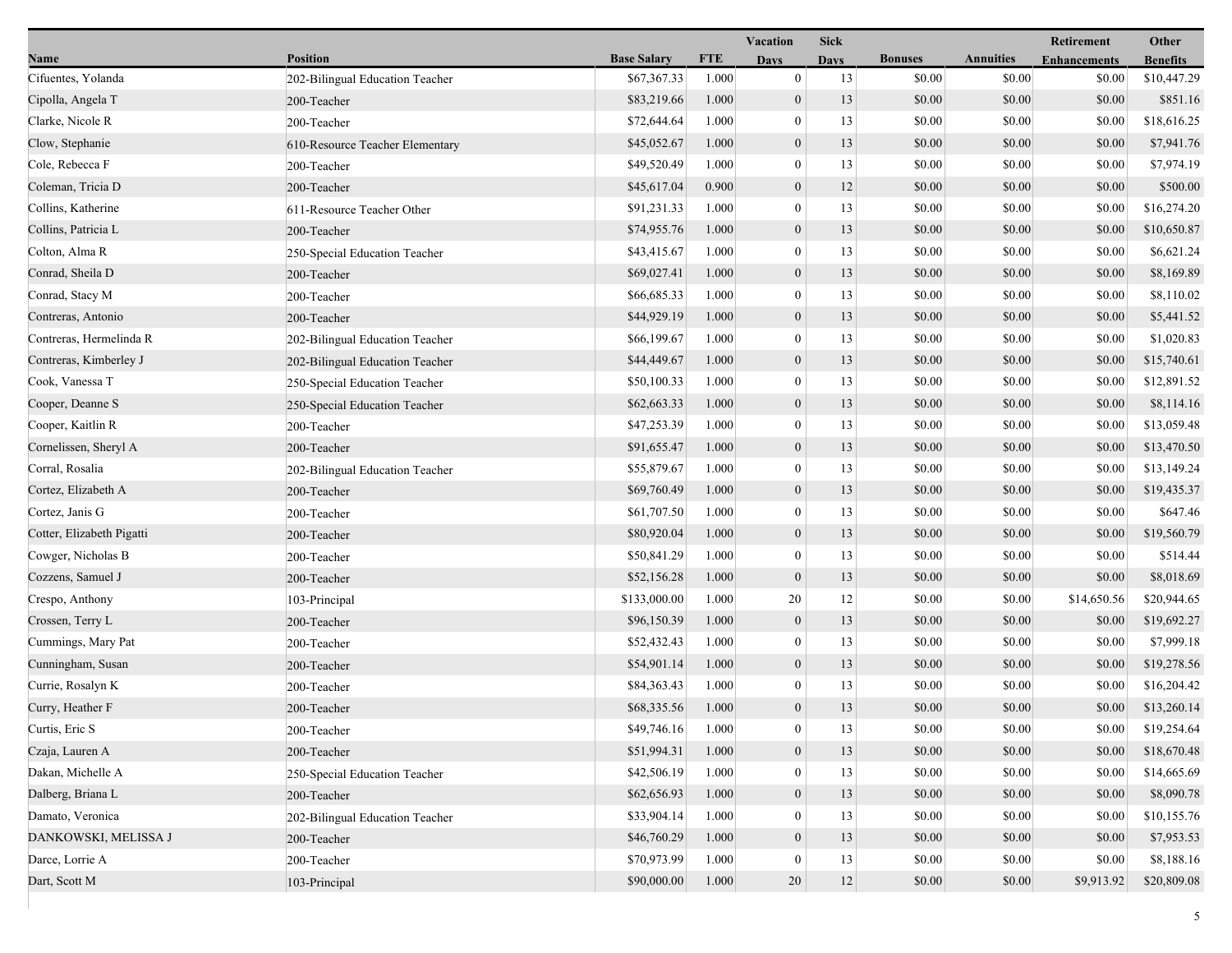| Name | Position | Base Salary | FTE | Vacation Days | Sick Days | Bonuses | Annuities | Retirement Enhancements | Other Benefits |
|---|---|---|---|---|---|---|---|---|---|
| Cifuentes, Yolanda | 202-Bilingual Education Teacher | $67,367.33 | 1.000 | 0 | 13 | $0.00 | $0.00 | $0.00 | $10,447.29 |
| Cipolla, Angela T | 200-Teacher | $83,219.66 | 1.000 | 0 | 13 | $0.00 | $0.00 | $0.00 | $851.16 |
| Clarke, Nicole R | 200-Teacher | $72,644.64 | 1.000 | 0 | 13 | $0.00 | $0.00 | $0.00 | $18,616.25 |
| Clow, Stephanie | 610-Resource Teacher Elementary | $45,052.67 | 1.000 | 0 | 13 | $0.00 | $0.00 | $0.00 | $7,941.76 |
| Cole, Rebecca F | 200-Teacher | $49,520.49 | 1.000 | 0 | 13 | $0.00 | $0.00 | $0.00 | $7,974.19 |
| Coleman, Tricia D | 200-Teacher | $45,617.04 | 0.900 | 0 | 12 | $0.00 | $0.00 | $0.00 | $500.00 |
| Collins, Katherine | 611-Resource Teacher Other | $91,231.33 | 1.000 | 0 | 13 | $0.00 | $0.00 | $0.00 | $16,274.20 |
| Collins, Patricia L | 200-Teacher | $74,955.76 | 1.000 | 0 | 13 | $0.00 | $0.00 | $0.00 | $10,650.87 |
| Colton, Alma R | 250-Special Education Teacher | $43,415.67 | 1.000 | 0 | 13 | $0.00 | $0.00 | $0.00 | $6,621.24 |
| Conrad, Sheila D | 200-Teacher | $69,027.41 | 1.000 | 0 | 13 | $0.00 | $0.00 | $0.00 | $8,169.89 |
| Conrad, Stacy M | 200-Teacher | $66,685.33 | 1.000 | 0 | 13 | $0.00 | $0.00 | $0.00 | $8,110.02 |
| Contreras, Antonio | 200-Teacher | $44,929.19 | 1.000 | 0 | 13 | $0.00 | $0.00 | $0.00 | $5,441.52 |
| Contreras, Hermelinda R | 202-Bilingual Education Teacher | $66,199.67 | 1.000 | 0 | 13 | $0.00 | $0.00 | $0.00 | $1,020.83 |
| Contreras, Kimberley J | 202-Bilingual Education Teacher | $44,449.67 | 1.000 | 0 | 13 | $0.00 | $0.00 | $0.00 | $15,740.61 |
| Cook, Vanessa T | 250-Special Education Teacher | $50,100.33 | 1.000 | 0 | 13 | $0.00 | $0.00 | $0.00 | $12,891.52 |
| Cooper, Deanne S | 250-Special Education Teacher | $62,663.33 | 1.000 | 0 | 13 | $0.00 | $0.00 | $0.00 | $8,114.16 |
| Cooper, Kaitlin R | 200-Teacher | $47,253.39 | 1.000 | 0 | 13 | $0.00 | $0.00 | $0.00 | $13,059.48 |
| Cornelissen, Sheryl A | 200-Teacher | $91,655.47 | 1.000 | 0 | 13 | $0.00 | $0.00 | $0.00 | $13,470.50 |
| Corral, Rosalia | 202-Bilingual Education Teacher | $55,879.67 | 1.000 | 0 | 13 | $0.00 | $0.00 | $0.00 | $13,149.24 |
| Cortez, Elizabeth A | 200-Teacher | $69,760.49 | 1.000 | 0 | 13 | $0.00 | $0.00 | $0.00 | $19,435.37 |
| Cortez, Janis G | 200-Teacher | $61,707.50 | 1.000 | 0 | 13 | $0.00 | $0.00 | $0.00 | $647.46 |
| Cotter, Elizabeth Pigatti | 200-Teacher | $80,920.04 | 1.000 | 0 | 13 | $0.00 | $0.00 | $0.00 | $19,560.79 |
| Cowger, Nicholas B | 200-Teacher | $50,841.29 | 1.000 | 0 | 13 | $0.00 | $0.00 | $0.00 | $514.44 |
| Cozzens, Samuel J | 200-Teacher | $52,156.28 | 1.000 | 0 | 13 | $0.00 | $0.00 | $0.00 | $8,018.69 |
| Crespo, Anthony | 103-Principal | $133,000.00 | 1.000 | 20 | 12 | $0.00 | $0.00 | $14,650.56 | $20,944.65 |
| Crossen, Terry L | 200-Teacher | $96,150.39 | 1.000 | 0 | 13 | $0.00 | $0.00 | $0.00 | $19,692.27 |
| Cummings, Mary Pat | 200-Teacher | $52,432.43 | 1.000 | 0 | 13 | $0.00 | $0.00 | $0.00 | $7,999.18 |
| Cunningham, Susan | 200-Teacher | $54,901.14 | 1.000 | 0 | 13 | $0.00 | $0.00 | $0.00 | $19,278.56 |
| Currie, Rosalyn K | 200-Teacher | $84,363.43 | 1.000 | 0 | 13 | $0.00 | $0.00 | $0.00 | $16,204.42 |
| Curry, Heather F | 200-Teacher | $68,335.56 | 1.000 | 0 | 13 | $0.00 | $0.00 | $0.00 | $13,260.14 |
| Curtis, Eric S | 200-Teacher | $49,746.16 | 1.000 | 0 | 13 | $0.00 | $0.00 | $0.00 | $19,254.64 |
| Czaja, Lauren A | 200-Teacher | $51,994.31 | 1.000 | 0 | 13 | $0.00 | $0.00 | $0.00 | $18,670.48 |
| Dakan, Michelle A | 250-Special Education Teacher | $42,506.19 | 1.000 | 0 | 13 | $0.00 | $0.00 | $0.00 | $14,665.69 |
| Dalberg, Briana L | 200-Teacher | $62,656.93 | 1.000 | 0 | 13 | $0.00 | $0.00 | $0.00 | $8,090.78 |
| Damato, Veronica | 202-Bilingual Education Teacher | $33,904.14 | 1.000 | 0 | 13 | $0.00 | $0.00 | $0.00 | $10,155.76 |
| DANKOWSKI, MELISSA J | 200-Teacher | $46,760.29 | 1.000 | 0 | 13 | $0.00 | $0.00 | $0.00 | $7,953.53 |
| Darce, Lorrie A | 200-Teacher | $70,973.99 | 1.000 | 0 | 13 | $0.00 | $0.00 | $0.00 | $8,188.16 |
| Dart, Scott M | 103-Principal | $90,000.00 | 1.000 | 20 | 12 | $0.00 | $0.00 | $9,913.92 | $20,809.08 |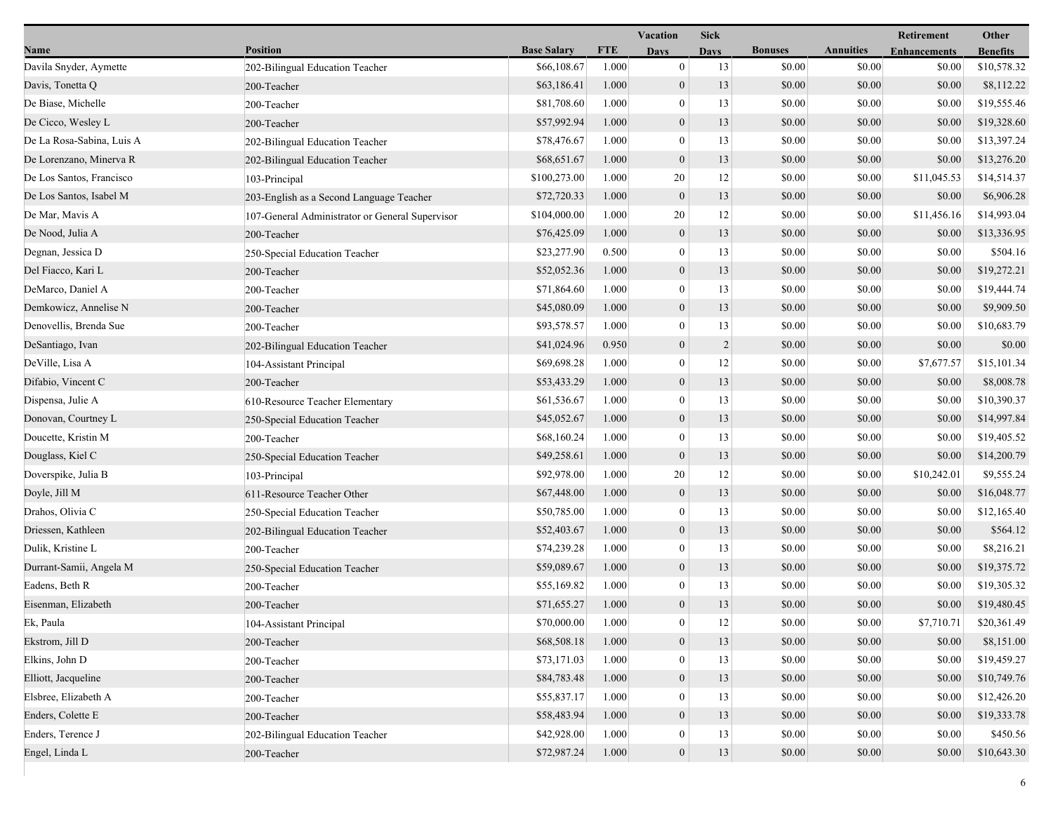| Name | Position | Base Salary | FTE | Vacation Days | Sick Days | Bonuses | Annuities | Retirement Enhancements | Other Benefits |
|---|---|---|---|---|---|---|---|---|---|
| Davila Snyder, Aymette | 202-Bilingual Education Teacher | $66,108.67 | 1.000 | 0 | 13 | $0.00 | $0.00 | $0.00 | $10,578.32 |
| Davis, Tonetta Q | 200-Teacher | $63,186.41 | 1.000 | 0 | 13 | $0.00 | $0.00 | $0.00 | $8,112.22 |
| De Biase, Michelle | 200-Teacher | $81,708.60 | 1.000 | 0 | 13 | $0.00 | $0.00 | $0.00 | $19,555.46 |
| De Cicco, Wesley L | 200-Teacher | $57,992.94 | 1.000 | 0 | 13 | $0.00 | $0.00 | $0.00 | $19,328.60 |
| De La Rosa-Sabina, Luis A | 202-Bilingual Education Teacher | $78,476.67 | 1.000 | 0 | 13 | $0.00 | $0.00 | $0.00 | $13,397.24 |
| De Lorenzano, Minerva R | 202-Bilingual Education Teacher | $68,651.67 | 1.000 | 0 | 13 | $0.00 | $0.00 | $0.00 | $13,276.20 |
| De Los Santos, Francisco | 103-Principal | $100,273.00 | 1.000 | 20 | 12 | $0.00 | $0.00 | $11,045.53 | $14,514.37 |
| De Los Santos, Isabel M | 203-English as a Second Language Teacher | $72,720.33 | 1.000 | 0 | 13 | $0.00 | $0.00 | $0.00 | $6,906.28 |
| De Mar, Mavis A | 107-General Administrator or General Supervisor | $104,000.00 | 1.000 | 20 | 12 | $0.00 | $0.00 | $11,456.16 | $14,993.04 |
| De Nood, Julia A | 200-Teacher | $76,425.09 | 1.000 | 0 | 13 | $0.00 | $0.00 | $0.00 | $13,336.95 |
| Degnan, Jessica D | 250-Special Education Teacher | $23,277.90 | 0.500 | 0 | 13 | $0.00 | $0.00 | $0.00 | $504.16 |
| Del Fiacco, Kari L | 200-Teacher | $52,052.36 | 1.000 | 0 | 13 | $0.00 | $0.00 | $0.00 | $19,272.21 |
| DeMarco, Daniel A | 200-Teacher | $71,864.60 | 1.000 | 0 | 13 | $0.00 | $0.00 | $0.00 | $19,444.74 |
| Demkowicz, Annelise N | 200-Teacher | $45,080.09 | 1.000 | 0 | 13 | $0.00 | $0.00 | $0.00 | $9,909.50 |
| Denovellis, Brenda Sue | 200-Teacher | $93,578.57 | 1.000 | 0 | 13 | $0.00 | $0.00 | $0.00 | $10,683.79 |
| DeSantiago, Ivan | 202-Bilingual Education Teacher | $41,024.96 | 0.950 | 0 | 2 | $0.00 | $0.00 | $0.00 | $0.00 |
| DeVille, Lisa A | 104-Assistant Principal | $69,698.28 | 1.000 | 0 | 12 | $0.00 | $0.00 | $7,677.57 | $15,101.34 |
| Difabio, Vincent C | 200-Teacher | $53,433.29 | 1.000 | 0 | 13 | $0.00 | $0.00 | $0.00 | $8,008.78 |
| Dispensa, Julie A | 610-Resource Teacher Elementary | $61,536.67 | 1.000 | 0 | 13 | $0.00 | $0.00 | $0.00 | $10,390.37 |
| Donovan, Courtney L | 250-Special Education Teacher | $45,052.67 | 1.000 | 0 | 13 | $0.00 | $0.00 | $0.00 | $14,997.84 |
| Doucette, Kristin M | 200-Teacher | $68,160.24 | 1.000 | 0 | 13 | $0.00 | $0.00 | $0.00 | $19,405.52 |
| Douglass, Kiel C | 250-Special Education Teacher | $49,258.61 | 1.000 | 0 | 13 | $0.00 | $0.00 | $0.00 | $14,200.79 |
| Doverspike, Julia B | 103-Principal | $92,978.00 | 1.000 | 20 | 12 | $0.00 | $0.00 | $10,242.01 | $9,555.24 |
| Doyle, Jill M | 611-Resource Teacher Other | $67,448.00 | 1.000 | 0 | 13 | $0.00 | $0.00 | $0.00 | $16,048.77 |
| Drahos, Olivia C | 250-Special Education Teacher | $50,785.00 | 1.000 | 0 | 13 | $0.00 | $0.00 | $0.00 | $12,165.40 |
| Driessen, Kathleen | 202-Bilingual Education Teacher | $52,403.67 | 1.000 | 0 | 13 | $0.00 | $0.00 | $0.00 | $564.12 |
| Dulik, Kristine L | 200-Teacher | $74,239.28 | 1.000 | 0 | 13 | $0.00 | $0.00 | $0.00 | $8,216.21 |
| Durrant-Samii, Angela M | 250-Special Education Teacher | $59,089.67 | 1.000 | 0 | 13 | $0.00 | $0.00 | $0.00 | $19,375.72 |
| Eadens, Beth R | 200-Teacher | $55,169.82 | 1.000 | 0 | 13 | $0.00 | $0.00 | $0.00 | $19,305.32 |
| Eisenman, Elizabeth | 200-Teacher | $71,655.27 | 1.000 | 0 | 13 | $0.00 | $0.00 | $0.00 | $19,480.45 |
| Ek, Paula | 104-Assistant Principal | $70,000.00 | 1.000 | 0 | 12 | $0.00 | $0.00 | $7,710.71 | $20,361.49 |
| Ekstrom, Jill D | 200-Teacher | $68,508.18 | 1.000 | 0 | 13 | $0.00 | $0.00 | $0.00 | $8,151.00 |
| Elkins, John D | 200-Teacher | $73,171.03 | 1.000 | 0 | 13 | $0.00 | $0.00 | $0.00 | $19,459.27 |
| Elliott, Jacqueline | 200-Teacher | $84,783.48 | 1.000 | 0 | 13 | $0.00 | $0.00 | $0.00 | $10,749.76 |
| Elsbree, Elizabeth A | 200-Teacher | $55,837.17 | 1.000 | 0 | 13 | $0.00 | $0.00 | $0.00 | $12,426.20 |
| Enders, Colette E | 200-Teacher | $58,483.94 | 1.000 | 0 | 13 | $0.00 | $0.00 | $0.00 | $19,333.78 |
| Enders, Terence J | 202-Bilingual Education Teacher | $42,928.00 | 1.000 | 0 | 13 | $0.00 | $0.00 | $0.00 | $450.56 |
| Engel, Linda L | 200-Teacher | $72,987.24 | 1.000 | 0 | 13 | $0.00 | $0.00 | $0.00 | $10,643.30 |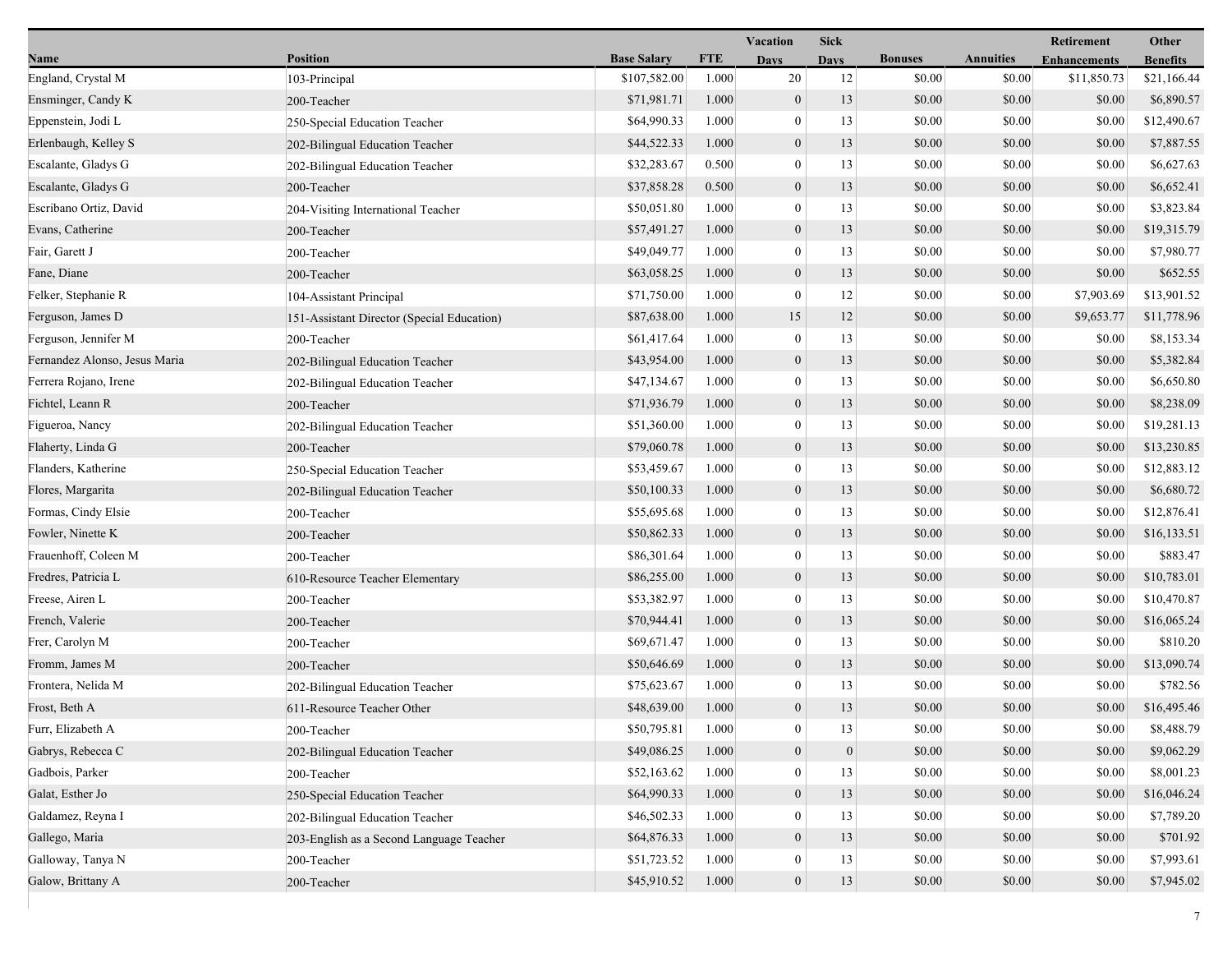| Name | Position | Base Salary | FTE | Vacation Days | Sick Days | Bonuses | Annuities | Retirement Enhancements | Other Benefits |
|---|---|---|---|---|---|---|---|---|---|
| England, Crystal M | 103-Principal | $107,582.00 | 1.000 | 20 | 12 | $0.00 | $0.00 | $11,850.73 | $21,166.44 |
| Ensminger, Candy K | 200-Teacher | $71,981.71 | 1.000 | 0 | 13 | $0.00 | $0.00 | $0.00 | $6,890.57 |
| Eppenstein, Jodi L | 250-Special Education Teacher | $64,990.33 | 1.000 | 0 | 13 | $0.00 | $0.00 | $0.00 | $12,490.67 |
| Erlenbaugh, Kelley S | 202-Bilingual Education Teacher | $44,522.33 | 1.000 | 0 | 13 | $0.00 | $0.00 | $0.00 | $7,887.55 |
| Escalante, Gladys G | 202-Bilingual Education Teacher | $32,283.67 | 0.500 | 0 | 13 | $0.00 | $0.00 | $0.00 | $6,627.63 |
| Escalante, Gladys G | 200-Teacher | $37,858.28 | 0.500 | 0 | 13 | $0.00 | $0.00 | $0.00 | $6,652.41 |
| Escribano Ortiz, David | 204-Visiting International Teacher | $50,051.80 | 1.000 | 0 | 13 | $0.00 | $0.00 | $0.00 | $3,823.84 |
| Evans, Catherine | 200-Teacher | $57,491.27 | 1.000 | 0 | 13 | $0.00 | $0.00 | $0.00 | $19,315.79 |
| Fair, Garett J | 200-Teacher | $49,049.77 | 1.000 | 0 | 13 | $0.00 | $0.00 | $0.00 | $7,980.77 |
| Fane, Diane | 200-Teacher | $63,058.25 | 1.000 | 0 | 13 | $0.00 | $0.00 | $0.00 | $652.55 |
| Felker, Stephanie R | 104-Assistant Principal | $71,750.00 | 1.000 | 0 | 12 | $0.00 | $0.00 | $7,903.69 | $13,901.52 |
| Ferguson, James D | 151-Assistant Director (Special Education) | $87,638.00 | 1.000 | 15 | 12 | $0.00 | $0.00 | $9,653.77 | $11,778.96 |
| Ferguson, Jennifer M | 200-Teacher | $61,417.64 | 1.000 | 0 | 13 | $0.00 | $0.00 | $0.00 | $8,153.34 |
| Fernandez Alonso, Jesus Maria | 202-Bilingual Education Teacher | $43,954.00 | 1.000 | 0 | 13 | $0.00 | $0.00 | $0.00 | $5,382.84 |
| Ferrera Rojano, Irene | 202-Bilingual Education Teacher | $47,134.67 | 1.000 | 0 | 13 | $0.00 | $0.00 | $0.00 | $6,650.80 |
| Fichtel, Leann R | 200-Teacher | $71,936.79 | 1.000 | 0 | 13 | $0.00 | $0.00 | $0.00 | $8,238.09 |
| Figueroa, Nancy | 202-Bilingual Education Teacher | $51,360.00 | 1.000 | 0 | 13 | $0.00 | $0.00 | $0.00 | $19,281.13 |
| Flaherty, Linda G | 200-Teacher | $79,060.78 | 1.000 | 0 | 13 | $0.00 | $0.00 | $0.00 | $13,230.85 |
| Flanders, Katherine | 250-Special Education Teacher | $53,459.67 | 1.000 | 0 | 13 | $0.00 | $0.00 | $0.00 | $12,883.12 |
| Flores, Margarita | 202-Bilingual Education Teacher | $50,100.33 | 1.000 | 0 | 13 | $0.00 | $0.00 | $0.00 | $6,680.72 |
| Formas, Cindy Elsie | 200-Teacher | $55,695.68 | 1.000 | 0 | 13 | $0.00 | $0.00 | $0.00 | $12,876.41 |
| Fowler, Ninette K | 200-Teacher | $50,862.33 | 1.000 | 0 | 13 | $0.00 | $0.00 | $0.00 | $16,133.51 |
| Frauenhoff, Coleen M | 200-Teacher | $86,301.64 | 1.000 | 0 | 13 | $0.00 | $0.00 | $0.00 | $883.47 |
| Fredres, Patricia L | 610-Resource Teacher Elementary | $86,255.00 | 1.000 | 0 | 13 | $0.00 | $0.00 | $0.00 | $10,783.01 |
| Freese, Airen L | 200-Teacher | $53,382.97 | 1.000 | 0 | 13 | $0.00 | $0.00 | $0.00 | $10,470.87 |
| French, Valerie | 200-Teacher | $70,944.41 | 1.000 | 0 | 13 | $0.00 | $0.00 | $0.00 | $16,065.24 |
| Frer, Carolyn M | 200-Teacher | $69,671.47 | 1.000 | 0 | 13 | $0.00 | $0.00 | $0.00 | $810.20 |
| Fromm, James M | 200-Teacher | $50,646.69 | 1.000 | 0 | 13 | $0.00 | $0.00 | $0.00 | $13,090.74 |
| Frontera, Nelida M | 202-Bilingual Education Teacher | $75,623.67 | 1.000 | 0 | 13 | $0.00 | $0.00 | $0.00 | $782.56 |
| Frost, Beth A | 611-Resource Teacher Other | $48,639.00 | 1.000 | 0 | 13 | $0.00 | $0.00 | $0.00 | $16,495.46 |
| Furr, Elizabeth A | 200-Teacher | $50,795.81 | 1.000 | 0 | 13 | $0.00 | $0.00 | $0.00 | $8,488.79 |
| Gabrys, Rebecca C | 202-Bilingual Education Teacher | $49,086.25 | 1.000 | 0 | 0 | $0.00 | $0.00 | $0.00 | $9,062.29 |
| Gadbois, Parker | 200-Teacher | $52,163.62 | 1.000 | 0 | 13 | $0.00 | $0.00 | $0.00 | $8,001.23 |
| Galat, Esther Jo | 250-Special Education Teacher | $64,990.33 | 1.000 | 0 | 13 | $0.00 | $0.00 | $0.00 | $16,046.24 |
| Galdamez, Reyna I | 202-Bilingual Education Teacher | $46,502.33 | 1.000 | 0 | 13 | $0.00 | $0.00 | $0.00 | $7,789.20 |
| Gallego, Maria | 203-English as a Second Language Teacher | $64,876.33 | 1.000 | 0 | 13 | $0.00 | $0.00 | $0.00 | $701.92 |
| Galloway, Tanya N | 200-Teacher | $51,723.52 | 1.000 | 0 | 13 | $0.00 | $0.00 | $0.00 | $7,993.61 |
| Galow, Brittany A | 200-Teacher | $45,910.52 | 1.000 | 0 | 13 | $0.00 | $0.00 | $0.00 | $7,945.02 |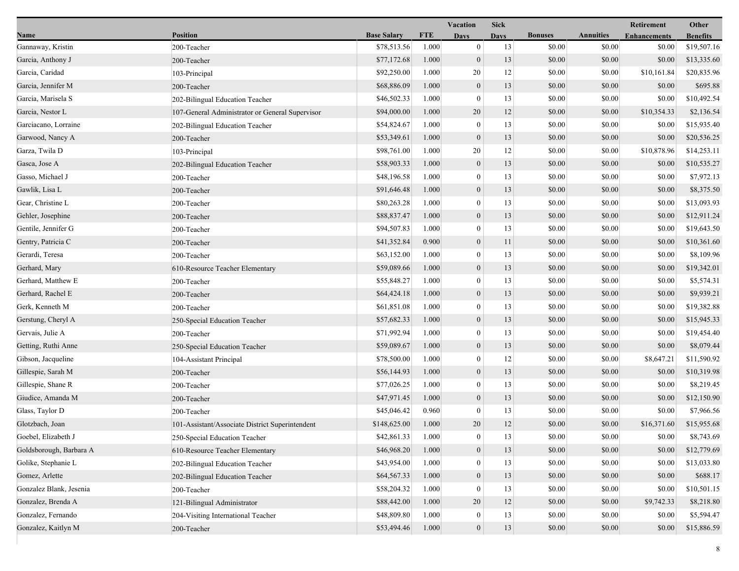| Name | Position | Base Salary | FTE | Vacation Days | Sick Days | Bonuses | Annuities | Retirement Enhancements | Other Benefits |
|---|---|---|---|---|---|---|---|---|---|
| Gannaway, Kristin | 200-Teacher | $78,513.56 | 1.000 | 0 | 13 | $0.00 | $0.00 | $0.00 | $19,507.16 |
| Garcia, Anthony J | 200-Teacher | $77,172.68 | 1.000 | 0 | 13 | $0.00 | $0.00 | $0.00 | $13,335.60 |
| Garcia, Caridad | 103-Principal | $92,250.00 | 1.000 | 20 | 12 | $0.00 | $0.00 | $10,161.84 | $20,835.96 |
| Garcia, Jennifer M | 200-Teacher | $68,886.09 | 1.000 | 0 | 13 | $0.00 | $0.00 | $0.00 | $695.88 |
| Garcia, Marisela S | 202-Bilingual Education Teacher | $46,502.33 | 1.000 | 0 | 13 | $0.00 | $0.00 | $0.00 | $10,492.54 |
| Garcia, Nestor L | 107-General Administrator or General Supervisor | $94,000.00 | 1.000 | 20 | 12 | $0.00 | $0.00 | $10,354.33 | $2,136.54 |
| Garciacano, Lorraine | 202-Bilingual Education Teacher | $54,824.67 | 1.000 | 0 | 13 | $0.00 | $0.00 | $0.00 | $15,935.40 |
| Garwood, Nancy A | 200-Teacher | $53,349.61 | 1.000 | 0 | 13 | $0.00 | $0.00 | $0.00 | $20,536.25 |
| Garza, Twila D | 103-Principal | $98,761.00 | 1.000 | 20 | 12 | $0.00 | $0.00 | $10,878.96 | $14,253.11 |
| Gasca, Jose A | 202-Bilingual Education Teacher | $58,903.33 | 1.000 | 0 | 13 | $0.00 | $0.00 | $0.00 | $10,535.27 |
| Gasso, Michael J | 200-Teacher | $48,196.58 | 1.000 | 0 | 13 | $0.00 | $0.00 | $0.00 | $7,972.13 |
| Gawlik, Lisa L | 200-Teacher | $91,646.48 | 1.000 | 0 | 13 | $0.00 | $0.00 | $0.00 | $8,375.50 |
| Gear, Christine L | 200-Teacher | $80,263.28 | 1.000 | 0 | 13 | $0.00 | $0.00 | $0.00 | $13,093.93 |
| Gehler, Josephine | 200-Teacher | $88,837.47 | 1.000 | 0 | 13 | $0.00 | $0.00 | $0.00 | $12,911.24 |
| Gentile, Jennifer G | 200-Teacher | $94,507.83 | 1.000 | 0 | 13 | $0.00 | $0.00 | $0.00 | $19,643.50 |
| Gentry, Patricia C | 200-Teacher | $41,352.84 | 0.900 | 0 | 11 | $0.00 | $0.00 | $0.00 | $10,361.60 |
| Gerardi, Teresa | 200-Teacher | $63,152.00 | 1.000 | 0 | 13 | $0.00 | $0.00 | $0.00 | $8,109.96 |
| Gerhard, Mary | 610-Resource Teacher Elementary | $59,089.66 | 1.000 | 0 | 13 | $0.00 | $0.00 | $0.00 | $19,342.01 |
| Gerhard, Matthew E | 200-Teacher | $55,848.27 | 1.000 | 0 | 13 | $0.00 | $0.00 | $0.00 | $5,574.31 |
| Gerhard, Rachel E | 200-Teacher | $64,424.18 | 1.000 | 0 | 13 | $0.00 | $0.00 | $0.00 | $9,939.21 |
| Gerk, Kenneth M | 200-Teacher | $61,851.08 | 1.000 | 0 | 13 | $0.00 | $0.00 | $0.00 | $19,382.88 |
| Gerstung, Cheryl A | 250-Special Education Teacher | $57,682.33 | 1.000 | 0 | 13 | $0.00 | $0.00 | $0.00 | $15,945.33 |
| Gervais, Julie A | 200-Teacher | $71,992.94 | 1.000 | 0 | 13 | $0.00 | $0.00 | $0.00 | $19,454.40 |
| Getting, Ruthi Anne | 250-Special Education Teacher | $59,089.67 | 1.000 | 0 | 13 | $0.00 | $0.00 | $0.00 | $8,079.44 |
| Gibson, Jacqueline | 104-Assistant Principal | $78,500.00 | 1.000 | 0 | 12 | $0.00 | $0.00 | $8,647.21 | $11,590.92 |
| Gillespie, Sarah M | 200-Teacher | $56,144.93 | 1.000 | 0 | 13 | $0.00 | $0.00 | $0.00 | $10,319.98 |
| Gillespie, Shane R | 200-Teacher | $77,026.25 | 1.000 | 0 | 13 | $0.00 | $0.00 | $0.00 | $8,219.45 |
| Giudice, Amanda M | 200-Teacher | $47,971.45 | 1.000 | 0 | 13 | $0.00 | $0.00 | $0.00 | $12,150.90 |
| Glass, Taylor D | 200-Teacher | $45,046.42 | 0.960 | 0 | 13 | $0.00 | $0.00 | $0.00 | $7,966.56 |
| Glotzbach, Joan | 101-Assistant/Associate District Superintendent | $148,625.00 | 1.000 | 20 | 12 | $0.00 | $0.00 | $16,371.60 | $15,955.68 |
| Goebel, Elizabeth J | 250-Special Education Teacher | $42,861.33 | 1.000 | 0 | 13 | $0.00 | $0.00 | $0.00 | $8,743.69 |
| Goldsborough, Barbara A | 610-Resource Teacher Elementary | $46,968.20 | 1.000 | 0 | 13 | $0.00 | $0.00 | $0.00 | $12,779.69 |
| Golike, Stephanie L | 202-Bilingual Education Teacher | $43,954.00 | 1.000 | 0 | 13 | $0.00 | $0.00 | $0.00 | $13,033.80 |
| Gomez, Arlette | 202-Bilingual Education Teacher | $64,567.33 | 1.000 | 0 | 13 | $0.00 | $0.00 | $0.00 | $688.17 |
| Gonzalez Blank, Jesenia | 200-Teacher | $58,204.32 | 1.000 | 0 | 13 | $0.00 | $0.00 | $0.00 | $10,501.15 |
| Gonzalez, Brenda A | 121-Bilingual Administrator | $88,442.00 | 1.000 | 20 | 12 | $0.00 | $0.00 | $9,742.33 | $8,218.80 |
| Gonzalez, Fernando | 204-Visiting International Teacher | $48,809.80 | 1.000 | 0 | 13 | $0.00 | $0.00 | $0.00 | $5,594.47 |
| Gonzalez, Kaitlyn M | 200-Teacher | $53,494.46 | 1.000 | 0 | 13 | $0.00 | $0.00 | $0.00 | $15,886.59 |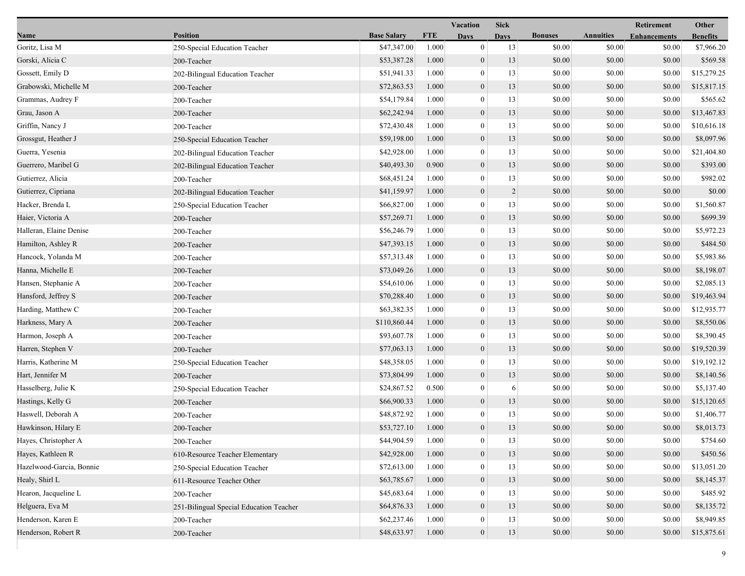| Name | Position | Base Salary | FTE | Vacation Days | Sick Days | Bonuses | Annuities | Retirement Enhancements | Other Benefits |
|---|---|---|---|---|---|---|---|---|---|
| Goritz, Lisa M | 250-Special Education Teacher | $47,347.00 | 1.000 | 0 | 13 | $0.00 | $0.00 | $0.00 | $7,966.20 |
| Gorski, Alicia C | 200-Teacher | $53,387.28 | 1.000 | 0 | 13 | $0.00 | $0.00 | $0.00 | $569.58 |
| Gossett, Emily D | 202-Bilingual Education Teacher | $51,941.33 | 1.000 | 0 | 13 | $0.00 | $0.00 | $0.00 | $15,279.25 |
| Grabowski, Michelle M | 200-Teacher | $72,863.53 | 1.000 | 0 | 13 | $0.00 | $0.00 | $0.00 | $15,817.15 |
| Grammas, Audrey F | 200-Teacher | $54,179.84 | 1.000 | 0 | 13 | $0.00 | $0.00 | $0.00 | $565.62 |
| Grau, Jason A | 200-Teacher | $62,242.94 | 1.000 | 0 | 13 | $0.00 | $0.00 | $0.00 | $13,467.83 |
| Griffin, Nancy J | 200-Teacher | $72,430.48 | 1.000 | 0 | 13 | $0.00 | $0.00 | $0.00 | $10,616.18 |
| Grossgut, Heather J | 250-Special Education Teacher | $59,198.00 | 1.000 | 0 | 13 | $0.00 | $0.00 | $0.00 | $8,097.96 |
| Guerra, Yesenia | 202-Bilingual Education Teacher | $42,928.00 | 1.000 | 0 | 13 | $0.00 | $0.00 | $0.00 | $21,404.80 |
| Guerrero, Maribel G | 202-Bilingual Education Teacher | $40,493.30 | 0.900 | 0 | 13 | $0.00 | $0.00 | $0.00 | $393.00 |
| Gutierrez, Alicia | 200-Teacher | $68,451.24 | 1.000 | 0 | 13 | $0.00 | $0.00 | $0.00 | $982.02 |
| Gutierrez, Cipriana | 202-Bilingual Education Teacher | $41,159.97 | 1.000 | 0 | 2 | $0.00 | $0.00 | $0.00 | $0.00 |
| Hacker, Brenda L | 250-Special Education Teacher | $66,827.00 | 1.000 | 0 | 13 | $0.00 | $0.00 | $0.00 | $1,560.87 |
| Haier, Victoria A | 200-Teacher | $57,269.71 | 1.000 | 0 | 13 | $0.00 | $0.00 | $0.00 | $699.39 |
| Halleran, Elaine Denise | 200-Teacher | $56,246.79 | 1.000 | 0 | 13 | $0.00 | $0.00 | $0.00 | $5,972.23 |
| Hamilton, Ashley R | 200-Teacher | $47,393.15 | 1.000 | 0 | 13 | $0.00 | $0.00 | $0.00 | $484.50 |
| Hancock, Yolanda M | 200-Teacher | $57,313.48 | 1.000 | 0 | 13 | $0.00 | $0.00 | $0.00 | $5,983.86 |
| Hanna, Michelle E | 200-Teacher | $73,049.26 | 1.000 | 0 | 13 | $0.00 | $0.00 | $0.00 | $8,198.07 |
| Hansen, Stephanie A | 200-Teacher | $54,610.06 | 1.000 | 0 | 13 | $0.00 | $0.00 | $0.00 | $2,085.13 |
| Hansford, Jeffrey S | 200-Teacher | $70,288.40 | 1.000 | 0 | 13 | $0.00 | $0.00 | $0.00 | $19,463.94 |
| Harding, Matthew C | 200-Teacher | $63,382.35 | 1.000 | 0 | 13 | $0.00 | $0.00 | $0.00 | $12,935.77 |
| Harkness, Mary A | 200-Teacher | $110,860.44 | 1.000 | 0 | 13 | $0.00 | $0.00 | $0.00 | $8,550.06 |
| Harmon, Joseph A | 200-Teacher | $93,607.78 | 1.000 | 0 | 13 | $0.00 | $0.00 | $0.00 | $8,390.45 |
| Harren, Stephen V | 200-Teacher | $77,063.13 | 1.000 | 0 | 13 | $0.00 | $0.00 | $0.00 | $19,520.39 |
| Harris, Katherine M | 250-Special Education Teacher | $48,358.05 | 1.000 | 0 | 13 | $0.00 | $0.00 | $0.00 | $19,192.12 |
| Hart, Jennifer M | 200-Teacher | $73,804.99 | 1.000 | 0 | 13 | $0.00 | $0.00 | $0.00 | $8,140.56 |
| Hasselberg, Julie K | 250-Special Education Teacher | $24,867.52 | 0.500 | 0 | 6 | $0.00 | $0.00 | $0.00 | $5,137.40 |
| Hastings, Kelly G | 200-Teacher | $66,900.33 | 1.000 | 0 | 13 | $0.00 | $0.00 | $0.00 | $15,120.65 |
| Haswell, Deborah A | 200-Teacher | $48,872.92 | 1.000 | 0 | 13 | $0.00 | $0.00 | $0.00 | $1,406.77 |
| Hawkinson, Hilary E | 200-Teacher | $53,727.10 | 1.000 | 0 | 13 | $0.00 | $0.00 | $0.00 | $8,013.73 |
| Hayes, Christopher A | 200-Teacher | $44,904.59 | 1.000 | 0 | 13 | $0.00 | $0.00 | $0.00 | $754.60 |
| Hayes, Kathleen R | 610-Resource Teacher Elementary | $42,928.00 | 1.000 | 0 | 13 | $0.00 | $0.00 | $0.00 | $450.56 |
| Hazelwood-Garcia, Bonnie | 250-Special Education Teacher | $72,613.00 | 1.000 | 0 | 13 | $0.00 | $0.00 | $0.00 | $13,051.20 |
| Healy, Shirl L | 611-Resource Teacher Other | $63,785.67 | 1.000 | 0 | 13 | $0.00 | $0.00 | $0.00 | $8,145.37 |
| Hearon, Jacqueline L | 200-Teacher | $45,683.64 | 1.000 | 0 | 13 | $0.00 | $0.00 | $0.00 | $485.92 |
| Helguera, Eva M | 251-Bilingual Special Education Teacher | $64,876.33 | 1.000 | 0 | 13 | $0.00 | $0.00 | $0.00 | $8,135.72 |
| Henderson, Karen E | 200-Teacher | $62,237.46 | 1.000 | 0 | 13 | $0.00 | $0.00 | $0.00 | $8,949.85 |
| Henderson, Robert R | 200-Teacher | $48,633.97 | 1.000 | 0 | 13 | $0.00 | $0.00 | $0.00 | $15,875.61 |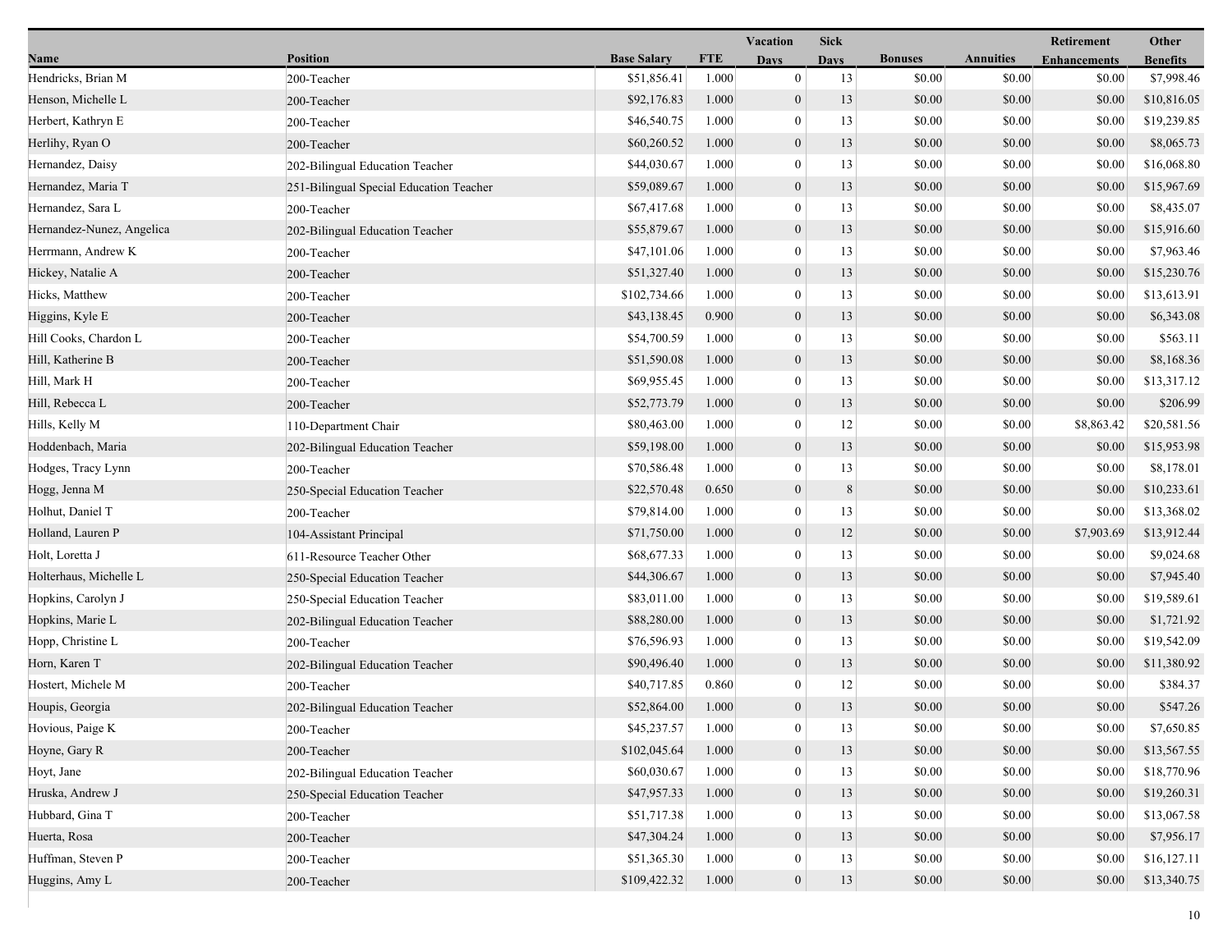| Name | Position | Base Salary | FTE | Vacation Days | Sick Days | Bonuses | Annuities | Retirement Enhancements | Other Benefits |
|---|---|---|---|---|---|---|---|---|---|
| Hendricks, Brian M | 200-Teacher | $51,856.41 | 1.000 | 0 | 13 | $0.00 | $0.00 | $0.00 | $7,998.46 |
| Henson, Michelle L | 200-Teacher | $92,176.83 | 1.000 | 0 | 13 | $0.00 | $0.00 | $0.00 | $10,816.05 |
| Herbert, Kathryn E | 200-Teacher | $46,540.75 | 1.000 | 0 | 13 | $0.00 | $0.00 | $0.00 | $19,239.85 |
| Herlihy, Ryan O | 200-Teacher | $60,260.52 | 1.000 | 0 | 13 | $0.00 | $0.00 | $0.00 | $8,065.73 |
| Hernandez, Daisy | 202-Bilingual Education Teacher | $44,030.67 | 1.000 | 0 | 13 | $0.00 | $0.00 | $0.00 | $16,068.80 |
| Hernandez, Maria T | 251-Bilingual Special Education Teacher | $59,089.67 | 1.000 | 0 | 13 | $0.00 | $0.00 | $0.00 | $15,967.69 |
| Hernandez, Sara L | 200-Teacher | $67,417.68 | 1.000 | 0 | 13 | $0.00 | $0.00 | $0.00 | $8,435.07 |
| Hernandez-Nunez, Angelica | 202-Bilingual Education Teacher | $55,879.67 | 1.000 | 0 | 13 | $0.00 | $0.00 | $0.00 | $15,916.60 |
| Herrmann, Andrew K | 200-Teacher | $47,101.06 | 1.000 | 0 | 13 | $0.00 | $0.00 | $0.00 | $7,963.46 |
| Hickey, Natalie A | 200-Teacher | $51,327.40 | 1.000 | 0 | 13 | $0.00 | $0.00 | $0.00 | $15,230.76 |
| Hicks, Matthew | 200-Teacher | $102,734.66 | 1.000 | 0 | 13 | $0.00 | $0.00 | $0.00 | $13,613.91 |
| Higgins, Kyle E | 200-Teacher | $43,138.45 | 0.900 | 0 | 13 | $0.00 | $0.00 | $0.00 | $6,343.08 |
| Hill Cooks, Chardon L | 200-Teacher | $54,700.59 | 1.000 | 0 | 13 | $0.00 | $0.00 | $0.00 | $563.11 |
| Hill, Katherine B | 200-Teacher | $51,590.08 | 1.000 | 0 | 13 | $0.00 | $0.00 | $0.00 | $8,168.36 |
| Hill, Mark H | 200-Teacher | $69,955.45 | 1.000 | 0 | 13 | $0.00 | $0.00 | $0.00 | $13,317.12 |
| Hill, Rebecca L | 200-Teacher | $52,773.79 | 1.000 | 0 | 13 | $0.00 | $0.00 | $0.00 | $206.99 |
| Hills, Kelly M | 110-Department Chair | $80,463.00 | 1.000 | 0 | 12 | $0.00 | $0.00 | $8,863.42 | $20,581.56 |
| Hoddenbach, Maria | 202-Bilingual Education Teacher | $59,198.00 | 1.000 | 0 | 13 | $0.00 | $0.00 | $0.00 | $15,953.98 |
| Hodges, Tracy Lynn | 200-Teacher | $70,586.48 | 1.000 | 0 | 13 | $0.00 | $0.00 | $0.00 | $8,178.01 |
| Hogg, Jenna M | 250-Special Education Teacher | $22,570.48 | 0.650 | 0 | 8 | $0.00 | $0.00 | $0.00 | $10,233.61 |
| Holhut, Daniel T | 200-Teacher | $79,814.00 | 1.000 | 0 | 13 | $0.00 | $0.00 | $0.00 | $13,368.02 |
| Holland, Lauren P | 104-Assistant Principal | $71,750.00 | 1.000 | 0 | 12 | $0.00 | $0.00 | $7,903.69 | $13,912.44 |
| Holt, Loretta J | 611-Resource Teacher Other | $68,677.33 | 1.000 | 0 | 13 | $0.00 | $0.00 | $0.00 | $9,024.68 |
| Holterhaus, Michelle L | 250-Special Education Teacher | $44,306.67 | 1.000 | 0 | 13 | $0.00 | $0.00 | $0.00 | $7,945.40 |
| Hopkins, Carolyn J | 250-Special Education Teacher | $83,011.00 | 1.000 | 0 | 13 | $0.00 | $0.00 | $0.00 | $19,589.61 |
| Hopkins, Marie L | 202-Bilingual Education Teacher | $88,280.00 | 1.000 | 0 | 13 | $0.00 | $0.00 | $0.00 | $1,721.92 |
| Hopp, Christine L | 200-Teacher | $76,596.93 | 1.000 | 0 | 13 | $0.00 | $0.00 | $0.00 | $19,542.09 |
| Horn, Karen T | 202-Bilingual Education Teacher | $90,496.40 | 1.000 | 0 | 13 | $0.00 | $0.00 | $0.00 | $11,380.92 |
| Hostert, Michele M | 200-Teacher | $40,717.85 | 0.860 | 0 | 12 | $0.00 | $0.00 | $0.00 | $384.37 |
| Houpis, Georgia | 202-Bilingual Education Teacher | $52,864.00 | 1.000 | 0 | 13 | $0.00 | $0.00 | $0.00 | $547.26 |
| Hovious, Paige K | 200-Teacher | $45,237.57 | 1.000 | 0 | 13 | $0.00 | $0.00 | $0.00 | $7,650.85 |
| Hoyne, Gary R | 200-Teacher | $102,045.64 | 1.000 | 0 | 13 | $0.00 | $0.00 | $0.00 | $13,567.55 |
| Hoyt, Jane | 202-Bilingual Education Teacher | $60,030.67 | 1.000 | 0 | 13 | $0.00 | $0.00 | $0.00 | $18,770.96 |
| Hruska, Andrew J | 250-Special Education Teacher | $47,957.33 | 1.000 | 0 | 13 | $0.00 | $0.00 | $0.00 | $19,260.31 |
| Hubbard, Gina T | 200-Teacher | $51,717.38 | 1.000 | 0 | 13 | $0.00 | $0.00 | $0.00 | $13,067.58 |
| Huerta, Rosa | 200-Teacher | $47,304.24 | 1.000 | 0 | 13 | $0.00 | $0.00 | $0.00 | $7,956.17 |
| Huffman, Steven P | 200-Teacher | $51,365.30 | 1.000 | 0 | 13 | $0.00 | $0.00 | $0.00 | $16,127.11 |
| Huggins, Amy L | 200-Teacher | $109,422.32 | 1.000 | 0 | 13 | $0.00 | $0.00 | $0.00 | $13,340.75 |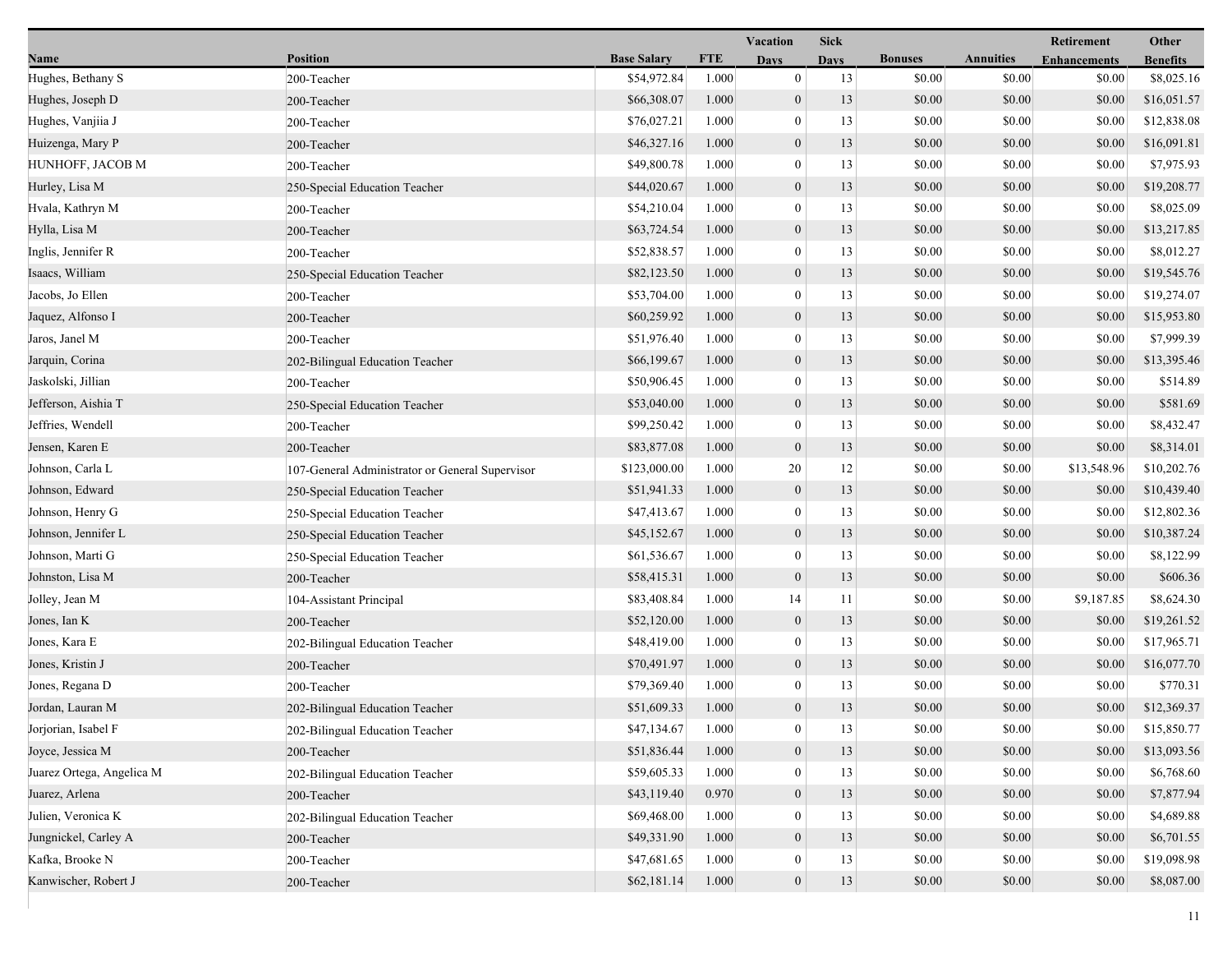| Name | Position | Base Salary | FTE | Vacation Days | Sick Days | Bonuses | Annuities | Retirement Enhancements | Other Benefits |
|---|---|---|---|---|---|---|---|---|---|
| Hughes, Bethany S | 200-Teacher | $54,972.84 | 1.000 | 0 | 13 | $0.00 | $0.00 | $0.00 | $8,025.16 |
| Hughes, Joseph D | 200-Teacher | $66,308.07 | 1.000 | 0 | 13 | $0.00 | $0.00 | $0.00 | $16,051.57 |
| Hughes, Vanjiia J | 200-Teacher | $76,027.21 | 1.000 | 0 | 13 | $0.00 | $0.00 | $0.00 | $12,838.08 |
| Huizenga, Mary P | 200-Teacher | $46,327.16 | 1.000 | 0 | 13 | $0.00 | $0.00 | $0.00 | $16,091.81 |
| HUNHOFF, JACOB M | 200-Teacher | $49,800.78 | 1.000 | 0 | 13 | $0.00 | $0.00 | $0.00 | $7,975.93 |
| Hurley, Lisa M | 250-Special Education Teacher | $44,020.67 | 1.000 | 0 | 13 | $0.00 | $0.00 | $0.00 | $19,208.77 |
| Hvala, Kathryn M | 200-Teacher | $54,210.04 | 1.000 | 0 | 13 | $0.00 | $0.00 | $0.00 | $8,025.09 |
| Hylla, Lisa M | 200-Teacher | $63,724.54 | 1.000 | 0 | 13 | $0.00 | $0.00 | $0.00 | $13,217.85 |
| Inglis, Jennifer R | 200-Teacher | $52,838.57 | 1.000 | 0 | 13 | $0.00 | $0.00 | $0.00 | $8,012.27 |
| Isaacs, William | 250-Special Education Teacher | $82,123.50 | 1.000 | 0 | 13 | $0.00 | $0.00 | $0.00 | $19,545.76 |
| Jacobs, Jo Ellen | 200-Teacher | $53,704.00 | 1.000 | 0 | 13 | $0.00 | $0.00 | $0.00 | $19,274.07 |
| Jaquez, Alfonso I | 200-Teacher | $60,259.92 | 1.000 | 0 | 13 | $0.00 | $0.00 | $0.00 | $15,953.80 |
| Jaros, Janel M | 200-Teacher | $51,976.40 | 1.000 | 0 | 13 | $0.00 | $0.00 | $0.00 | $7,999.39 |
| Jarquin, Corina | 202-Bilingual Education Teacher | $66,199.67 | 1.000 | 0 | 13 | $0.00 | $0.00 | $0.00 | $13,395.46 |
| Jaskolski, Jillian | 200-Teacher | $50,906.45 | 1.000 | 0 | 13 | $0.00 | $0.00 | $0.00 | $514.89 |
| Jefferson, Aishia T | 250-Special Education Teacher | $53,040.00 | 1.000 | 0 | 13 | $0.00 | $0.00 | $0.00 | $581.69 |
| Jeffries, Wendell | 200-Teacher | $99,250.42 | 1.000 | 0 | 13 | $0.00 | $0.00 | $0.00 | $8,432.47 |
| Jensen, Karen E | 200-Teacher | $83,877.08 | 1.000 | 0 | 13 | $0.00 | $0.00 | $0.00 | $8,314.01 |
| Johnson, Carla L | 107-General Administrator or General Supervisor | $123,000.00 | 1.000 | 20 | 12 | $0.00 | $0.00 | $13,548.96 | $10,202.76 |
| Johnson, Edward | 250-Special Education Teacher | $51,941.33 | 1.000 | 0 | 13 | $0.00 | $0.00 | $0.00 | $10,439.40 |
| Johnson, Henry G | 250-Special Education Teacher | $47,413.67 | 1.000 | 0 | 13 | $0.00 | $0.00 | $0.00 | $12,802.36 |
| Johnson, Jennifer L | 250-Special Education Teacher | $45,152.67 | 1.000 | 0 | 13 | $0.00 | $0.00 | $0.00 | $10,387.24 |
| Johnson, Marti G | 250-Special Education Teacher | $61,536.67 | 1.000 | 0 | 13 | $0.00 | $0.00 | $0.00 | $8,122.99 |
| Johnston, Lisa M | 200-Teacher | $58,415.31 | 1.000 | 0 | 13 | $0.00 | $0.00 | $0.00 | $606.36 |
| Jolley, Jean M | 104-Assistant Principal | $83,408.84 | 1.000 | 14 | 11 | $0.00 | $0.00 | $9,187.85 | $8,624.30 |
| Jones, Ian K | 200-Teacher | $52,120.00 | 1.000 | 0 | 13 | $0.00 | $0.00 | $0.00 | $19,261.52 |
| Jones, Kara E | 202-Bilingual Education Teacher | $48,419.00 | 1.000 | 0 | 13 | $0.00 | $0.00 | $0.00 | $17,965.71 |
| Jones, Kristin J | 200-Teacher | $70,491.97 | 1.000 | 0 | 13 | $0.00 | $0.00 | $0.00 | $16,077.70 |
| Jones, Regana D | 200-Teacher | $79,369.40 | 1.000 | 0 | 13 | $0.00 | $0.00 | $0.00 | $770.31 |
| Jordan, Lauran M | 202-Bilingual Education Teacher | $51,609.33 | 1.000 | 0 | 13 | $0.00 | $0.00 | $0.00 | $12,369.37 |
| Jorjorian, Isabel F | 202-Bilingual Education Teacher | $47,134.67 | 1.000 | 0 | 13 | $0.00 | $0.00 | $0.00 | $15,850.77 |
| Joyce, Jessica M | 200-Teacher | $51,836.44 | 1.000 | 0 | 13 | $0.00 | $0.00 | $0.00 | $13,093.56 |
| Juarez Ortega, Angelica M | 202-Bilingual Education Teacher | $59,605.33 | 1.000 | 0 | 13 | $0.00 | $0.00 | $0.00 | $6,768.60 |
| Juarez, Arlena | 200-Teacher | $43,119.40 | 0.970 | 0 | 13 | $0.00 | $0.00 | $0.00 | $7,877.94 |
| Julien, Veronica K | 202-Bilingual Education Teacher | $69,468.00 | 1.000 | 0 | 13 | $0.00 | $0.00 | $0.00 | $4,689.88 |
| Jungnickel, Carley A | 200-Teacher | $49,331.90 | 1.000 | 0 | 13 | $0.00 | $0.00 | $0.00 | $6,701.55 |
| Kafka, Brooke N | 200-Teacher | $47,681.65 | 1.000 | 0 | 13 | $0.00 | $0.00 | $0.00 | $19,098.98 |
| Kanwischer, Robert J | 200-Teacher | $62,181.14 | 1.000 | 0 | 13 | $0.00 | $0.00 | $0.00 | $8,087.00 |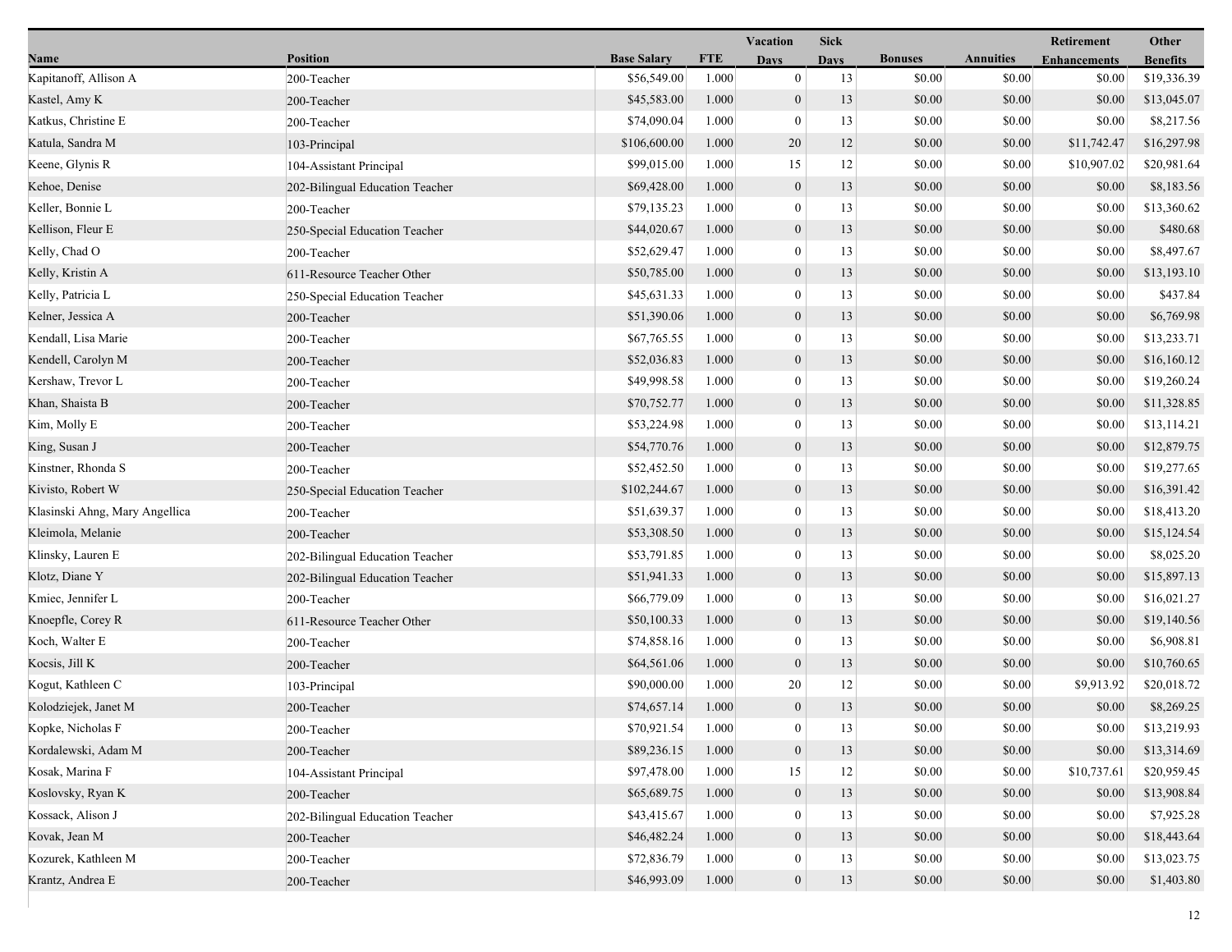| Name | Position | Base Salary | FTE | Vacation Days | Sick Days | Bonuses | Annuities | Retirement Enhancements | Other Benefits |
|---|---|---|---|---|---|---|---|---|---|
| Kapitanoff, Allison A | 200-Teacher | $56,549.00 | 1.000 | 0 | 13 | $0.00 | $0.00 | $0.00 | $19,336.39 |
| Kastel, Amy K | 200-Teacher | $45,583.00 | 1.000 | 0 | 13 | $0.00 | $0.00 | $0.00 | $13,045.07 |
| Katkus, Christine E | 200-Teacher | $74,090.04 | 1.000 | 0 | 13 | $0.00 | $0.00 | $0.00 | $8,217.56 |
| Katula, Sandra M | 103-Principal | $106,600.00 | 1.000 | 20 | 12 | $0.00 | $0.00 | $11,742.47 | $16,297.98 |
| Keene, Glynis R | 104-Assistant Principal | $99,015.00 | 1.000 | 15 | 12 | $0.00 | $0.00 | $10,907.02 | $20,981.64 |
| Kehoe, Denise | 202-Bilingual Education Teacher | $69,428.00 | 1.000 | 0 | 13 | $0.00 | $0.00 | $0.00 | $8,183.56 |
| Keller, Bonnie L | 200-Teacher | $79,135.23 | 1.000 | 0 | 13 | $0.00 | $0.00 | $0.00 | $13,360.62 |
| Kellison, Fleur E | 250-Special Education Teacher | $44,020.67 | 1.000 | 0 | 13 | $0.00 | $0.00 | $0.00 | $480.68 |
| Kelly, Chad O | 200-Teacher | $52,629.47 | 1.000 | 0 | 13 | $0.00 | $0.00 | $0.00 | $8,497.67 |
| Kelly, Kristin A | 611-Resource Teacher Other | $50,785.00 | 1.000 | 0 | 13 | $0.00 | $0.00 | $0.00 | $13,193.10 |
| Kelly, Patricia L | 250-Special Education Teacher | $45,631.33 | 1.000 | 0 | 13 | $0.00 | $0.00 | $0.00 | $437.84 |
| Kelner, Jessica A | 200-Teacher | $51,390.06 | 1.000 | 0 | 13 | $0.00 | $0.00 | $0.00 | $6,769.98 |
| Kendall, Lisa Marie | 200-Teacher | $67,765.55 | 1.000 | 0 | 13 | $0.00 | $0.00 | $0.00 | $13,233.71 |
| Kendell, Carolyn M | 200-Teacher | $52,036.83 | 1.000 | 0 | 13 | $0.00 | $0.00 | $0.00 | $16,160.12 |
| Kershaw, Trevor L | 200-Teacher | $49,998.58 | 1.000 | 0 | 13 | $0.00 | $0.00 | $0.00 | $19,260.24 |
| Khan, Shaista B | 200-Teacher | $70,752.77 | 1.000 | 0 | 13 | $0.00 | $0.00 | $0.00 | $11,328.85 |
| Kim, Molly E | 200-Teacher | $53,224.98 | 1.000 | 0 | 13 | $0.00 | $0.00 | $0.00 | $13,114.21 |
| King, Susan J | 200-Teacher | $54,770.76 | 1.000 | 0 | 13 | $0.00 | $0.00 | $0.00 | $12,879.75 |
| Kinstner, Rhonda S | 200-Teacher | $52,452.50 | 1.000 | 0 | 13 | $0.00 | $0.00 | $0.00 | $19,277.65 |
| Kivisto, Robert W | 250-Special Education Teacher | $102,244.67 | 1.000 | 0 | 13 | $0.00 | $0.00 | $0.00 | $16,391.42 |
| Klasinski Ahng, Mary Angellica | 200-Teacher | $51,639.37 | 1.000 | 0 | 13 | $0.00 | $0.00 | $0.00 | $18,413.20 |
| Kleimola, Melanie | 200-Teacher | $53,308.50 | 1.000 | 0 | 13 | $0.00 | $0.00 | $0.00 | $15,124.54 |
| Klinsky, Lauren E | 202-Bilingual Education Teacher | $53,791.85 | 1.000 | 0 | 13 | $0.00 | $0.00 | $0.00 | $8,025.20 |
| Klotz, Diane Y | 202-Bilingual Education Teacher | $51,941.33 | 1.000 | 0 | 13 | $0.00 | $0.00 | $0.00 | $15,897.13 |
| Kmiec, Jennifer L | 200-Teacher | $66,779.09 | 1.000 | 0 | 13 | $0.00 | $0.00 | $0.00 | $16,021.27 |
| Knoepfle, Corey R | 611-Resource Teacher Other | $50,100.33 | 1.000 | 0 | 13 | $0.00 | $0.00 | $0.00 | $19,140.56 |
| Koch, Walter E | 200-Teacher | $74,858.16 | 1.000 | 0 | 13 | $0.00 | $0.00 | $0.00 | $6,908.81 |
| Kocsis, Jill K | 200-Teacher | $64,561.06 | 1.000 | 0 | 13 | $0.00 | $0.00 | $0.00 | $10,760.65 |
| Kogut, Kathleen C | 103-Principal | $90,000.00 | 1.000 | 20 | 12 | $0.00 | $0.00 | $9,913.92 | $20,018.72 |
| Kolodziejek, Janet M | 200-Teacher | $74,657.14 | 1.000 | 0 | 13 | $0.00 | $0.00 | $0.00 | $8,269.25 |
| Kopke, Nicholas F | 200-Teacher | $70,921.54 | 1.000 | 0 | 13 | $0.00 | $0.00 | $0.00 | $13,219.93 |
| Kordalewski, Adam M | 200-Teacher | $89,236.15 | 1.000 | 0 | 13 | $0.00 | $0.00 | $0.00 | $13,314.69 |
| Kosak, Marina F | 104-Assistant Principal | $97,478.00 | 1.000 | 15 | 12 | $0.00 | $0.00 | $10,737.61 | $20,959.45 |
| Koslovsky, Ryan K | 200-Teacher | $65,689.75 | 1.000 | 0 | 13 | $0.00 | $0.00 | $0.00 | $13,908.84 |
| Kossack, Alison J | 202-Bilingual Education Teacher | $43,415.67 | 1.000 | 0 | 13 | $0.00 | $0.00 | $0.00 | $7,925.28 |
| Kovak, Jean M | 200-Teacher | $46,482.24 | 1.000 | 0 | 13 | $0.00 | $0.00 | $0.00 | $18,443.64 |
| Kozurek, Kathleen M | 200-Teacher | $72,836.79 | 1.000 | 0 | 13 | $0.00 | $0.00 | $0.00 | $13,023.75 |
| Krantz, Andrea E | 200-Teacher | $46,993.09 | 1.000 | 0 | 13 | $0.00 | $0.00 | $0.00 | $1,403.80 |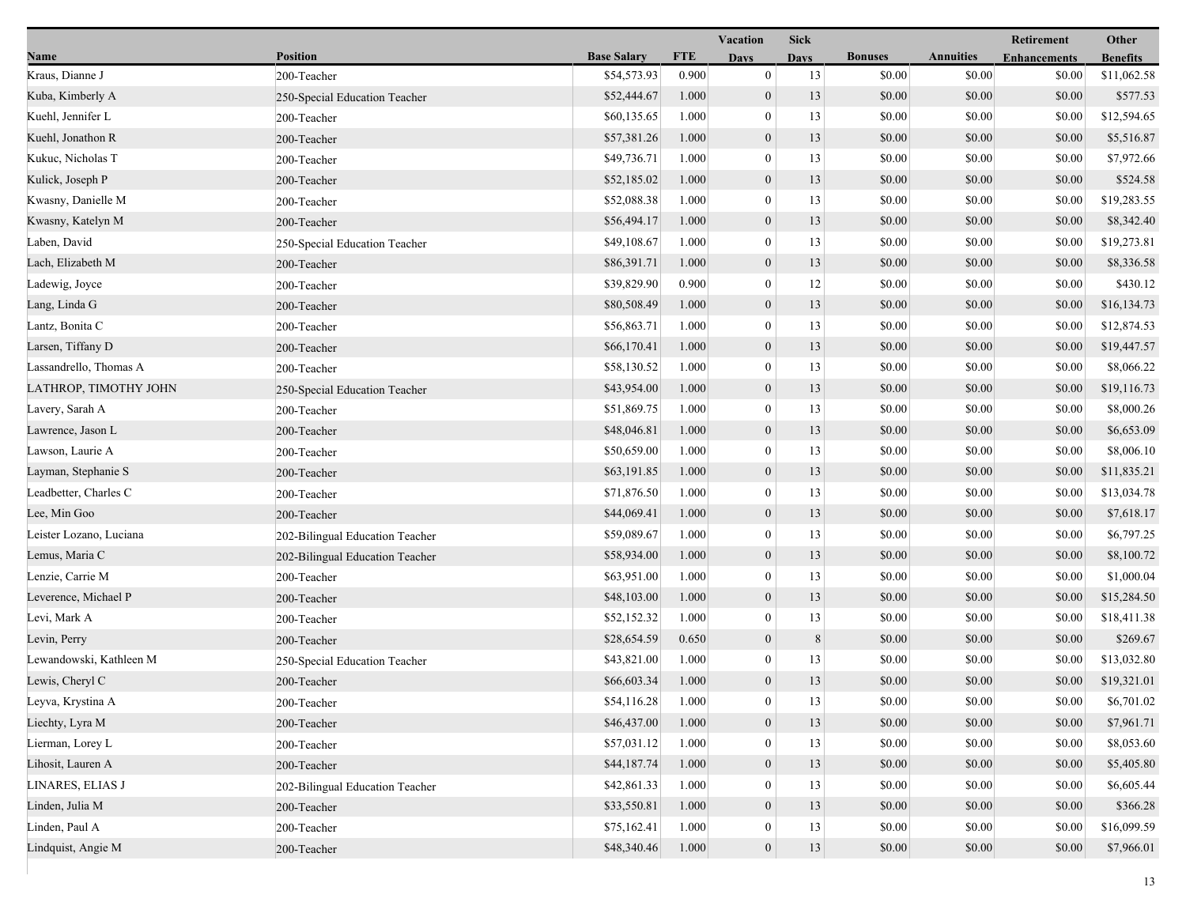| Name | Position | Base Salary | FTE | Vacation Days | Sick Days | Bonuses | Annuities | Retirement Enhancements | Other Benefits |
|---|---|---|---|---|---|---|---|---|---|
| Kraus, Dianne J | 200-Teacher | $54,573.93 | 0.900 | 0 | 13 | $0.00 | $0.00 | $0.00 | $11,062.58 |
| Kuba, Kimberly A | 250-Special Education Teacher | $52,444.67 | 1.000 | 0 | 13 | $0.00 | $0.00 | $0.00 | $577.53 |
| Kuehl, Jennifer L | 200-Teacher | $60,135.65 | 1.000 | 0 | 13 | $0.00 | $0.00 | $0.00 | $12,594.65 |
| Kuehl, Jonathon R | 200-Teacher | $57,381.26 | 1.000 | 0 | 13 | $0.00 | $0.00 | $0.00 | $5,516.87 |
| Kukuc, Nicholas T | 200-Teacher | $49,736.71 | 1.000 | 0 | 13 | $0.00 | $0.00 | $0.00 | $7,972.66 |
| Kulick, Joseph P | 200-Teacher | $52,185.02 | 1.000 | 0 | 13 | $0.00 | $0.00 | $0.00 | $524.58 |
| Kwasny, Danielle M | 200-Teacher | $52,088.38 | 1.000 | 0 | 13 | $0.00 | $0.00 | $0.00 | $19,283.55 |
| Kwasny, Katelyn M | 200-Teacher | $56,494.17 | 1.000 | 0 | 13 | $0.00 | $0.00 | $0.00 | $8,342.40 |
| Laben, David | 250-Special Education Teacher | $49,108.67 | 1.000 | 0 | 13 | $0.00 | $0.00 | $0.00 | $19,273.81 |
| Lach, Elizabeth M | 200-Teacher | $86,391.71 | 1.000 | 0 | 13 | $0.00 | $0.00 | $0.00 | $8,336.58 |
| Ladewig, Joyce | 200-Teacher | $39,829.90 | 0.900 | 0 | 12 | $0.00 | $0.00 | $0.00 | $430.12 |
| Lang, Linda G | 200-Teacher | $80,508.49 | 1.000 | 0 | 13 | $0.00 | $0.00 | $0.00 | $16,134.73 |
| Lantz, Bonita C | 200-Teacher | $56,863.71 | 1.000 | 0 | 13 | $0.00 | $0.00 | $0.00 | $12,874.53 |
| Larsen, Tiffany D | 200-Teacher | $66,170.41 | 1.000 | 0 | 13 | $0.00 | $0.00 | $0.00 | $19,447.57 |
| Lassandrello, Thomas A | 200-Teacher | $58,130.52 | 1.000 | 0 | 13 | $0.00 | $0.00 | $0.00 | $8,066.22 |
| LATHROP, TIMOTHY JOHN | 250-Special Education Teacher | $43,954.00 | 1.000 | 0 | 13 | $0.00 | $0.00 | $0.00 | $19,116.73 |
| Lavery, Sarah A | 200-Teacher | $51,869.75 | 1.000 | 0 | 13 | $0.00 | $0.00 | $0.00 | $8,000.26 |
| Lawrence, Jason L | 200-Teacher | $48,046.81 | 1.000 | 0 | 13 | $0.00 | $0.00 | $0.00 | $6,653.09 |
| Lawson, Laurie A | 200-Teacher | $50,659.00 | 1.000 | 0 | 13 | $0.00 | $0.00 | $0.00 | $8,006.10 |
| Layman, Stephanie S | 200-Teacher | $63,191.85 | 1.000 | 0 | 13 | $0.00 | $0.00 | $0.00 | $11,835.21 |
| Leadbetter, Charles C | 200-Teacher | $71,876.50 | 1.000 | 0 | 13 | $0.00 | $0.00 | $0.00 | $13,034.78 |
| Lee, Min Goo | 200-Teacher | $44,069.41 | 1.000 | 0 | 13 | $0.00 | $0.00 | $0.00 | $7,618.17 |
| Leister Lozano, Luciana | 202-Bilingual Education Teacher | $59,089.67 | 1.000 | 0 | 13 | $0.00 | $0.00 | $0.00 | $6,797.25 |
| Lemus, Maria C | 202-Bilingual Education Teacher | $58,934.00 | 1.000 | 0 | 13 | $0.00 | $0.00 | $0.00 | $8,100.72 |
| Lenzie, Carrie M | 200-Teacher | $63,951.00 | 1.000 | 0 | 13 | $0.00 | $0.00 | $0.00 | $1,000.04 |
| Leverence, Michael P | 200-Teacher | $48,103.00 | 1.000 | 0 | 13 | $0.00 | $0.00 | $0.00 | $15,284.50 |
| Levi, Mark A | 200-Teacher | $52,152.32 | 1.000 | 0 | 13 | $0.00 | $0.00 | $0.00 | $18,411.38 |
| Levin, Perry | 200-Teacher | $28,654.59 | 0.650 | 0 | 8 | $0.00 | $0.00 | $0.00 | $269.67 |
| Lewandowski, Kathleen M | 250-Special Education Teacher | $43,821.00 | 1.000 | 0 | 13 | $0.00 | $0.00 | $0.00 | $13,032.80 |
| Lewis, Cheryl C | 200-Teacher | $66,603.34 | 1.000 | 0 | 13 | $0.00 | $0.00 | $0.00 | $19,321.01 |
| Leyva, Krystina A | 200-Teacher | $54,116.28 | 1.000 | 0 | 13 | $0.00 | $0.00 | $0.00 | $6,701.02 |
| Liechty, Lyra M | 200-Teacher | $46,437.00 | 1.000 | 0 | 13 | $0.00 | $0.00 | $0.00 | $7,961.71 |
| Lierman, Lorey L | 200-Teacher | $57,031.12 | 1.000 | 0 | 13 | $0.00 | $0.00 | $0.00 | $8,053.60 |
| Lihosit, Lauren A | 200-Teacher | $44,187.74 | 1.000 | 0 | 13 | $0.00 | $0.00 | $0.00 | $5,405.80 |
| LINARES, ELIAS J | 202-Bilingual Education Teacher | $42,861.33 | 1.000 | 0 | 13 | $0.00 | $0.00 | $0.00 | $6,605.44 |
| Linden, Julia M | 200-Teacher | $33,550.81 | 1.000 | 0 | 13 | $0.00 | $0.00 | $0.00 | $366.28 |
| Linden, Paul A | 200-Teacher | $75,162.41 | 1.000 | 0 | 13 | $0.00 | $0.00 | $0.00 | $16,099.59 |
| Lindquist, Angie M | 200-Teacher | $48,340.46 | 1.000 | 0 | 13 | $0.00 | $0.00 | $0.00 | $7,966.01 |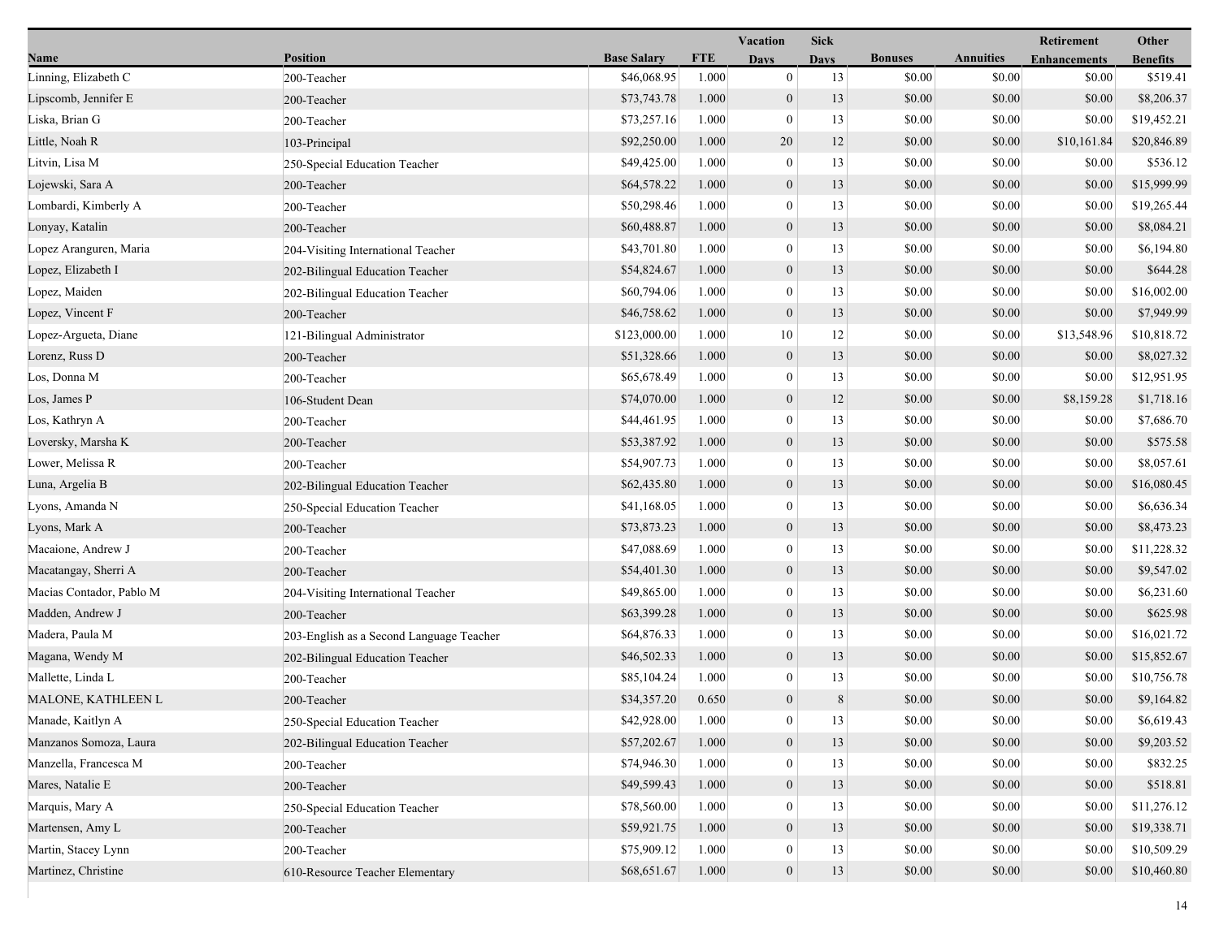| Name | Position | Base Salary | FTE | Vacation Days | Sick Days | Bonuses | Annuities | Retirement Enhancements | Other Benefits |
|---|---|---|---|---|---|---|---|---|---|
| Linning, Elizabeth C | 200-Teacher | $46,068.95 | 1.000 | 0 | 13 | $0.00 | $0.00 | $0.00 | $519.41 |
| Lipscomb, Jennifer E | 200-Teacher | $73,743.78 | 1.000 | 0 | 13 | $0.00 | $0.00 | $0.00 | $8,206.37 |
| Liska, Brian G | 200-Teacher | $73,257.16 | 1.000 | 0 | 13 | $0.00 | $0.00 | $0.00 | $19,452.21 |
| Little, Noah R | 103-Principal | $92,250.00 | 1.000 | 20 | 12 | $0.00 | $0.00 | $10,161.84 | $20,846.89 |
| Litvin, Lisa M | 250-Special Education Teacher | $49,425.00 | 1.000 | 0 | 13 | $0.00 | $0.00 | $0.00 | $536.12 |
| Lojewski, Sara A | 200-Teacher | $64,578.22 | 1.000 | 0 | 13 | $0.00 | $0.00 | $0.00 | $15,999.99 |
| Lombardi, Kimberly A | 200-Teacher | $50,298.46 | 1.000 | 0 | 13 | $0.00 | $0.00 | $0.00 | $19,265.44 |
| Lonyay, Katalin | 200-Teacher | $60,488.87 | 1.000 | 0 | 13 | $0.00 | $0.00 | $0.00 | $8,084.21 |
| Lopez Aranguren, Maria | 204-Visiting International Teacher | $43,701.80 | 1.000 | 0 | 13 | $0.00 | $0.00 | $0.00 | $6,194.80 |
| Lopez, Elizabeth I | 202-Bilingual Education Teacher | $54,824.67 | 1.000 | 0 | 13 | $0.00 | $0.00 | $0.00 | $644.28 |
| Lopez, Maiden | 202-Bilingual Education Teacher | $60,794.06 | 1.000 | 0 | 13 | $0.00 | $0.00 | $0.00 | $16,002.00 |
| Lopez, Vincent F | 200-Teacher | $46,758.62 | 1.000 | 0 | 13 | $0.00 | $0.00 | $0.00 | $7,949.99 |
| Lopez-Argueta, Diane | 121-Bilingual Administrator | $123,000.00 | 1.000 | 10 | 12 | $0.00 | $0.00 | $13,548.96 | $10,818.72 |
| Lorenz, Russ D | 200-Teacher | $51,328.66 | 1.000 | 0 | 13 | $0.00 | $0.00 | $0.00 | $8,027.32 |
| Los, Donna M | 200-Teacher | $65,678.49 | 1.000 | 0 | 13 | $0.00 | $0.00 | $0.00 | $12,951.95 |
| Los, James P | 106-Student Dean | $74,070.00 | 1.000 | 0 | 12 | $0.00 | $0.00 | $8,159.28 | $1,718.16 |
| Los, Kathryn A | 200-Teacher | $44,461.95 | 1.000 | 0 | 13 | $0.00 | $0.00 | $0.00 | $7,686.70 |
| Loversky, Marsha K | 200-Teacher | $53,387.92 | 1.000 | 0 | 13 | $0.00 | $0.00 | $0.00 | $575.58 |
| Lower, Melissa R | 200-Teacher | $54,907.73 | 1.000 | 0 | 13 | $0.00 | $0.00 | $0.00 | $8,057.61 |
| Luna, Argelia B | 202-Bilingual Education Teacher | $62,435.80 | 1.000 | 0 | 13 | $0.00 | $0.00 | $0.00 | $16,080.45 |
| Lyons, Amanda N | 250-Special Education Teacher | $41,168.05 | 1.000 | 0 | 13 | $0.00 | $0.00 | $0.00 | $6,636.34 |
| Lyons, Mark A | 200-Teacher | $73,873.23 | 1.000 | 0 | 13 | $0.00 | $0.00 | $0.00 | $8,473.23 |
| Macaione, Andrew J | 200-Teacher | $47,088.69 | 1.000 | 0 | 13 | $0.00 | $0.00 | $0.00 | $11,228.32 |
| Macatangay, Sherri A | 200-Teacher | $54,401.30 | 1.000 | 0 | 13 | $0.00 | $0.00 | $0.00 | $9,547.02 |
| Macias Contador, Pablo M | 204-Visiting International Teacher | $49,865.00 | 1.000 | 0 | 13 | $0.00 | $0.00 | $0.00 | $6,231.60 |
| Madden, Andrew J | 200-Teacher | $63,399.28 | 1.000 | 0 | 13 | $0.00 | $0.00 | $0.00 | $625.98 |
| Madera, Paula M | 203-English as a Second Language Teacher | $64,876.33 | 1.000 | 0 | 13 | $0.00 | $0.00 | $0.00 | $16,021.72 |
| Magana, Wendy M | 202-Bilingual Education Teacher | $46,502.33 | 1.000 | 0 | 13 | $0.00 | $0.00 | $0.00 | $15,852.67 |
| Mallette, Linda L | 200-Teacher | $85,104.24 | 1.000 | 0 | 13 | $0.00 | $0.00 | $0.00 | $10,756.78 |
| MALONE, KATHLEEN L | 200-Teacher | $34,357.20 | 0.650 | 0 | 8 | $0.00 | $0.00 | $0.00 | $9,164.82 |
| Manade, Kaitlyn A | 250-Special Education Teacher | $42,928.00 | 1.000 | 0 | 13 | $0.00 | $0.00 | $0.00 | $6,619.43 |
| Manzanos Somoza, Laura | 202-Bilingual Education Teacher | $57,202.67 | 1.000 | 0 | 13 | $0.00 | $0.00 | $0.00 | $9,203.52 |
| Manzella, Francesca M | 200-Teacher | $74,946.30 | 1.000 | 0 | 13 | $0.00 | $0.00 | $0.00 | $832.25 |
| Mares, Natalie E | 200-Teacher | $49,599.43 | 1.000 | 0 | 13 | $0.00 | $0.00 | $0.00 | $518.81 |
| Marquis, Mary A | 250-Special Education Teacher | $78,560.00 | 1.000 | 0 | 13 | $0.00 | $0.00 | $0.00 | $11,276.12 |
| Martensen, Amy L | 200-Teacher | $59,921.75 | 1.000 | 0 | 13 | $0.00 | $0.00 | $0.00 | $19,338.71 |
| Martin, Stacey Lynn | 200-Teacher | $75,909.12 | 1.000 | 0 | 13 | $0.00 | $0.00 | $0.00 | $10,509.29 |
| Martinez, Christine | 610-Resource Teacher Elementary | $68,651.67 | 1.000 | 0 | 13 | $0.00 | $0.00 | $0.00 | $10,460.80 |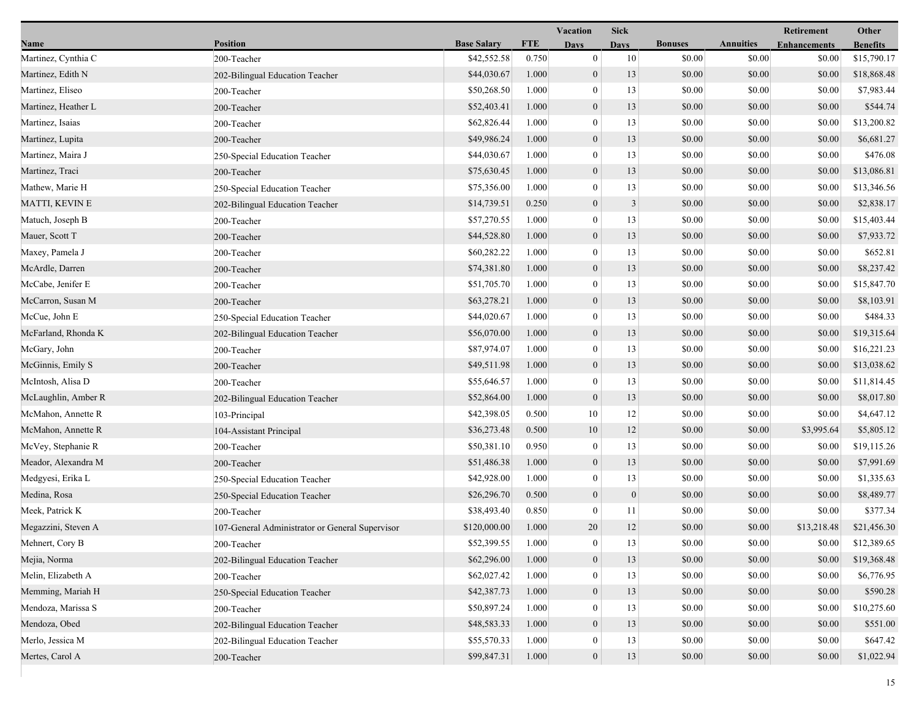| Name | Position | Base Salary | FTE | Vacation Days | Sick Days | Bonuses | Annuities | Retirement Enhancements | Other Benefits |
|---|---|---|---|---|---|---|---|---|---|
| Martinez, Cynthia C | 200-Teacher | $42,552.58 | 0.750 | 0 | 10 | $0.00 | $0.00 | $0.00 | $15,790.17 |
| Martinez, Edith N | 202-Bilingual Education Teacher | $44,030.67 | 1.000 | 0 | 13 | $0.00 | $0.00 | $0.00 | $18,868.48 |
| Martinez, Eliseo | 200-Teacher | $50,268.50 | 1.000 | 0 | 13 | $0.00 | $0.00 | $0.00 | $7,983.44 |
| Martinez, Heather L | 200-Teacher | $52,403.41 | 1.000 | 0 | 13 | $0.00 | $0.00 | $0.00 | $544.74 |
| Martinez, Isaias | 200-Teacher | $62,826.44 | 1.000 | 0 | 13 | $0.00 | $0.00 | $0.00 | $13,200.82 |
| Martinez, Lupita | 200-Teacher | $49,986.24 | 1.000 | 0 | 13 | $0.00 | $0.00 | $0.00 | $6,681.27 |
| Martinez, Maira J | 250-Special Education Teacher | $44,030.67 | 1.000 | 0 | 13 | $0.00 | $0.00 | $0.00 | $476.08 |
| Martinez, Traci | 200-Teacher | $75,630.45 | 1.000 | 0 | 13 | $0.00 | $0.00 | $0.00 | $13,086.81 |
| Mathew, Marie H | 250-Special Education Teacher | $75,356.00 | 1.000 | 0 | 13 | $0.00 | $0.00 | $0.00 | $13,346.56 |
| MATTI, KEVIN E | 202-Bilingual Education Teacher | $14,739.51 | 0.250 | 0 | 3 | $0.00 | $0.00 | $0.00 | $2,838.17 |
| Matuch, Joseph B | 200-Teacher | $57,270.55 | 1.000 | 0 | 13 | $0.00 | $0.00 | $0.00 | $15,403.44 |
| Mauer, Scott T | 200-Teacher | $44,528.80 | 1.000 | 0 | 13 | $0.00 | $0.00 | $0.00 | $7,933.72 |
| Maxey, Pamela J | 200-Teacher | $60,282.22 | 1.000 | 0 | 13 | $0.00 | $0.00 | $0.00 | $652.81 |
| McArdle, Darren | 200-Teacher | $74,381.80 | 1.000 | 0 | 13 | $0.00 | $0.00 | $0.00 | $8,237.42 |
| McCabe, Jenifer E | 200-Teacher | $51,705.70 | 1.000 | 0 | 13 | $0.00 | $0.00 | $0.00 | $15,847.70 |
| McCarron, Susan M | 200-Teacher | $63,278.21 | 1.000 | 0 | 13 | $0.00 | $0.00 | $0.00 | $8,103.91 |
| McCue, John E | 250-Special Education Teacher | $44,020.67 | 1.000 | 0 | 13 | $0.00 | $0.00 | $0.00 | $484.33 |
| McFarland, Rhonda K | 202-Bilingual Education Teacher | $56,070.00 | 1.000 | 0 | 13 | $0.00 | $0.00 | $0.00 | $19,315.64 |
| McGary, John | 200-Teacher | $87,974.07 | 1.000 | 0 | 13 | $0.00 | $0.00 | $0.00 | $16,221.23 |
| McGinnis, Emily S | 200-Teacher | $49,511.98 | 1.000 | 0 | 13 | $0.00 | $0.00 | $0.00 | $13,038.62 |
| McIntosh, Alisa D | 200-Teacher | $55,646.57 | 1.000 | 0 | 13 | $0.00 | $0.00 | $0.00 | $11,814.45 |
| McLaughlin, Amber R | 202-Bilingual Education Teacher | $52,864.00 | 1.000 | 0 | 13 | $0.00 | $0.00 | $0.00 | $8,017.80 |
| McMahon, Annette R | 103-Principal | $42,398.05 | 0.500 | 10 | 12 | $0.00 | $0.00 | $0.00 | $4,647.12 |
| McMahon, Annette R | 104-Assistant Principal | $36,273.48 | 0.500 | 10 | 12 | $0.00 | $0.00 | $3,995.64 | $5,805.12 |
| McVey, Stephanie R | 200-Teacher | $50,381.10 | 0.950 | 0 | 13 | $0.00 | $0.00 | $0.00 | $19,115.26 |
| Meador, Alexandra M | 200-Teacher | $51,486.38 | 1.000 | 0 | 13 | $0.00 | $0.00 | $0.00 | $7,991.69 |
| Medgyesi, Erika L | 250-Special Education Teacher | $42,928.00 | 1.000 | 0 | 13 | $0.00 | $0.00 | $0.00 | $1,335.63 |
| Medina, Rosa | 250-Special Education Teacher | $26,296.70 | 0.500 | 0 | 0 | $0.00 | $0.00 | $0.00 | $8,489.77 |
| Meek, Patrick K | 200-Teacher | $38,493.40 | 0.850 | 0 | 11 | $0.00 | $0.00 | $0.00 | $377.34 |
| Megazzini, Steven A | 107-General Administrator or General Supervisor | $120,000.00 | 1.000 | 20 | 12 | $0.00 | $0.00 | $13,218.48 | $21,456.30 |
| Mehnert, Cory B | 200-Teacher | $52,399.55 | 1.000 | 0 | 13 | $0.00 | $0.00 | $0.00 | $12,389.65 |
| Mejia, Norma | 202-Bilingual Education Teacher | $62,296.00 | 1.000 | 0 | 13 | $0.00 | $0.00 | $0.00 | $19,368.48 |
| Melin, Elizabeth A | 200-Teacher | $62,027.42 | 1.000 | 0 | 13 | $0.00 | $0.00 | $0.00 | $6,776.95 |
| Memming, Mariah H | 250-Special Education Teacher | $42,387.73 | 1.000 | 0 | 13 | $0.00 | $0.00 | $0.00 | $590.28 |
| Mendoza, Marissa S | 200-Teacher | $50,897.24 | 1.000 | 0 | 13 | $0.00 | $0.00 | $0.00 | $10,275.60 |
| Mendoza, Obed | 202-Bilingual Education Teacher | $48,583.33 | 1.000 | 0 | 13 | $0.00 | $0.00 | $0.00 | $551.00 |
| Merlo, Jessica M | 202-Bilingual Education Teacher | $55,570.33 | 1.000 | 0 | 13 | $0.00 | $0.00 | $0.00 | $647.42 |
| Mertes, Carol A | 200-Teacher | $99,847.31 | 1.000 | 0 | 13 | $0.00 | $0.00 | $0.00 | $1,022.94 |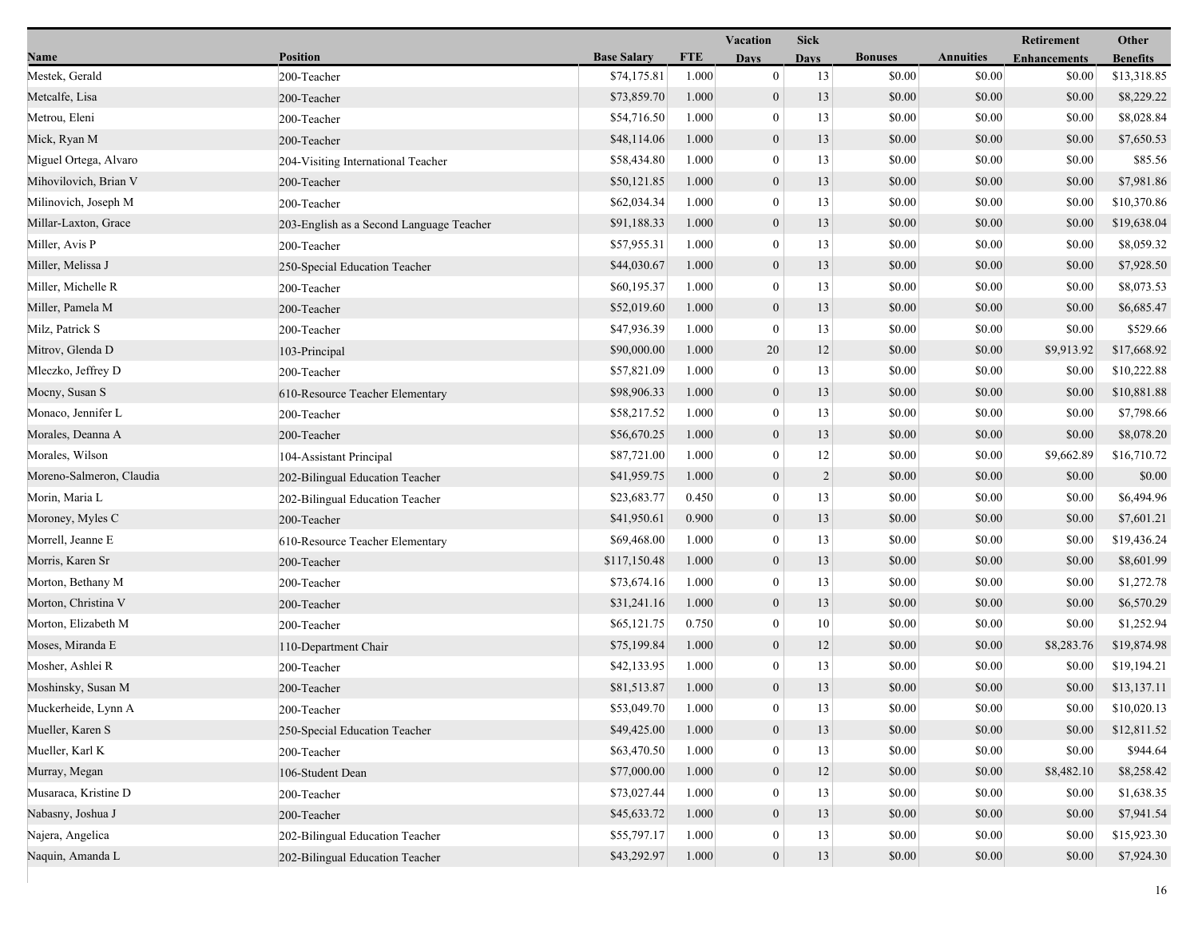| Name | Position | Base Salary | FTE | Vacation Days | Sick Days | Bonuses | Annuities | Retirement Enhancements | Other Benefits |
|---|---|---|---|---|---|---|---|---|---|
| Mestek, Gerald | 200-Teacher | $74,175.81 | 1.000 | 0 | 13 | $0.00 | $0.00 | $0.00 | $13,318.85 |
| Metcalfe, Lisa | 200-Teacher | $73,859.70 | 1.000 | 0 | 13 | $0.00 | $0.00 | $0.00 | $8,229.22 |
| Metrou, Eleni | 200-Teacher | $54,716.50 | 1.000 | 0 | 13 | $0.00 | $0.00 | $0.00 | $8,028.84 |
| Mick, Ryan M | 200-Teacher | $48,114.06 | 1.000 | 0 | 13 | $0.00 | $0.00 | $0.00 | $7,650.53 |
| Miguel Ortega, Alvaro | 204-Visiting International Teacher | $58,434.80 | 1.000 | 0 | 13 | $0.00 | $0.00 | $0.00 | $85.56 |
| Mihovilovich, Brian V | 200-Teacher | $50,121.85 | 1.000 | 0 | 13 | $0.00 | $0.00 | $0.00 | $7,981.86 |
| Milinovich, Joseph M | 200-Teacher | $62,034.34 | 1.000 | 0 | 13 | $0.00 | $0.00 | $0.00 | $10,370.86 |
| Millar-Laxton, Grace | 203-English as a Second Language Teacher | $91,188.33 | 1.000 | 0 | 13 | $0.00 | $0.00 | $0.00 | $19,638.04 |
| Miller, Avis P | 200-Teacher | $57,955.31 | 1.000 | 0 | 13 | $0.00 | $0.00 | $0.00 | $8,059.32 |
| Miller, Melissa J | 250-Special Education Teacher | $44,030.67 | 1.000 | 0 | 13 | $0.00 | $0.00 | $0.00 | $7,928.50 |
| Miller, Michelle R | 200-Teacher | $60,195.37 | 1.000 | 0 | 13 | $0.00 | $0.00 | $0.00 | $8,073.53 |
| Miller, Pamela M | 200-Teacher | $52,019.60 | 1.000 | 0 | 13 | $0.00 | $0.00 | $0.00 | $6,685.47 |
| Milz, Patrick S | 200-Teacher | $47,936.39 | 1.000 | 0 | 13 | $0.00 | $0.00 | $0.00 | $529.66 |
| Mitrov, Glenda D | 103-Principal | $90,000.00 | 1.000 | 20 | 12 | $0.00 | $0.00 | $9,913.92 | $17,668.92 |
| Mleczko, Jeffrey D | 200-Teacher | $57,821.09 | 1.000 | 0 | 13 | $0.00 | $0.00 | $0.00 | $10,222.88 |
| Mocny, Susan S | 610-Resource Teacher Elementary | $98,906.33 | 1.000 | 0 | 13 | $0.00 | $0.00 | $0.00 | $10,881.88 |
| Monaco, Jennifer L | 200-Teacher | $58,217.52 | 1.000 | 0 | 13 | $0.00 | $0.00 | $0.00 | $7,798.66 |
| Morales, Deanna A | 200-Teacher | $56,670.25 | 1.000 | 0 | 13 | $0.00 | $0.00 | $0.00 | $8,078.20 |
| Morales, Wilson | 104-Assistant Principal | $87,721.00 | 1.000 | 0 | 12 | $0.00 | $0.00 | $9,662.89 | $16,710.72 |
| Moreno-Salmeron, Claudia | 202-Bilingual Education Teacher | $41,959.75 | 1.000 | 0 | 2 | $0.00 | $0.00 | $0.00 | $0.00 |
| Morin, Maria L | 202-Bilingual Education Teacher | $23,683.77 | 0.450 | 0 | 13 | $0.00 | $0.00 | $0.00 | $6,494.96 |
| Moroney, Myles C | 200-Teacher | $41,950.61 | 0.900 | 0 | 13 | $0.00 | $0.00 | $0.00 | $7,601.21 |
| Morrell, Jeanne E | 610-Resource Teacher Elementary | $69,468.00 | 1.000 | 0 | 13 | $0.00 | $0.00 | $0.00 | $19,436.24 |
| Morris, Karen Sr | 200-Teacher | $117,150.48 | 1.000 | 0 | 13 | $0.00 | $0.00 | $0.00 | $8,601.99 |
| Morton, Bethany M | 200-Teacher | $73,674.16 | 1.000 | 0 | 13 | $0.00 | $0.00 | $0.00 | $1,272.78 |
| Morton, Christina V | 200-Teacher | $31,241.16 | 1.000 | 0 | 13 | $0.00 | $0.00 | $0.00 | $6,570.29 |
| Morton, Elizabeth M | 200-Teacher | $65,121.75 | 0.750 | 0 | 10 | $0.00 | $0.00 | $0.00 | $1,252.94 |
| Moses, Miranda E | 110-Department Chair | $75,199.84 | 1.000 | 0 | 12 | $0.00 | $0.00 | $8,283.76 | $19,874.98 |
| Mosher, Ashlei R | 200-Teacher | $42,133.95 | 1.000 | 0 | 13 | $0.00 | $0.00 | $0.00 | $19,194.21 |
| Moshinsky, Susan M | 200-Teacher | $81,513.87 | 1.000 | 0 | 13 | $0.00 | $0.00 | $0.00 | $13,137.11 |
| Muckerheide, Lynn A | 200-Teacher | $53,049.70 | 1.000 | 0 | 13 | $0.00 | $0.00 | $0.00 | $10,020.13 |
| Mueller, Karen S | 250-Special Education Teacher | $49,425.00 | 1.000 | 0 | 13 | $0.00 | $0.00 | $0.00 | $12,811.52 |
| Mueller, Karl K | 200-Teacher | $63,470.50 | 1.000 | 0 | 13 | $0.00 | $0.00 | $0.00 | $944.64 |
| Murray, Megan | 106-Student Dean | $77,000.00 | 1.000 | 0 | 12 | $0.00 | $0.00 | $8,482.10 | $8,258.42 |
| Musaraca, Kristine D | 200-Teacher | $73,027.44 | 1.000 | 0 | 13 | $0.00 | $0.00 | $0.00 | $1,638.35 |
| Nabasny, Joshua J | 200-Teacher | $45,633.72 | 1.000 | 0 | 13 | $0.00 | $0.00 | $0.00 | $7,941.54 |
| Najera, Angelica | 202-Bilingual Education Teacher | $55,797.17 | 1.000 | 0 | 13 | $0.00 | $0.00 | $0.00 | $15,923.30 |
| Naquin, Amanda L | 202-Bilingual Education Teacher | $43,292.97 | 1.000 | 0 | 13 | $0.00 | $0.00 | $0.00 | $7,924.30 |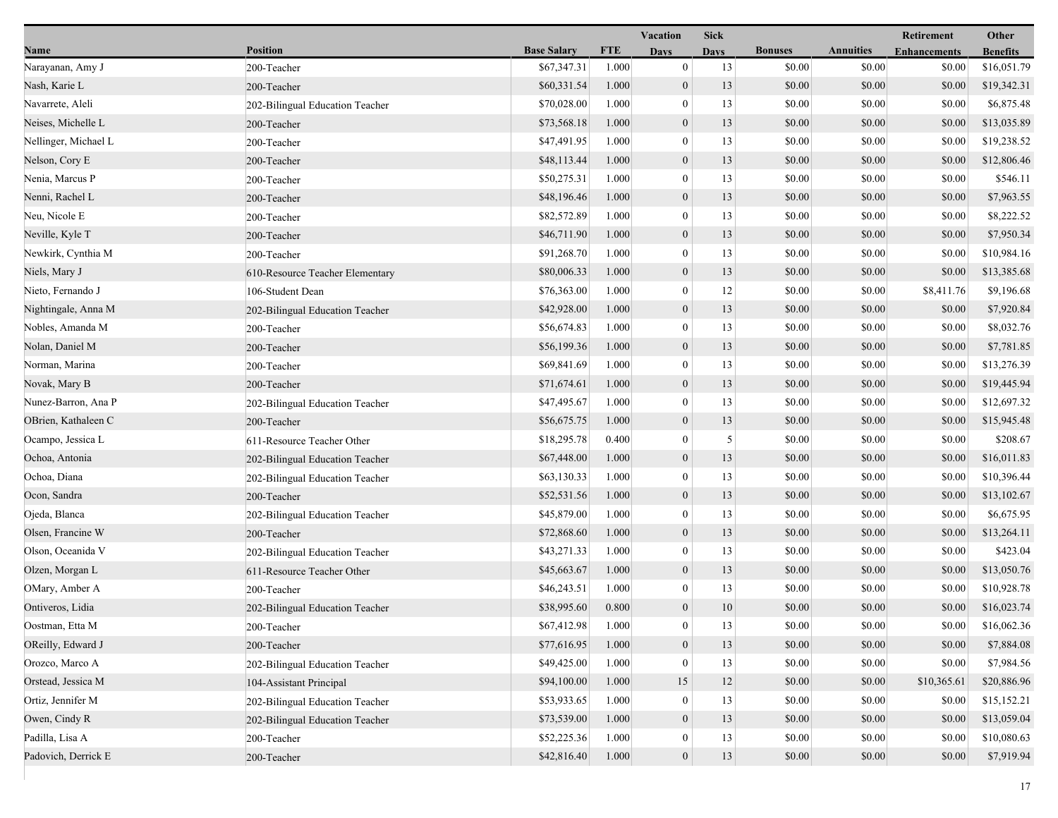| Name | Position | Base Salary | FTE | Vacation Days | Sick Days | Bonuses | Annuities | Retirement Enhancements | Other Benefits |
|---|---|---|---|---|---|---|---|---|---|
| Narayanan, Amy J | 200-Teacher | $67,347.31 | 1.000 | 0 | 13 | $0.00 | $0.00 | $0.00 | $16,051.79 |
| Nash, Karie L | 200-Teacher | $60,331.54 | 1.000 | 0 | 13 | $0.00 | $0.00 | $0.00 | $19,342.31 |
| Navarrete, Aleli | 202-Bilingual Education Teacher | $70,028.00 | 1.000 | 0 | 13 | $0.00 | $0.00 | $0.00 | $6,875.48 |
| Neises, Michelle L | 200-Teacher | $73,568.18 | 1.000 | 0 | 13 | $0.00 | $0.00 | $0.00 | $13,035.89 |
| Nellinger, Michael L | 200-Teacher | $47,491.95 | 1.000 | 0 | 13 | $0.00 | $0.00 | $0.00 | $19,238.52 |
| Nelson, Cory E | 200-Teacher | $48,113.44 | 1.000 | 0 | 13 | $0.00 | $0.00 | $0.00 | $12,806.46 |
| Nenia, Marcus P | 200-Teacher | $50,275.31 | 1.000 | 0 | 13 | $0.00 | $0.00 | $0.00 | $546.11 |
| Nenni, Rachel L | 200-Teacher | $48,196.46 | 1.000 | 0 | 13 | $0.00 | $0.00 | $0.00 | $7,963.55 |
| Neu, Nicole E | 200-Teacher | $82,572.89 | 1.000 | 0 | 13 | $0.00 | $0.00 | $0.00 | $8,222.52 |
| Neville, Kyle T | 200-Teacher | $46,711.90 | 1.000 | 0 | 13 | $0.00 | $0.00 | $0.00 | $7,950.34 |
| Newkirk, Cynthia M | 200-Teacher | $91,268.70 | 1.000 | 0 | 13 | $0.00 | $0.00 | $0.00 | $10,984.16 |
| Niels, Mary J | 610-Resource Teacher Elementary | $80,006.33 | 1.000 | 0 | 13 | $0.00 | $0.00 | $0.00 | $13,385.68 |
| Nieto, Fernando J | 106-Student Dean | $76,363.00 | 1.000 | 0 | 12 | $0.00 | $0.00 | $8,411.76 | $9,196.68 |
| Nightingale, Anna M | 202-Bilingual Education Teacher | $42,928.00 | 1.000 | 0 | 13 | $0.00 | $0.00 | $0.00 | $7,920.84 |
| Nobles, Amanda M | 200-Teacher | $56,674.83 | 1.000 | 0 | 13 | $0.00 | $0.00 | $0.00 | $8,032.76 |
| Nolan, Daniel M | 200-Teacher | $56,199.36 | 1.000 | 0 | 13 | $0.00 | $0.00 | $0.00 | $7,781.85 |
| Norman, Marina | 200-Teacher | $69,841.69 | 1.000 | 0 | 13 | $0.00 | $0.00 | $0.00 | $13,276.39 |
| Novak, Mary B | 200-Teacher | $71,674.61 | 1.000 | 0 | 13 | $0.00 | $0.00 | $0.00 | $19,445.94 |
| Nunez-Barron, Ana P | 202-Bilingual Education Teacher | $47,495.67 | 1.000 | 0 | 13 | $0.00 | $0.00 | $0.00 | $12,697.32 |
| OBrien, Kathaleen C | 200-Teacher | $56,675.75 | 1.000 | 0 | 13 | $0.00 | $0.00 | $0.00 | $15,945.48 |
| Ocampo, Jessica L | 611-Resource Teacher Other | $18,295.78 | 0.400 | 0 | 5 | $0.00 | $0.00 | $0.00 | $208.67 |
| Ochoa, Antonia | 202-Bilingual Education Teacher | $67,448.00 | 1.000 | 0 | 13 | $0.00 | $0.00 | $0.00 | $16,011.83 |
| Ochoa, Diana | 202-Bilingual Education Teacher | $63,130.33 | 1.000 | 0 | 13 | $0.00 | $0.00 | $0.00 | $10,396.44 |
| Ocon, Sandra | 200-Teacher | $52,531.56 | 1.000 | 0 | 13 | $0.00 | $0.00 | $0.00 | $13,102.67 |
| Ojeda, Blanca | 202-Bilingual Education Teacher | $45,879.00 | 1.000 | 0 | 13 | $0.00 | $0.00 | $0.00 | $6,675.95 |
| Olsen, Francine W | 200-Teacher | $72,868.60 | 1.000 | 0 | 13 | $0.00 | $0.00 | $0.00 | $13,264.11 |
| Olson, Oceanida V | 202-Bilingual Education Teacher | $43,271.33 | 1.000 | 0 | 13 | $0.00 | $0.00 | $0.00 | $423.04 |
| Olzen, Morgan L | 611-Resource Teacher Other | $45,663.67 | 1.000 | 0 | 13 | $0.00 | $0.00 | $0.00 | $13,050.76 |
| OMary, Amber A | 200-Teacher | $46,243.51 | 1.000 | 0 | 13 | $0.00 | $0.00 | $0.00 | $10,928.78 |
| Ontiveros, Lidia | 202-Bilingual Education Teacher | $38,995.60 | 0.800 | 0 | 10 | $0.00 | $0.00 | $0.00 | $16,023.74 |
| Oostman, Etta M | 200-Teacher | $67,412.98 | 1.000 | 0 | 13 | $0.00 | $0.00 | $0.00 | $16,062.36 |
| OReilly, Edward J | 200-Teacher | $77,616.95 | 1.000 | 0 | 13 | $0.00 | $0.00 | $0.00 | $7,884.08 |
| Orozco, Marco A | 202-Bilingual Education Teacher | $49,425.00 | 1.000 | 0 | 13 | $0.00 | $0.00 | $0.00 | $7,984.56 |
| Orstead, Jessica M | 104-Assistant Principal | $94,100.00 | 1.000 | 15 | 12 | $0.00 | $0.00 | $10,365.61 | $20,886.96 |
| Ortiz, Jennifer M | 202-Bilingual Education Teacher | $53,933.65 | 1.000 | 0 | 13 | $0.00 | $0.00 | $0.00 | $15,152.21 |
| Owen, Cindy R | 202-Bilingual Education Teacher | $73,539.00 | 1.000 | 0 | 13 | $0.00 | $0.00 | $0.00 | $13,059.04 |
| Padilla, Lisa A | 200-Teacher | $52,225.36 | 1.000 | 0 | 13 | $0.00 | $0.00 | $0.00 | $10,080.63 |
| Padovich, Derrick E | 200-Teacher | $42,816.40 | 1.000 | 0 | 13 | $0.00 | $0.00 | $0.00 | $7,919.94 |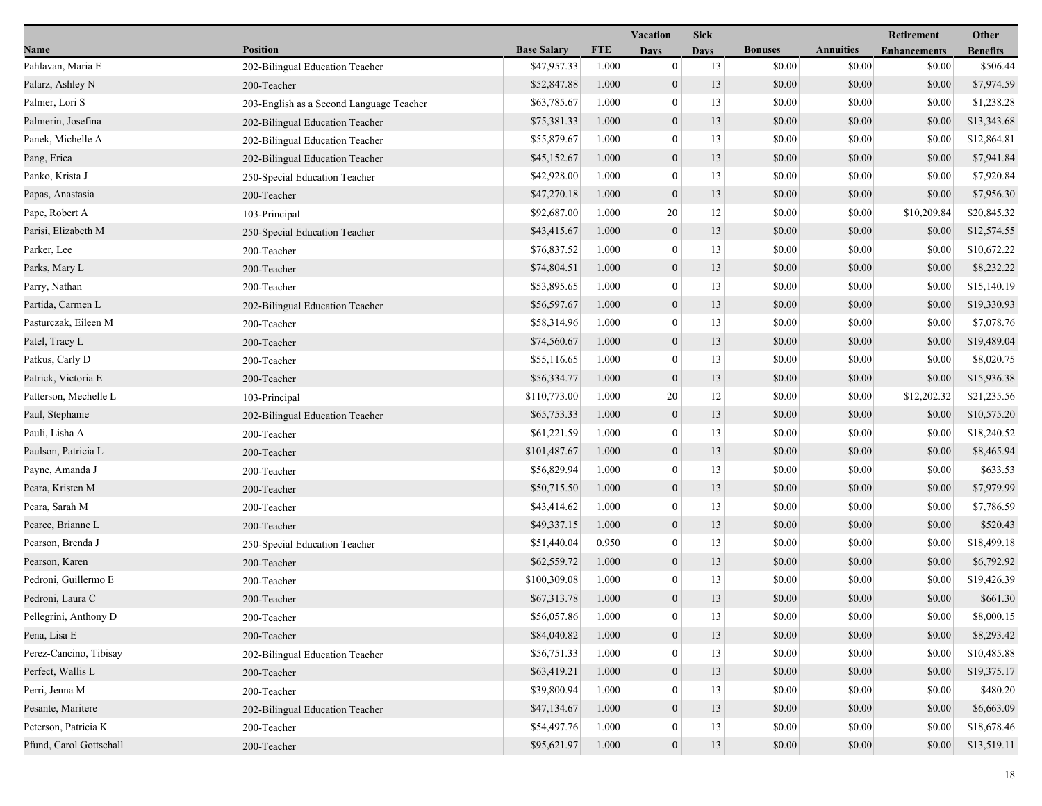| Name | Position | Base Salary | FTE | Vacation Days | Sick Days | Bonuses | Annuities | Retirement Enhancements | Other Benefits |
|---|---|---|---|---|---|---|---|---|---|
| Pahlavan, Maria E | 202-Bilingual Education Teacher | $47,957.33 | 1.000 | 0 | 13 | $0.00 | $0.00 | $0.00 | $506.44 |
| Palarz, Ashley N | 200-Teacher | $52,847.88 | 1.000 | 0 | 13 | $0.00 | $0.00 | $0.00 | $7,974.59 |
| Palmer, Lori S | 203-English as a Second Language Teacher | $63,785.67 | 1.000 | 0 | 13 | $0.00 | $0.00 | $0.00 | $1,238.28 |
| Palmerin, Josefina | 202-Bilingual Education Teacher | $75,381.33 | 1.000 | 0 | 13 | $0.00 | $0.00 | $0.00 | $13,343.68 |
| Panek, Michelle A | 202-Bilingual Education Teacher | $55,879.67 | 1.000 | 0 | 13 | $0.00 | $0.00 | $0.00 | $12,864.81 |
| Pang, Erica | 202-Bilingual Education Teacher | $45,152.67 | 1.000 | 0 | 13 | $0.00 | $0.00 | $0.00 | $7,941.84 |
| Panko, Krista J | 250-Special Education Teacher | $42,928.00 | 1.000 | 0 | 13 | $0.00 | $0.00 | $0.00 | $7,920.84 |
| Papas, Anastasia | 200-Teacher | $47,270.18 | 1.000 | 0 | 13 | $0.00 | $0.00 | $0.00 | $7,956.30 |
| Pape, Robert A | 103-Principal | $92,687.00 | 1.000 | 20 | 12 | $0.00 | $0.00 | $10,209.84 | $20,845.32 |
| Parisi, Elizabeth M | 250-Special Education Teacher | $43,415.67 | 1.000 | 0 | 13 | $0.00 | $0.00 | $0.00 | $12,574.55 |
| Parker, Lee | 200-Teacher | $76,837.52 | 1.000 | 0 | 13 | $0.00 | $0.00 | $0.00 | $10,672.22 |
| Parks, Mary L | 200-Teacher | $74,804.51 | 1.000 | 0 | 13 | $0.00 | $0.00 | $0.00 | $8,232.22 |
| Parry, Nathan | 200-Teacher | $53,895.65 | 1.000 | 0 | 13 | $0.00 | $0.00 | $0.00 | $15,140.19 |
| Partida, Carmen L | 202-Bilingual Education Teacher | $56,597.67 | 1.000 | 0 | 13 | $0.00 | $0.00 | $0.00 | $19,330.93 |
| Pasturczak, Eileen M | 200-Teacher | $58,314.96 | 1.000 | 0 | 13 | $0.00 | $0.00 | $0.00 | $7,078.76 |
| Patel, Tracy L | 200-Teacher | $74,560.67 | 1.000 | 0 | 13 | $0.00 | $0.00 | $0.00 | $19,489.04 |
| Patkus, Carly D | 200-Teacher | $55,116.65 | 1.000 | 0 | 13 | $0.00 | $0.00 | $0.00 | $8,020.75 |
| Patrick, Victoria E | 200-Teacher | $56,334.77 | 1.000 | 0 | 13 | $0.00 | $0.00 | $0.00 | $15,936.38 |
| Patterson, Mechelle L | 103-Principal | $110,773.00 | 1.000 | 20 | 12 | $0.00 | $0.00 | $12,202.32 | $21,235.56 |
| Paul, Stephanie | 202-Bilingual Education Teacher | $65,753.33 | 1.000 | 0 | 13 | $0.00 | $0.00 | $0.00 | $10,575.20 |
| Pauli, Lisha A | 200-Teacher | $61,221.59 | 1.000 | 0 | 13 | $0.00 | $0.00 | $0.00 | $18,240.52 |
| Paulson, Patricia L | 200-Teacher | $101,487.67 | 1.000 | 0 | 13 | $0.00 | $0.00 | $0.00 | $8,465.94 |
| Payne, Amanda J | 200-Teacher | $56,829.94 | 1.000 | 0 | 13 | $0.00 | $0.00 | $0.00 | $633.53 |
| Peara, Kristen M | 200-Teacher | $50,715.50 | 1.000 | 0 | 13 | $0.00 | $0.00 | $0.00 | $7,979.99 |
| Peara, Sarah M | 200-Teacher | $43,414.62 | 1.000 | 0 | 13 | $0.00 | $0.00 | $0.00 | $7,786.59 |
| Pearce, Brianne L | 200-Teacher | $49,337.15 | 1.000 | 0 | 13 | $0.00 | $0.00 | $0.00 | $520.43 |
| Pearson, Brenda J | 250-Special Education Teacher | $51,440.04 | 0.950 | 0 | 13 | $0.00 | $0.00 | $0.00 | $18,499.18 |
| Pearson, Karen | 200-Teacher | $62,559.72 | 1.000 | 0 | 13 | $0.00 | $0.00 | $0.00 | $6,792.92 |
| Pedroni, Guillermo E | 200-Teacher | $100,309.08 | 1.000 | 0 | 13 | $0.00 | $0.00 | $0.00 | $19,426.39 |
| Pedroni, Laura C | 200-Teacher | $67,313.78 | 1.000 | 0 | 13 | $0.00 | $0.00 | $0.00 | $661.30 |
| Pellegrini, Anthony D | 200-Teacher | $56,057.86 | 1.000 | 0 | 13 | $0.00 | $0.00 | $0.00 | $8,000.15 |
| Pena, Lisa E | 200-Teacher | $84,040.82 | 1.000 | 0 | 13 | $0.00 | $0.00 | $0.00 | $8,293.42 |
| Perez-Cancino, Tibisay | 202-Bilingual Education Teacher | $56,751.33 | 1.000 | 0 | 13 | $0.00 | $0.00 | $0.00 | $10,485.88 |
| Perfect, Wallis L | 200-Teacher | $63,419.21 | 1.000 | 0 | 13 | $0.00 | $0.00 | $0.00 | $19,375.17 |
| Perri, Jenna M | 200-Teacher | $39,800.94 | 1.000 | 0 | 13 | $0.00 | $0.00 | $0.00 | $480.20 |
| Pesante, Maritere | 202-Bilingual Education Teacher | $47,134.67 | 1.000 | 0 | 13 | $0.00 | $0.00 | $0.00 | $6,663.09 |
| Peterson, Patricia K | 200-Teacher | $54,497.76 | 1.000 | 0 | 13 | $0.00 | $0.00 | $0.00 | $18,678.46 |
| Pfund, Carol Gottschall | 200-Teacher | $95,621.97 | 1.000 | 0 | 13 | $0.00 | $0.00 | $0.00 | $13,519.11 |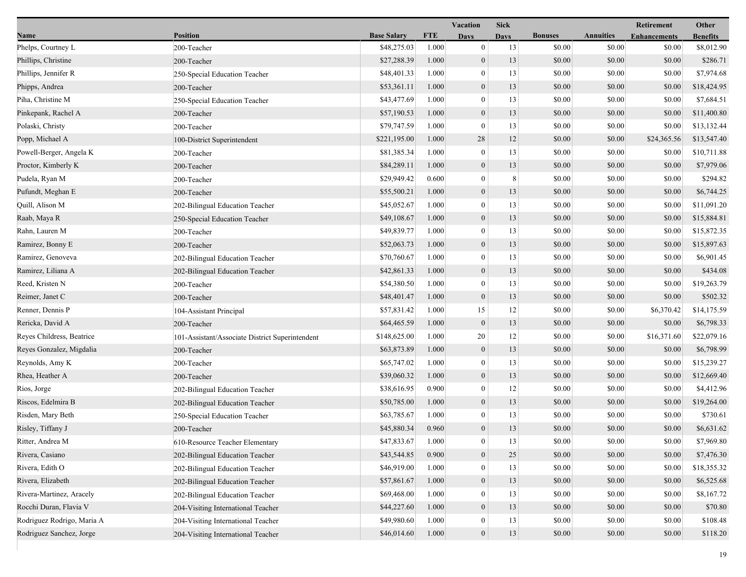| Name | Position | Base Salary | FTE | Vacation Days | Sick Days | Bonuses | Annuities | Retirement Enhancements | Other Benefits |
|---|---|---|---|---|---|---|---|---|---|
| Phelps, Courtney L | 200-Teacher | $48,275.03 | 1.000 | 0 | 13 | $0.00 | $0.00 | $0.00 | $8,012.90 |
| Phillips, Christine | 200-Teacher | $27,288.39 | 1.000 | 0 | 13 | $0.00 | $0.00 | $0.00 | $286.71 |
| Phillips, Jennifer R | 250-Special Education Teacher | $48,401.33 | 1.000 | 0 | 13 | $0.00 | $0.00 | $0.00 | $7,974.68 |
| Phipps, Andrea | 200-Teacher | $53,361.11 | 1.000 | 0 | 13 | $0.00 | $0.00 | $0.00 | $18,424.95 |
| Piha, Christine M | 250-Special Education Teacher | $43,477.69 | 1.000 | 0 | 13 | $0.00 | $0.00 | $0.00 | $7,684.51 |
| Pinkepank, Rachel A | 200-Teacher | $57,190.53 | 1.000 | 0 | 13 | $0.00 | $0.00 | $0.00 | $11,400.80 |
| Polaski, Christy | 200-Teacher | $79,747.59 | 1.000 | 0 | 13 | $0.00 | $0.00 | $0.00 | $13,132.44 |
| Popp, Michael A | 100-District Superintendent | $221,195.00 | 1.000 | 28 | 12 | $0.00 | $0.00 | $24,365.56 | $13,547.40 |
| Powell-Berger, Angela K | 200-Teacher | $81,385.34 | 1.000 | 0 | 13 | $0.00 | $0.00 | $0.00 | $10,711.88 |
| Proctor, Kimberly K | 200-Teacher | $84,289.11 | 1.000 | 0 | 13 | $0.00 | $0.00 | $0.00 | $7,979.06 |
| Pudela, Ryan M | 200-Teacher | $29,949.42 | 0.600 | 0 | 8 | $0.00 | $0.00 | $0.00 | $294.82 |
| Pufundt, Meghan E | 200-Teacher | $55,500.21 | 1.000 | 0 | 13 | $0.00 | $0.00 | $0.00 | $6,744.25 |
| Quill, Alison M | 202-Bilingual Education Teacher | $45,052.67 | 1.000 | 0 | 13 | $0.00 | $0.00 | $0.00 | $11,091.20 |
| Raab, Maya R | 250-Special Education Teacher | $49,108.67 | 1.000 | 0 | 13 | $0.00 | $0.00 | $0.00 | $15,884.81 |
| Rahn, Lauren M | 200-Teacher | $49,839.77 | 1.000 | 0 | 13 | $0.00 | $0.00 | $0.00 | $15,872.35 |
| Ramirez, Bonny E | 200-Teacher | $52,063.73 | 1.000 | 0 | 13 | $0.00 | $0.00 | $0.00 | $15,897.63 |
| Ramirez, Genoveva | 202-Bilingual Education Teacher | $70,760.67 | 1.000 | 0 | 13 | $0.00 | $0.00 | $0.00 | $6,901.45 |
| Ramirez, Liliana A | 202-Bilingual Education Teacher | $42,861.33 | 1.000 | 0 | 13 | $0.00 | $0.00 | $0.00 | $434.08 |
| Reed, Kristen N | 200-Teacher | $54,380.50 | 1.000 | 0 | 13 | $0.00 | $0.00 | $0.00 | $19,263.79 |
| Reimer, Janet C | 200-Teacher | $48,401.47 | 1.000 | 0 | 13 | $0.00 | $0.00 | $0.00 | $502.32 |
| Renner, Dennis P | 104-Assistant Principal | $57,831.42 | 1.000 | 15 | 12 | $0.00 | $0.00 | $6,370.42 | $14,175.59 |
| Rericka, David A | 200-Teacher | $64,465.59 | 1.000 | 0 | 13 | $0.00 | $0.00 | $0.00 | $6,798.33 |
| Reyes Childress, Beatrice | 101-Assistant/Associate District Superintendent | $148,625.00 | 1.000 | 20 | 12 | $0.00 | $0.00 | $16,371.60 | $22,079.16 |
| Reyes Gonzalez, Migdalia | 200-Teacher | $63,873.89 | 1.000 | 0 | 13 | $0.00 | $0.00 | $0.00 | $6,798.99 |
| Reynolds, Amy K | 200-Teacher | $65,747.02 | 1.000 | 0 | 13 | $0.00 | $0.00 | $0.00 | $15,239.27 |
| Rhea, Heather A | 200-Teacher | $39,060.32 | 1.000 | 0 | 13 | $0.00 | $0.00 | $0.00 | $12,669.40 |
| Rios, Jorge | 202-Bilingual Education Teacher | $38,616.95 | 0.900 | 0 | 12 | $0.00 | $0.00 | $0.00 | $4,412.96 |
| Riscos, Edelmira B | 202-Bilingual Education Teacher | $50,785.00 | 1.000 | 0 | 13 | $0.00 | $0.00 | $0.00 | $19,264.00 |
| Risden, Mary Beth | 250-Special Education Teacher | $63,785.67 | 1.000 | 0 | 13 | $0.00 | $0.00 | $0.00 | $730.61 |
| Risley, Tiffany J | 200-Teacher | $45,880.34 | 0.960 | 0 | 13 | $0.00 | $0.00 | $0.00 | $6,631.62 |
| Ritter, Andrea M | 610-Resource Teacher Elementary | $47,833.67 | 1.000 | 0 | 13 | $0.00 | $0.00 | $0.00 | $7,969.80 |
| Rivera, Casiano | 202-Bilingual Education Teacher | $43,544.85 | 0.900 | 0 | 25 | $0.00 | $0.00 | $0.00 | $7,476.30 |
| Rivera, Edith O | 202-Bilingual Education Teacher | $46,919.00 | 1.000 | 0 | 13 | $0.00 | $0.00 | $0.00 | $18,355.32 |
| Rivera, Elizabeth | 202-Bilingual Education Teacher | $57,861.67 | 1.000 | 0 | 13 | $0.00 | $0.00 | $0.00 | $6,525.68 |
| Rivera-Martinez, Aracely | 202-Bilingual Education Teacher | $69,468.00 | 1.000 | 0 | 13 | $0.00 | $0.00 | $0.00 | $8,167.72 |
| Rocchi Duran, Flavia V | 204-Visiting International Teacher | $44,227.60 | 1.000 | 0 | 13 | $0.00 | $0.00 | $0.00 | $70.80 |
| Rodriguez Rodrigo, Maria A | 204-Visiting International Teacher | $49,980.60 | 1.000 | 0 | 13 | $0.00 | $0.00 | $0.00 | $108.48 |
| Rodriguez Sanchez, Jorge | 204-Visiting International Teacher | $46,014.60 | 1.000 | 0 | 13 | $0.00 | $0.00 | $0.00 | $118.20 |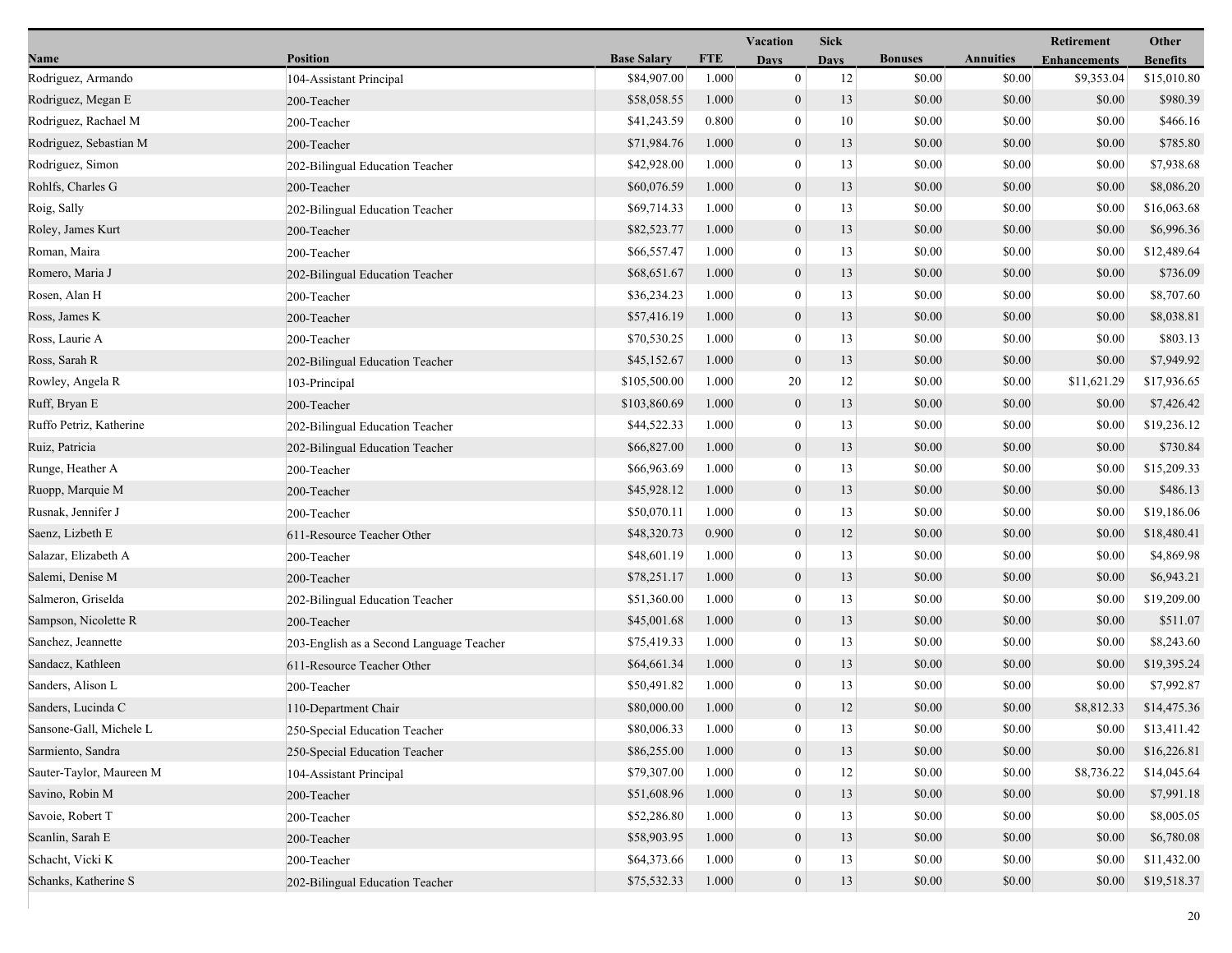| Name | Position | Base Salary | FTE | Vacation Days | Sick Days | Bonuses | Annuities | Retirement Enhancements | Other Benefits |
|---|---|---|---|---|---|---|---|---|---|
| Rodriguez, Armando | 104-Assistant Principal | $84,907.00 | 1.000 | 0 | 12 | $0.00 | $0.00 | $9,353.04 | $15,010.80 |
| Rodriguez, Megan E | 200-Teacher | $58,058.55 | 1.000 | 0 | 13 | $0.00 | $0.00 | $0.00 | $980.39 |
| Rodriguez, Rachael M | 200-Teacher | $41,243.59 | 0.800 | 0 | 10 | $0.00 | $0.00 | $0.00 | $466.16 |
| Rodriguez, Sebastian M | 200-Teacher | $71,984.76 | 1.000 | 0 | 13 | $0.00 | $0.00 | $0.00 | $785.80 |
| Rodriguez, Simon | 202-Bilingual Education Teacher | $42,928.00 | 1.000 | 0 | 13 | $0.00 | $0.00 | $0.00 | $7,938.68 |
| Rohlfs, Charles G | 200-Teacher | $60,076.59 | 1.000 | 0 | 13 | $0.00 | $0.00 | $0.00 | $8,086.20 |
| Roig, Sally | 202-Bilingual Education Teacher | $69,714.33 | 1.000 | 0 | 13 | $0.00 | $0.00 | $0.00 | $16,063.68 |
| Roley, James Kurt | 200-Teacher | $82,523.77 | 1.000 | 0 | 13 | $0.00 | $0.00 | $0.00 | $6,996.36 |
| Roman, Maira | 200-Teacher | $66,557.47 | 1.000 | 0 | 13 | $0.00 | $0.00 | $0.00 | $12,489.64 |
| Romero, Maria J | 202-Bilingual Education Teacher | $68,651.67 | 1.000 | 0 | 13 | $0.00 | $0.00 | $0.00 | $736.09 |
| Rosen, Alan H | 200-Teacher | $36,234.23 | 1.000 | 0 | 13 | $0.00 | $0.00 | $0.00 | $8,707.60 |
| Ross, James K | 200-Teacher | $57,416.19 | 1.000 | 0 | 13 | $0.00 | $0.00 | $0.00 | $8,038.81 |
| Ross, Laurie A | 200-Teacher | $70,530.25 | 1.000 | 0 | 13 | $0.00 | $0.00 | $0.00 | $803.13 |
| Ross, Sarah R | 202-Bilingual Education Teacher | $45,152.67 | 1.000 | 0 | 13 | $0.00 | $0.00 | $0.00 | $7,949.92 |
| Rowley, Angela R | 103-Principal | $105,500.00 | 1.000 | 20 | 12 | $0.00 | $0.00 | $11,621.29 | $17,936.65 |
| Ruff, Bryan E | 200-Teacher | $103,860.69 | 1.000 | 0 | 13 | $0.00 | $0.00 | $0.00 | $7,426.42 |
| Ruffo Petriz, Katherine | 202-Bilingual Education Teacher | $44,522.33 | 1.000 | 0 | 13 | $0.00 | $0.00 | $0.00 | $19,236.12 |
| Ruiz, Patricia | 202-Bilingual Education Teacher | $66,827.00 | 1.000 | 0 | 13 | $0.00 | $0.00 | $0.00 | $730.84 |
| Runge, Heather A | 200-Teacher | $66,963.69 | 1.000 | 0 | 13 | $0.00 | $0.00 | $0.00 | $15,209.33 |
| Ruopp, Marquie M | 200-Teacher | $45,928.12 | 1.000 | 0 | 13 | $0.00 | $0.00 | $0.00 | $486.13 |
| Rusnak, Jennifer J | 200-Teacher | $50,070.11 | 1.000 | 0 | 13 | $0.00 | $0.00 | $0.00 | $19,186.06 |
| Saenz, Lizbeth E | 611-Resource Teacher Other | $48,320.73 | 0.900 | 0 | 12 | $0.00 | $0.00 | $0.00 | $18,480.41 |
| Salazar, Elizabeth A | 200-Teacher | $48,601.19 | 1.000 | 0 | 13 | $0.00 | $0.00 | $0.00 | $4,869.98 |
| Salemi, Denise M | 200-Teacher | $78,251.17 | 1.000 | 0 | 13 | $0.00 | $0.00 | $0.00 | $6,943.21 |
| Salmeron, Griselda | 202-Bilingual Education Teacher | $51,360.00 | 1.000 | 0 | 13 | $0.00 | $0.00 | $0.00 | $19,209.00 |
| Sampson, Nicolette R | 200-Teacher | $45,001.68 | 1.000 | 0 | 13 | $0.00 | $0.00 | $0.00 | $511.07 |
| Sanchez, Jeannette | 203-English as a Second Language Teacher | $75,419.33 | 1.000 | 0 | 13 | $0.00 | $0.00 | $0.00 | $8,243.60 |
| Sandacz, Kathleen | 611-Resource Teacher Other | $64,661.34 | 1.000 | 0 | 13 | $0.00 | $0.00 | $0.00 | $19,395.24 |
| Sanders, Alison L | 200-Teacher | $50,491.82 | 1.000 | 0 | 13 | $0.00 | $0.00 | $0.00 | $7,992.87 |
| Sanders, Lucinda C | 110-Department Chair | $80,000.00 | 1.000 | 0 | 12 | $0.00 | $0.00 | $8,812.33 | $14,475.36 |
| Sansone-Gall, Michele L | 250-Special Education Teacher | $80,006.33 | 1.000 | 0 | 13 | $0.00 | $0.00 | $0.00 | $13,411.42 |
| Sarmiento, Sandra | 250-Special Education Teacher | $86,255.00 | 1.000 | 0 | 13 | $0.00 | $0.00 | $0.00 | $16,226.81 |
| Sauter-Taylor, Maureen M | 104-Assistant Principal | $79,307.00 | 1.000 | 0 | 12 | $0.00 | $0.00 | $8,736.22 | $14,045.64 |
| Savino, Robin M | 200-Teacher | $51,608.96 | 1.000 | 0 | 13 | $0.00 | $0.00 | $0.00 | $7,991.18 |
| Savoie, Robert T | 200-Teacher | $52,286.80 | 1.000 | 0 | 13 | $0.00 | $0.00 | $0.00 | $8,005.05 |
| Scanlin, Sarah E | 200-Teacher | $58,903.95 | 1.000 | 0 | 13 | $0.00 | $0.00 | $0.00 | $6,780.08 |
| Schacht, Vicki K | 200-Teacher | $64,373.66 | 1.000 | 0 | 13 | $0.00 | $0.00 | $0.00 | $11,432.00 |
| Schanks, Katherine S | 202-Bilingual Education Teacher | $75,532.33 | 1.000 | 0 | 13 | $0.00 | $0.00 | $0.00 | $19,518.37 |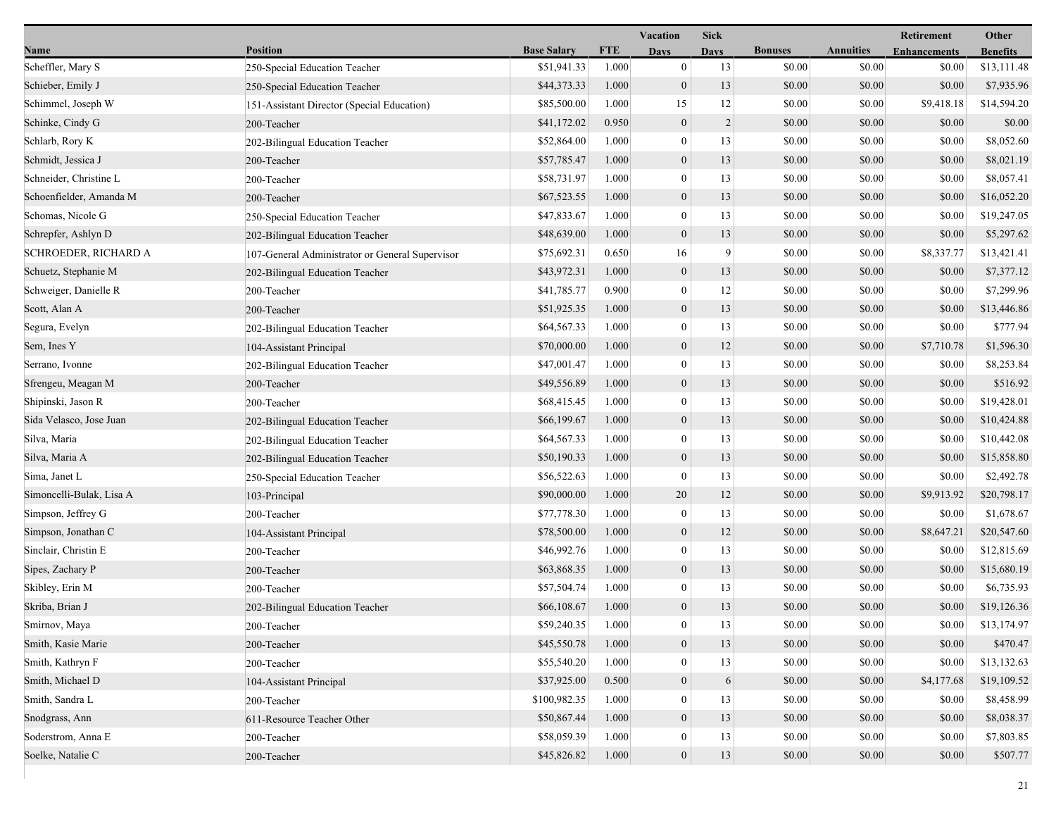| Name | Position | Base Salary | FTE | Vacation Days | Sick Days | Bonuses | Annuities | Retirement Enhancements | Other Benefits |
|---|---|---|---|---|---|---|---|---|---|
| Scheffler, Mary S | 250-Special Education Teacher | $51,941.33 | 1.000 | 0 | 13 | $0.00 | $0.00 | $0.00 | $13,111.48 |
| Schieber, Emily J | 250-Special Education Teacher | $44,373.33 | 1.000 | 0 | 13 | $0.00 | $0.00 | $0.00 | $7,935.96 |
| Schimmel, Joseph W | 151-Assistant Director (Special Education) | $85,500.00 | 1.000 | 15 | 12 | $0.00 | $0.00 | $9,418.18 | $14,594.20 |
| Schinke, Cindy G | 200-Teacher | $41,172.02 | 0.950 | 0 | 2 | $0.00 | $0.00 | $0.00 | $0.00 |
| Schlarb, Rory K | 202-Bilingual Education Teacher | $52,864.00 | 1.000 | 0 | 13 | $0.00 | $0.00 | $0.00 | $8,052.60 |
| Schmidt, Jessica J | 200-Teacher | $57,785.47 | 1.000 | 0 | 13 | $0.00 | $0.00 | $0.00 | $8,021.19 |
| Schneider, Christine L | 200-Teacher | $58,731.97 | 1.000 | 0 | 13 | $0.00 | $0.00 | $0.00 | $8,057.41 |
| Schoenfielder, Amanda M | 200-Teacher | $67,523.55 | 1.000 | 0 | 13 | $0.00 | $0.00 | $0.00 | $16,052.20 |
| Schomas, Nicole G | 250-Special Education Teacher | $47,833.67 | 1.000 | 0 | 13 | $0.00 | $0.00 | $0.00 | $19,247.05 |
| Schrepfer, Ashlyn D | 202-Bilingual Education Teacher | $48,639.00 | 1.000 | 0 | 13 | $0.00 | $0.00 | $0.00 | $5,297.62 |
| SCHROEDER, RICHARD A | 107-General Administrator or General Supervisor | $75,692.31 | 0.650 | 16 | 9 | $0.00 | $0.00 | $8,337.77 | $13,421.41 |
| Schuetz, Stephanie M | 202-Bilingual Education Teacher | $43,972.31 | 1.000 | 0 | 13 | $0.00 | $0.00 | $0.00 | $7,377.12 |
| Schweiger, Danielle R | 200-Teacher | $41,785.77 | 0.900 | 0 | 12 | $0.00 | $0.00 | $0.00 | $7,299.96 |
| Scott, Alan A | 200-Teacher | $51,925.35 | 1.000 | 0 | 13 | $0.00 | $0.00 | $0.00 | $13,446.86 |
| Segura, Evelyn | 202-Bilingual Education Teacher | $64,567.33 | 1.000 | 0 | 13 | $0.00 | $0.00 | $0.00 | $777.94 |
| Sem, Ines Y | 104-Assistant Principal | $70,000.00 | 1.000 | 0 | 12 | $0.00 | $0.00 | $7,710.78 | $1,596.30 |
| Serrano, Ivonne | 202-Bilingual Education Teacher | $47,001.47 | 1.000 | 0 | 13 | $0.00 | $0.00 | $0.00 | $8,253.84 |
| Sfrengeu, Meagan M | 200-Teacher | $49,556.89 | 1.000 | 0 | 13 | $0.00 | $0.00 | $0.00 | $516.92 |
| Shipinski, Jason R | 200-Teacher | $68,415.45 | 1.000 | 0 | 13 | $0.00 | $0.00 | $0.00 | $19,428.01 |
| Sida Velasco, Jose Juan | 202-Bilingual Education Teacher | $66,199.67 | 1.000 | 0 | 13 | $0.00 | $0.00 | $0.00 | $10,424.88 |
| Silva, Maria | 202-Bilingual Education Teacher | $64,567.33 | 1.000 | 0 | 13 | $0.00 | $0.00 | $0.00 | $10,442.08 |
| Silva, Maria A | 202-Bilingual Education Teacher | $50,190.33 | 1.000 | 0 | 13 | $0.00 | $0.00 | $0.00 | $15,858.80 |
| Sima, Janet L | 250-Special Education Teacher | $56,522.63 | 1.000 | 0 | 13 | $0.00 | $0.00 | $0.00 | $2,492.78 |
| Simoncelli-Bulak, Lisa A | 103-Principal | $90,000.00 | 1.000 | 20 | 12 | $0.00 | $0.00 | $9,913.92 | $20,798.17 |
| Simpson, Jeffrey G | 200-Teacher | $77,778.30 | 1.000 | 0 | 13 | $0.00 | $0.00 | $0.00 | $1,678.67 |
| Simpson, Jonathan C | 104-Assistant Principal | $78,500.00 | 1.000 | 0 | 12 | $0.00 | $0.00 | $8,647.21 | $20,547.60 |
| Sinclair, Christin E | 200-Teacher | $46,992.76 | 1.000 | 0 | 13 | $0.00 | $0.00 | $0.00 | $12,815.69 |
| Sipes, Zachary P | 200-Teacher | $63,868.35 | 1.000 | 0 | 13 | $0.00 | $0.00 | $0.00 | $15,680.19 |
| Skibley, Erin M | 200-Teacher | $57,504.74 | 1.000 | 0 | 13 | $0.00 | $0.00 | $0.00 | $6,735.93 |
| Skriba, Brian J | 202-Bilingual Education Teacher | $66,108.67 | 1.000 | 0 | 13 | $0.00 | $0.00 | $0.00 | $19,126.36 |
| Smirnov, Maya | 200-Teacher | $59,240.35 | 1.000 | 0 | 13 | $0.00 | $0.00 | $0.00 | $13,174.97 |
| Smith, Kasie Marie | 200-Teacher | $45,550.78 | 1.000 | 0 | 13 | $0.00 | $0.00 | $0.00 | $470.47 |
| Smith, Kathryn F | 200-Teacher | $55,540.20 | 1.000 | 0 | 13 | $0.00 | $0.00 | $0.00 | $13,132.63 |
| Smith, Michael D | 104-Assistant Principal | $37,925.00 | 0.500 | 0 | 6 | $0.00 | $0.00 | $4,177.68 | $19,109.52 |
| Smith, Sandra L | 200-Teacher | $100,982.35 | 1.000 | 0 | 13 | $0.00 | $0.00 | $0.00 | $8,458.99 |
| Snodgrass, Ann | 611-Resource Teacher Other | $50,867.44 | 1.000 | 0 | 13 | $0.00 | $0.00 | $0.00 | $8,038.37 |
| Soderstrom, Anna E | 200-Teacher | $58,059.39 | 1.000 | 0 | 13 | $0.00 | $0.00 | $0.00 | $7,803.85 |
| Soelke, Natalie C | 200-Teacher | $45,826.82 | 1.000 | 0 | 13 | $0.00 | $0.00 | $0.00 | $507.77 |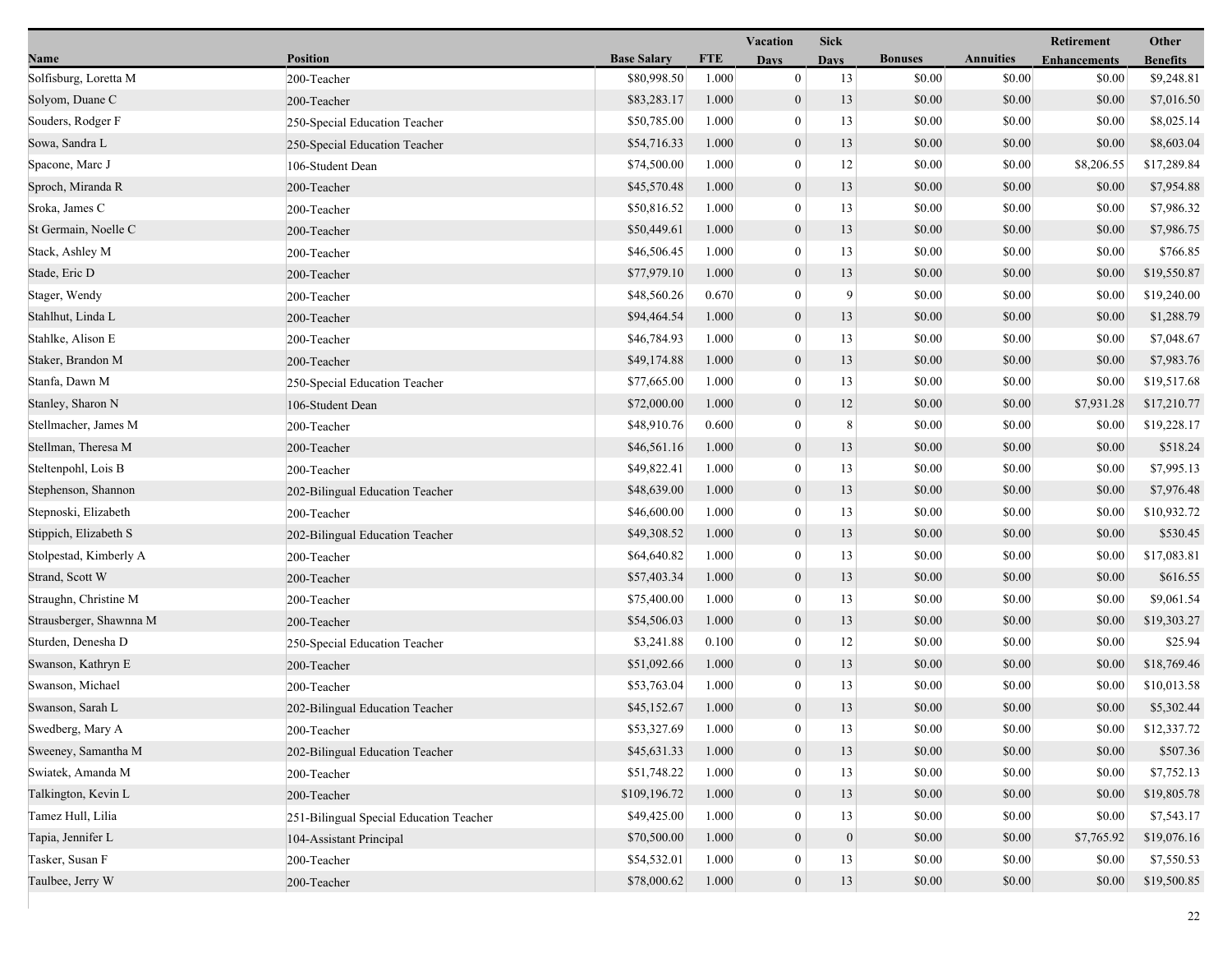| Name | Position | Base Salary | FTE | Vacation Days | Sick Days | Bonuses | Annuities | Retirement Enhancements | Other Benefits |
|---|---|---|---|---|---|---|---|---|---|
| Solfisburg, Loretta M | 200-Teacher | $80,998.50 | 1.000 | 0 | 13 | $0.00 | $0.00 | $0.00 | $9,248.81 |
| Solyom, Duane C | 200-Teacher | $83,283.17 | 1.000 | 0 | 13 | $0.00 | $0.00 | $0.00 | $7,016.50 |
| Souders, Rodger F | 250-Special Education Teacher | $50,785.00 | 1.000 | 0 | 13 | $0.00 | $0.00 | $0.00 | $8,025.14 |
| Sowa, Sandra L | 250-Special Education Teacher | $54,716.33 | 1.000 | 0 | 13 | $0.00 | $0.00 | $0.00 | $8,603.04 |
| Spacone, Marc J | 106-Student Dean | $74,500.00 | 1.000 | 0 | 12 | $0.00 | $0.00 | $8,206.55 | $17,289.84 |
| Sproch, Miranda R | 200-Teacher | $45,570.48 | 1.000 | 0 | 13 | $0.00 | $0.00 | $0.00 | $7,954.88 |
| Sroka, James C | 200-Teacher | $50,816.52 | 1.000 | 0 | 13 | $0.00 | $0.00 | $0.00 | $7,986.32 |
| St Germain, Noelle C | 200-Teacher | $50,449.61 | 1.000 | 0 | 13 | $0.00 | $0.00 | $0.00 | $7,986.75 |
| Stack, Ashley M | 200-Teacher | $46,506.45 | 1.000 | 0 | 13 | $0.00 | $0.00 | $0.00 | $766.85 |
| Stade, Eric D | 200-Teacher | $77,979.10 | 1.000 | 0 | 13 | $0.00 | $0.00 | $0.00 | $19,550.87 |
| Stager, Wendy | 200-Teacher | $48,560.26 | 0.670 | 0 | 9 | $0.00 | $0.00 | $0.00 | $19,240.00 |
| Stahlhut, Linda L | 200-Teacher | $94,464.54 | 1.000 | 0 | 13 | $0.00 | $0.00 | $0.00 | $1,288.79 |
| Stahlke, Alison E | 200-Teacher | $46,784.93 | 1.000 | 0 | 13 | $0.00 | $0.00 | $0.00 | $7,048.67 |
| Staker, Brandon M | 200-Teacher | $49,174.88 | 1.000 | 0 | 13 | $0.00 | $0.00 | $0.00 | $7,983.76 |
| Stanfa, Dawn M | 250-Special Education Teacher | $77,665.00 | 1.000 | 0 | 13 | $0.00 | $0.00 | $0.00 | $19,517.68 |
| Stanley, Sharon N | 106-Student Dean | $72,000.00 | 1.000 | 0 | 12 | $0.00 | $0.00 | $7,931.28 | $17,210.77 |
| Stellmacher, James M | 200-Teacher | $48,910.76 | 0.600 | 0 | 8 | $0.00 | $0.00 | $0.00 | $19,228.17 |
| Stellman, Theresa M | 200-Teacher | $46,561.16 | 1.000 | 0 | 13 | $0.00 | $0.00 | $0.00 | $518.24 |
| Steltenpohl, Lois B | 200-Teacher | $49,822.41 | 1.000 | 0 | 13 | $0.00 | $0.00 | $0.00 | $7,995.13 |
| Stephenson, Shannon | 202-Bilingual Education Teacher | $48,639.00 | 1.000 | 0 | 13 | $0.00 | $0.00 | $0.00 | $7,976.48 |
| Stepnoski, Elizabeth | 200-Teacher | $46,600.00 | 1.000 | 0 | 13 | $0.00 | $0.00 | $0.00 | $10,932.72 |
| Stippich, Elizabeth S | 202-Bilingual Education Teacher | $49,308.52 | 1.000 | 0 | 13 | $0.00 | $0.00 | $0.00 | $530.45 |
| Stolpestad, Kimberly A | 200-Teacher | $64,640.82 | 1.000 | 0 | 13 | $0.00 | $0.00 | $0.00 | $17,083.81 |
| Strand, Scott W | 200-Teacher | $57,403.34 | 1.000 | 0 | 13 | $0.00 | $0.00 | $0.00 | $616.55 |
| Straughn, Christine M | 200-Teacher | $75,400.00 | 1.000 | 0 | 13 | $0.00 | $0.00 | $0.00 | $9,061.54 |
| Strausberger, Shawnna M | 200-Teacher | $54,506.03 | 1.000 | 0 | 13 | $0.00 | $0.00 | $0.00 | $19,303.27 |
| Sturden, Denesha D | 250-Special Education Teacher | $3,241.88 | 0.100 | 0 | 12 | $0.00 | $0.00 | $0.00 | $25.94 |
| Swanson, Kathryn E | 200-Teacher | $51,092.66 | 1.000 | 0 | 13 | $0.00 | $0.00 | $0.00 | $18,769.46 |
| Swanson, Michael | 200-Teacher | $53,763.04 | 1.000 | 0 | 13 | $0.00 | $0.00 | $0.00 | $10,013.58 |
| Swanson, Sarah L | 202-Bilingual Education Teacher | $45,152.67 | 1.000 | 0 | 13 | $0.00 | $0.00 | $0.00 | $5,302.44 |
| Swedberg, Mary A | 200-Teacher | $53,327.69 | 1.000 | 0 | 13 | $0.00 | $0.00 | $0.00 | $12,337.72 |
| Sweeney, Samantha M | 202-Bilingual Education Teacher | $45,631.33 | 1.000 | 0 | 13 | $0.00 | $0.00 | $0.00 | $507.36 |
| Swiatek, Amanda M | 200-Teacher | $51,748.22 | 1.000 | 0 | 13 | $0.00 | $0.00 | $0.00 | $7,752.13 |
| Talkington, Kevin L | 200-Teacher | $109,196.72 | 1.000 | 0 | 13 | $0.00 | $0.00 | $0.00 | $19,805.78 |
| Tamez Hull, Lilia | 251-Bilingual Special Education Teacher | $49,425.00 | 1.000 | 0 | 13 | $0.00 | $0.00 | $0.00 | $7,543.17 |
| Tapia, Jennifer L | 104-Assistant Principal | $70,500.00 | 1.000 | 0 | 0 | $0.00 | $0.00 | $7,765.92 | $19,076.16 |
| Tasker, Susan F | 200-Teacher | $54,532.01 | 1.000 | 0 | 13 | $0.00 | $0.00 | $0.00 | $7,550.53 |
| Taulbee, Jerry W | 200-Teacher | $78,000.62 | 1.000 | 0 | 13 | $0.00 | $0.00 | $0.00 | $19,500.85 |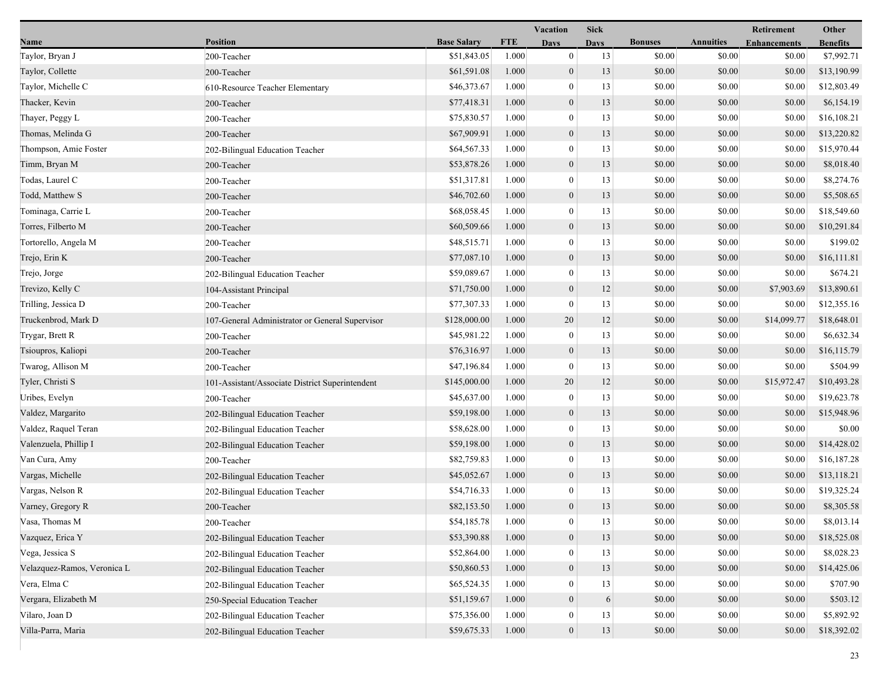| Name | Position | Base Salary | FTE | Vacation Days | Sick Days | Bonuses | Annuities | Retirement Enhancements | Other Benefits |
|---|---|---|---|---|---|---|---|---|---|
| Taylor, Bryan J | 200-Teacher | $51,843.05 | 1.000 | 0 | 13 | $0.00 | $0.00 | $0.00 | $7,992.71 |
| Taylor, Collette | 200-Teacher | $61,591.08 | 1.000 | 0 | 13 | $0.00 | $0.00 | $0.00 | $13,190.99 |
| Taylor, Michelle C | 610-Resource Teacher Elementary | $46,373.67 | 1.000 | 0 | 13 | $0.00 | $0.00 | $0.00 | $12,803.49 |
| Thacker, Kevin | 200-Teacher | $77,418.31 | 1.000 | 0 | 13 | $0.00 | $0.00 | $0.00 | $6,154.19 |
| Thayer, Peggy L | 200-Teacher | $75,830.57 | 1.000 | 0 | 13 | $0.00 | $0.00 | $0.00 | $16,108.21 |
| Thomas, Melinda G | 200-Teacher | $67,909.91 | 1.000 | 0 | 13 | $0.00 | $0.00 | $0.00 | $13,220.82 |
| Thompson, Amie Foster | 202-Bilingual Education Teacher | $64,567.33 | 1.000 | 0 | 13 | $0.00 | $0.00 | $0.00 | $15,970.44 |
| Timm, Bryan M | 200-Teacher | $53,878.26 | 1.000 | 0 | 13 | $0.00 | $0.00 | $0.00 | $8,018.40 |
| Todas, Laurel C | 200-Teacher | $51,317.81 | 1.000 | 0 | 13 | $0.00 | $0.00 | $0.00 | $8,274.76 |
| Todd, Matthew S | 200-Teacher | $46,702.60 | 1.000 | 0 | 13 | $0.00 | $0.00 | $0.00 | $5,508.65 |
| Tominaga, Carrie L | 200-Teacher | $68,058.45 | 1.000 | 0 | 13 | $0.00 | $0.00 | $0.00 | $18,549.60 |
| Torres, Filberto M | 200-Teacher | $60,509.66 | 1.000 | 0 | 13 | $0.00 | $0.00 | $0.00 | $10,291.84 |
| Tortorello, Angela M | 200-Teacher | $48,515.71 | 1.000 | 0 | 13 | $0.00 | $0.00 | $0.00 | $199.02 |
| Trejo, Erin K | 200-Teacher | $77,087.10 | 1.000 | 0 | 13 | $0.00 | $0.00 | $0.00 | $16,111.81 |
| Trejo, Jorge | 202-Bilingual Education Teacher | $59,089.67 | 1.000 | 0 | 13 | $0.00 | $0.00 | $0.00 | $674.21 |
| Trevizo, Kelly C | 104-Assistant Principal | $71,750.00 | 1.000 | 0 | 12 | $0.00 | $0.00 | $7,903.69 | $13,890.61 |
| Trilling, Jessica D | 200-Teacher | $77,307.33 | 1.000 | 0 | 13 | $0.00 | $0.00 | $0.00 | $12,355.16 |
| Truckenbrod, Mark D | 107-General Administrator or General Supervisor | $128,000.00 | 1.000 | 20 | 12 | $0.00 | $0.00 | $14,099.77 | $18,648.01 |
| Trygar, Brett R | 200-Teacher | $45,981.22 | 1.000 | 0 | 13 | $0.00 | $0.00 | $0.00 | $6,632.34 |
| Tsioupros, Kaliopi | 200-Teacher | $76,316.97 | 1.000 | 0 | 13 | $0.00 | $0.00 | $0.00 | $16,115.79 |
| Twarog, Allison M | 200-Teacher | $47,196.84 | 1.000 | 0 | 13 | $0.00 | $0.00 | $0.00 | $504.99 |
| Tyler, Christi S | 101-Assistant/Associate District Superintendent | $145,000.00 | 1.000 | 20 | 12 | $0.00 | $0.00 | $15,972.47 | $10,493.28 |
| Uribes, Evelyn | 200-Teacher | $45,637.00 | 1.000 | 0 | 13 | $0.00 | $0.00 | $0.00 | $19,623.78 |
| Valdez, Margarito | 202-Bilingual Education Teacher | $59,198.00 | 1.000 | 0 | 13 | $0.00 | $0.00 | $0.00 | $15,948.96 |
| Valdez, Raquel Teran | 202-Bilingual Education Teacher | $58,628.00 | 1.000 | 0 | 13 | $0.00 | $0.00 | $0.00 | $0.00 |
| Valenzuela, Phillip I | 202-Bilingual Education Teacher | $59,198.00 | 1.000 | 0 | 13 | $0.00 | $0.00 | $0.00 | $14,428.02 |
| Van Cura, Amy | 200-Teacher | $82,759.83 | 1.000 | 0 | 13 | $0.00 | $0.00 | $0.00 | $16,187.28 |
| Vargas, Michelle | 202-Bilingual Education Teacher | $45,052.67 | 1.000 | 0 | 13 | $0.00 | $0.00 | $0.00 | $13,118.21 |
| Vargas, Nelson R | 202-Bilingual Education Teacher | $54,716.33 | 1.000 | 0 | 13 | $0.00 | $0.00 | $0.00 | $19,325.24 |
| Varney, Gregory R | 200-Teacher | $82,153.50 | 1.000 | 0 | 13 | $0.00 | $0.00 | $0.00 | $8,305.58 |
| Vasa, Thomas M | 200-Teacher | $54,185.78 | 1.000 | 0 | 13 | $0.00 | $0.00 | $0.00 | $8,013.14 |
| Vazquez, Erica Y | 202-Bilingual Education Teacher | $53,390.88 | 1.000 | 0 | 13 | $0.00 | $0.00 | $0.00 | $18,525.08 |
| Vega, Jessica S | 202-Bilingual Education Teacher | $52,864.00 | 1.000 | 0 | 13 | $0.00 | $0.00 | $0.00 | $8,028.23 |
| Velazquez-Ramos, Veronica L | 202-Bilingual Education Teacher | $50,860.53 | 1.000 | 0 | 13 | $0.00 | $0.00 | $0.00 | $14,425.06 |
| Vera, Elma C | 202-Bilingual Education Teacher | $65,524.35 | 1.000 | 0 | 13 | $0.00 | $0.00 | $0.00 | $707.90 |
| Vergara, Elizabeth M | 250-Special Education Teacher | $51,159.67 | 1.000 | 0 | 6 | $0.00 | $0.00 | $0.00 | $503.12 |
| Vilaro, Joan D | 202-Bilingual Education Teacher | $75,356.00 | 1.000 | 0 | 13 | $0.00 | $0.00 | $0.00 | $5,892.92 |
| Villa-Parra, Maria | 202-Bilingual Education Teacher | $59,675.33 | 1.000 | 0 | 13 | $0.00 | $0.00 | $0.00 | $18,392.02 |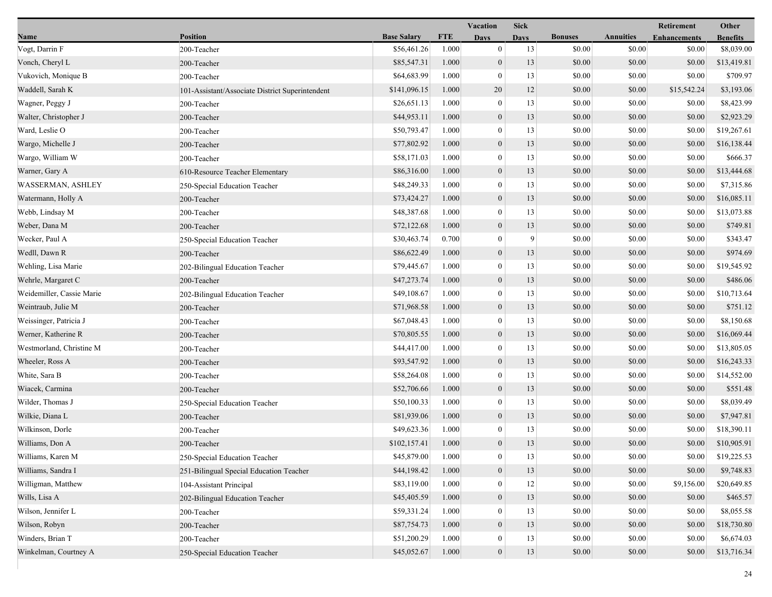| Name | Position | Base Salary | FTE | Vacation Days | Sick Days | Bonuses | Annuities | Retirement Enhancements | Other Benefits |
|---|---|---|---|---|---|---|---|---|---|
| Vogt, Darrin F | 200-Teacher | $56,461.26 | 1.000 | 0 | 13 | $0.00 | $0.00 | $0.00 | $8,039.00 |
| Vonch, Cheryl L | 200-Teacher | $85,547.31 | 1.000 | 0 | 13 | $0.00 | $0.00 | $0.00 | $13,419.81 |
| Vukovich, Monique B | 200-Teacher | $64,683.99 | 1.000 | 0 | 13 | $0.00 | $0.00 | $0.00 | $709.97 |
| Waddell, Sarah K | 101-Assistant/Associate District Superintendent | $141,096.15 | 1.000 | 20 | 12 | $0.00 | $0.00 | $15,542.24 | $3,193.06 |
| Wagner, Peggy J | 200-Teacher | $26,651.13 | 1.000 | 0 | 13 | $0.00 | $0.00 | $0.00 | $8,423.99 |
| Walter, Christopher J | 200-Teacher | $44,953.11 | 1.000 | 0 | 13 | $0.00 | $0.00 | $0.00 | $2,923.29 |
| Ward, Leslie O | 200-Teacher | $50,793.47 | 1.000 | 0 | 13 | $0.00 | $0.00 | $0.00 | $19,267.61 |
| Wargo, Michelle J | 200-Teacher | $77,802.92 | 1.000 | 0 | 13 | $0.00 | $0.00 | $0.00 | $16,138.44 |
| Wargo, William W | 200-Teacher | $58,171.03 | 1.000 | 0 | 13 | $0.00 | $0.00 | $0.00 | $666.37 |
| Warner, Gary A | 610-Resource Teacher Elementary | $86,316.00 | 1.000 | 0 | 13 | $0.00 | $0.00 | $0.00 | $13,444.68 |
| WASSERMAN, ASHLEY | 250-Special Education Teacher | $48,249.33 | 1.000 | 0 | 13 | $0.00 | $0.00 | $0.00 | $7,315.86 |
| Watermann, Holly A | 200-Teacher | $73,424.27 | 1.000 | 0 | 13 | $0.00 | $0.00 | $0.00 | $16,085.11 |
| Webb, Lindsay M | 200-Teacher | $48,387.68 | 1.000 | 0 | 13 | $0.00 | $0.00 | $0.00 | $13,073.88 |
| Weber, Dana M | 200-Teacher | $72,122.68 | 1.000 | 0 | 13 | $0.00 | $0.00 | $0.00 | $749.81 |
| Wecker, Paul A | 250-Special Education Teacher | $30,463.74 | 0.700 | 0 | 9 | $0.00 | $0.00 | $0.00 | $343.47 |
| Wedll, Dawn R | 200-Teacher | $86,622.49 | 1.000 | 0 | 13 | $0.00 | $0.00 | $0.00 | $974.69 |
| Wehling, Lisa Marie | 202-Bilingual Education Teacher | $79,445.67 | 1.000 | 0 | 13 | $0.00 | $0.00 | $0.00 | $19,545.92 |
| Wehrle, Margaret C | 200-Teacher | $47,273.74 | 1.000 | 0 | 13 | $0.00 | $0.00 | $0.00 | $486.06 |
| Weidemiller, Cassie Marie | 202-Bilingual Education Teacher | $49,108.67 | 1.000 | 0 | 13 | $0.00 | $0.00 | $0.00 | $10,713.64 |
| Weintraub, Julie M | 200-Teacher | $71,968.58 | 1.000 | 0 | 13 | $0.00 | $0.00 | $0.00 | $751.12 |
| Weissinger, Patricia J | 200-Teacher | $67,048.43 | 1.000 | 0 | 13 | $0.00 | $0.00 | $0.00 | $8,150.68 |
| Werner, Katherine R | 200-Teacher | $70,805.55 | 1.000 | 0 | 13 | $0.00 | $0.00 | $0.00 | $16,069.44 |
| Westmorland, Christine M | 200-Teacher | $44,417.00 | 1.000 | 0 | 13 | $0.00 | $0.00 | $0.00 | $13,805.05 |
| Wheeler, Ross A | 200-Teacher | $93,547.92 | 1.000 | 0 | 13 | $0.00 | $0.00 | $0.00 | $16,243.33 |
| White, Sara B | 200-Teacher | $58,264.08 | 1.000 | 0 | 13 | $0.00 | $0.00 | $0.00 | $14,552.00 |
| Wiacek, Carmina | 200-Teacher | $52,706.66 | 1.000 | 0 | 13 | $0.00 | $0.00 | $0.00 | $551.48 |
| Wilder, Thomas J | 250-Special Education Teacher | $50,100.33 | 1.000 | 0 | 13 | $0.00 | $0.00 | $0.00 | $8,039.49 |
| Wilkie, Diana L | 200-Teacher | $81,939.06 | 1.000 | 0 | 13 | $0.00 | $0.00 | $0.00 | $7,947.81 |
| Wilkinson, Dorle | 200-Teacher | $49,623.36 | 1.000 | 0 | 13 | $0.00 | $0.00 | $0.00 | $18,390.11 |
| Williams, Don A | 200-Teacher | $102,157.41 | 1.000 | 0 | 13 | $0.00 | $0.00 | $0.00 | $10,905.91 |
| Williams, Karen M | 250-Special Education Teacher | $45,879.00 | 1.000 | 0 | 13 | $0.00 | $0.00 | $0.00 | $19,225.53 |
| Williams, Sandra I | 251-Bilingual Special Education Teacher | $44,198.42 | 1.000 | 0 | 13 | $0.00 | $0.00 | $0.00 | $9,748.83 |
| Willigman, Matthew | 104-Assistant Principal | $83,119.00 | 1.000 | 0 | 12 | $0.00 | $0.00 | $9,156.00 | $20,649.85 |
| Wills, Lisa A | 202-Bilingual Education Teacher | $45,405.59 | 1.000 | 0 | 13 | $0.00 | $0.00 | $0.00 | $465.57 |
| Wilson, Jennifer L | 200-Teacher | $59,331.24 | 1.000 | 0 | 13 | $0.00 | $0.00 | $0.00 | $8,055.58 |
| Wilson, Robyn | 200-Teacher | $87,754.73 | 1.000 | 0 | 13 | $0.00 | $0.00 | $0.00 | $18,730.80 |
| Winders, Brian T | 200-Teacher | $51,200.29 | 1.000 | 0 | 13 | $0.00 | $0.00 | $0.00 | $6,674.03 |
| Winkelman, Courtney A | 250-Special Education Teacher | $45,052.67 | 1.000 | 0 | 13 | $0.00 | $0.00 | $0.00 | $13,716.34 |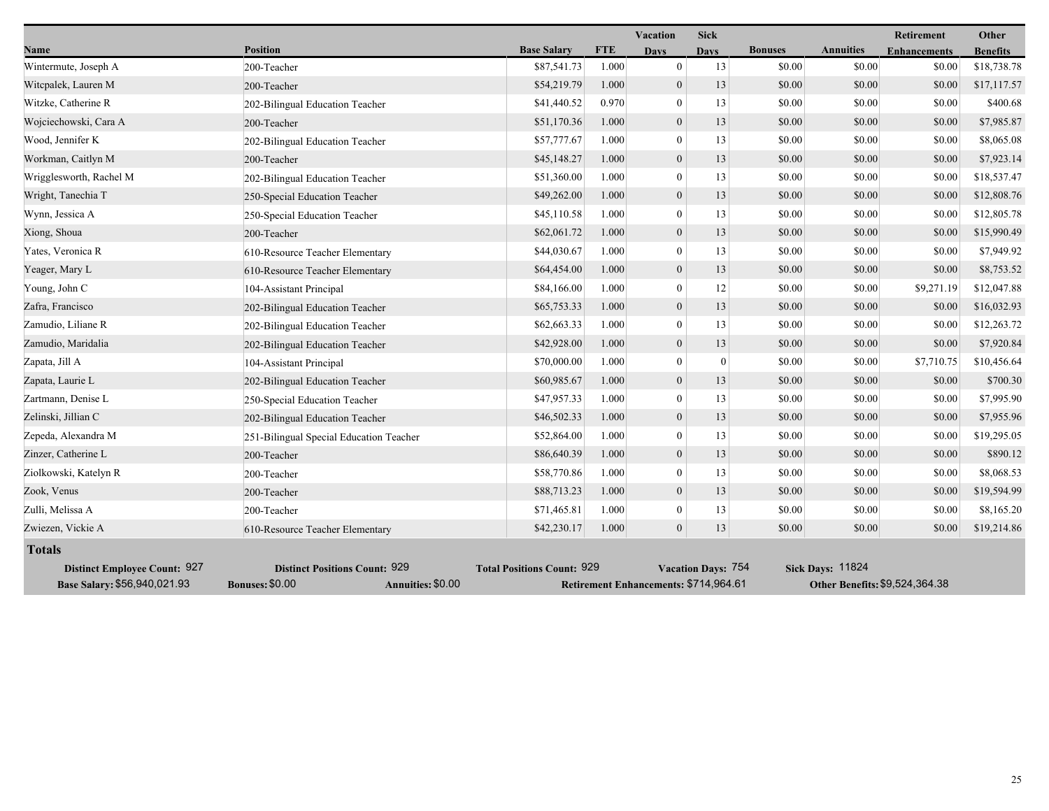| Name | Position | Base Salary | FTE | Vacation Days | Sick Days | Bonuses | Annuities | Retirement Enhancements | Other Benefits |
|---|---|---|---|---|---|---|---|---|---|
| Wintermute, Joseph A | 200-Teacher | $87,541.73 | 1.000 | 0 | 13 | $0.00 | $0.00 | $0.00 | $18,738.78 |
| Witcpalek, Lauren M | 200-Teacher | $54,219.79 | 1.000 | 0 | 13 | $0.00 | $0.00 | $0.00 | $17,117.57 |
| Witzke, Catherine R | 202-Bilingual Education Teacher | $41,440.52 | 0.970 | 0 | 13 | $0.00 | $0.00 | $0.00 | $400.68 |
| Wojciechowski, Cara A | 200-Teacher | $51,170.36 | 1.000 | 0 | 13 | $0.00 | $0.00 | $0.00 | $7,985.87 |
| Wood, Jennifer K | 202-Bilingual Education Teacher | $57,777.67 | 1.000 | 0 | 13 | $0.00 | $0.00 | $0.00 | $8,065.08 |
| Workman, Caitlyn M | 200-Teacher | $45,148.27 | 1.000 | 0 | 13 | $0.00 | $0.00 | $0.00 | $7,923.14 |
| Wrigglesworth, Rachel M | 202-Bilingual Education Teacher | $51,360.00 | 1.000 | 0 | 13 | $0.00 | $0.00 | $0.00 | $18,537.47 |
| Wright, Tanechia T | 250-Special Education Teacher | $49,262.00 | 1.000 | 0 | 13 | $0.00 | $0.00 | $0.00 | $12,808.76 |
| Wynn, Jessica A | 250-Special Education Teacher | $45,110.58 | 1.000 | 0 | 13 | $0.00 | $0.00 | $0.00 | $12,805.78 |
| Xiong, Shoua | 200-Teacher | $62,061.72 | 1.000 | 0 | 13 | $0.00 | $0.00 | $0.00 | $15,990.49 |
| Yates, Veronica R | 610-Resource Teacher Elementary | $44,030.67 | 1.000 | 0 | 13 | $0.00 | $0.00 | $0.00 | $7,949.92 |
| Yeager, Mary L | 610-Resource Teacher Elementary | $64,454.00 | 1.000 | 0 | 13 | $0.00 | $0.00 | $0.00 | $8,753.52 |
| Young, John C | 104-Assistant Principal | $84,166.00 | 1.000 | 0 | 12 | $0.00 | $0.00 | $9,271.19 | $12,047.88 |
| Zafra, Francisco | 202-Bilingual Education Teacher | $65,753.33 | 1.000 | 0 | 13 | $0.00 | $0.00 | $0.00 | $16,032.93 |
| Zamudio, Liliane R | 202-Bilingual Education Teacher | $62,663.33 | 1.000 | 0 | 13 | $0.00 | $0.00 | $0.00 | $12,263.72 |
| Zamudio, Maridalia | 202-Bilingual Education Teacher | $42,928.00 | 1.000 | 0 | 13 | $0.00 | $0.00 | $0.00 | $7,920.84 |
| Zapata, Jill A | 104-Assistant Principal | $70,000.00 | 1.000 | 0 | 0 | $0.00 | $0.00 | $7,710.75 | $10,456.64 |
| Zapata, Laurie L | 202-Bilingual Education Teacher | $60,985.67 | 1.000 | 0 | 13 | $0.00 | $0.00 | $0.00 | $700.30 |
| Zartmann, Denise L | 250-Special Education Teacher | $47,957.33 | 1.000 | 0 | 13 | $0.00 | $0.00 | $0.00 | $7,995.90 |
| Zelinski, Jillian C | 202-Bilingual Education Teacher | $46,502.33 | 1.000 | 0 | 13 | $0.00 | $0.00 | $0.00 | $7,955.96 |
| Zepeda, Alexandra M | 251-Bilingual Special Education Teacher | $52,864.00 | 1.000 | 0 | 13 | $0.00 | $0.00 | $0.00 | $19,295.05 |
| Zinzer, Catherine L | 200-Teacher | $86,640.39 | 1.000 | 0 | 13 | $0.00 | $0.00 | $0.00 | $890.12 |
| Ziolkowski, Katelyn R | 200-Teacher | $58,770.86 | 1.000 | 0 | 13 | $0.00 | $0.00 | $0.00 | $8,068.53 |
| Zook, Venus | 200-Teacher | $88,713.23 | 1.000 | 0 | 13 | $0.00 | $0.00 | $0.00 | $19,594.99 |
| Zulli, Melissa A | 200-Teacher | $71,465.81 | 1.000 | 0 | 13 | $0.00 | $0.00 | $0.00 | $8,165.20 |
| Zwiezen, Vickie A | 610-Resource Teacher Elementary | $42,230.17 | 1.000 | 0 | 13 | $0.00 | $0.00 | $0.00 | $19,214.86 |

## Totals

**Distinct Employee Count:** 927 **Distinct Positions Count:** 929 **Total Positions Count:** 929 **Vacation Days:** 754 **Sick Days:** 11824

**Base Salary:** $56,940,021.93 **Bonuses:** $0.00 **Annuities:** $0.00 **Retirement Enhancements:** $714,964.61 **Other Benefits:** $9,524,364.38